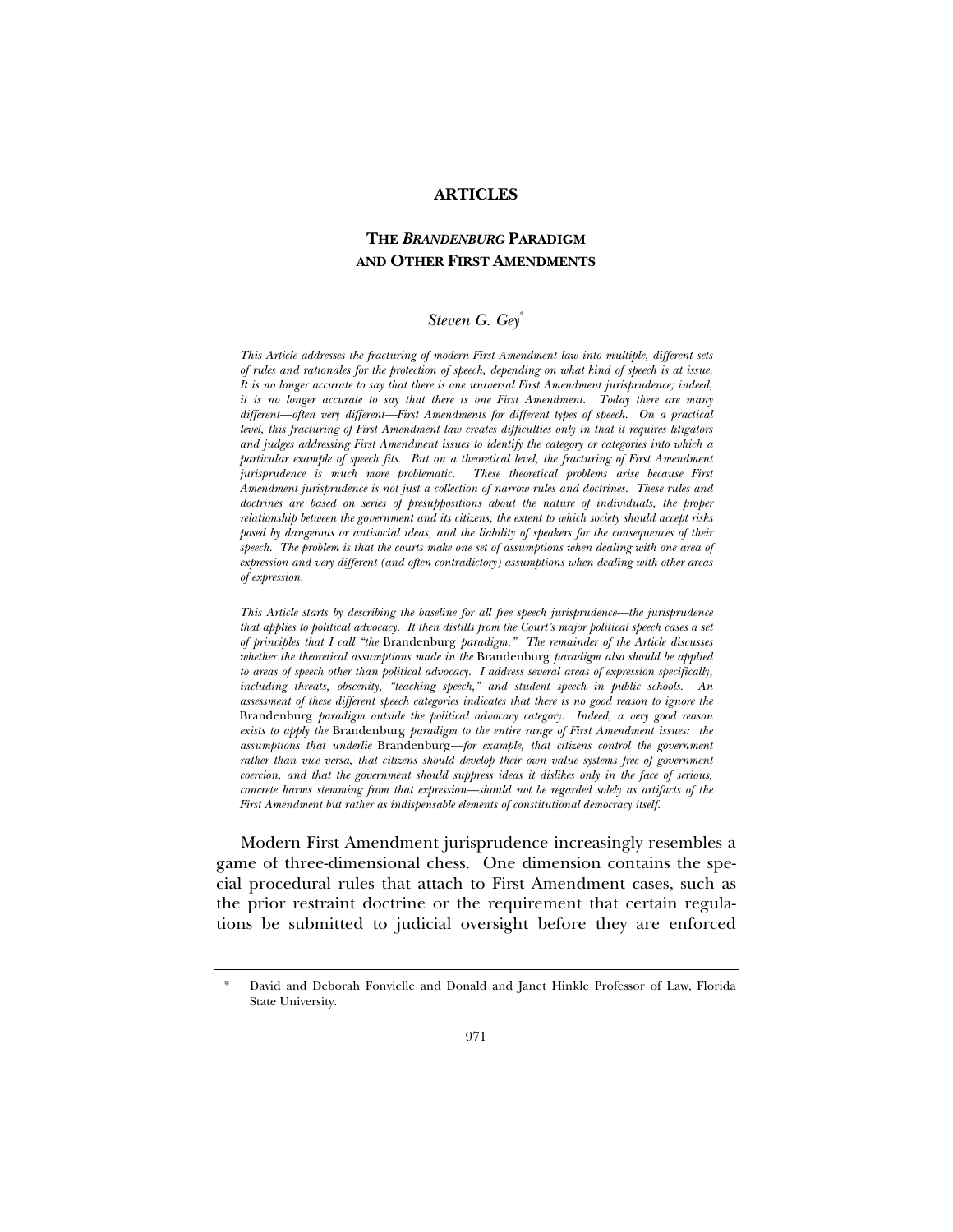**ARTICLES**

# THE *BRANDENBURG* PARADIGM AND OTHER FIRST AMENDMENTS

*Steven G. Gey*[*]

*This Article addresses the fracturing of modern First Amendment law into multiple, different sets of rules and rationales for the protection of speech, depending on what kind of speech is at issue. It is no longer accurate to say that there is one universal First Amendment jurisprudence; indeed, it is no longer accurate to say that there is one First Amendment. Today there are many different—often very different—First Amendments for different types of speech. On a practical level, this fracturing of First Amendment law creates difficulties only in that it requires litigators and judges addressing First Amendment issues to identify the category or categories into which a particular example of speech fits. But on a theoretical level, the fracturing of First Amendment jurisprudence is much more problematic. These theoretical problems arise because First Amendment jurisprudence is not just a collection of narrow rules and doctrines. These rules and doctrines are based on series of presuppositions about the nature of individuals, the proper relationship between the government and its citizens, the extent to which society should accept risks posed by dangerous or antisocial ideas, and the liability of speakers for the consequences of their speech. The problem is that the courts make one set of assumptions when dealing with one area of expression and very different (and often contradictory) assumptions when dealing with other areas of expression.*

*This Article starts by describing the baseline for all free speech jurisprudence—the jurisprudence that applies to political advocacy. It then distills from the Court's major political speech cases a set of principles that I call "the* Brandenburg *paradigm." The remainder of the Article discusses whether the theoretical assumptions made in the* Brandenburg *paradigm also should be applied to areas of speech other than political advocacy. I address several areas of expression specifically, including threats, obscenity, "teaching speech," and student speech in public schools. An assessment of these different speech categories indicates that there is no good reason to ignore the* Brandenburg *paradigm outside the political advocacy category. Indeed, a very good reason exists to apply the* Brandenburg *paradigm to the entire range of First Amendment issues: the assumptions that underlie* Brandenburg*—for example, that citizens control the government rather than vice versa, that citizens should develop their own value systems free of government coercion, and that the government should suppress ideas it dislikes only in the face of serious, concrete harms stemming from that expression—should not be regarded solely as artifacts of the First Amendment but rather as indispensable elements of constitutional democracy itself.*

Modern First Amendment jurisprudence increasingly resembles a game of three-dimensional chess. One dimension contains the special procedural rules that attach to First Amendment cases, such as the prior restraint doctrine or the requirement that certain regulations be submitted to judicial oversight before they are enforced

[*] David and Deborah Fonvielle and Donald and Janet Hinkle Professor of Law, Florida State University.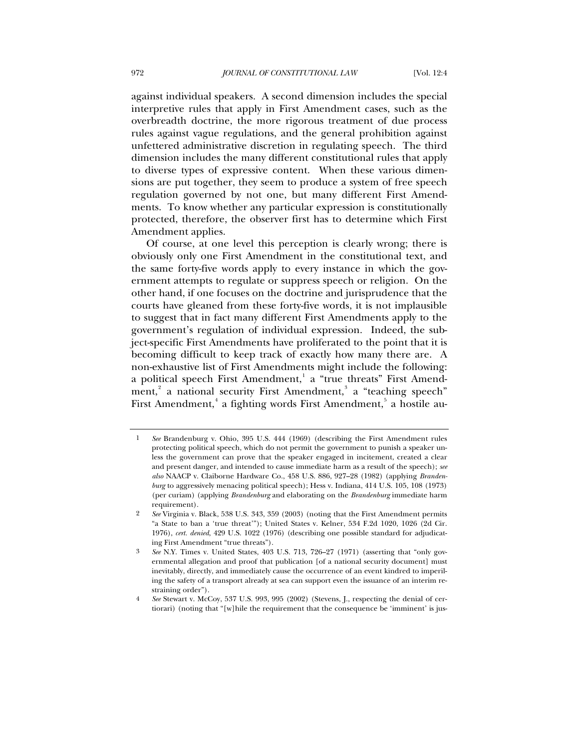against individual speakers. A second dimension includes the special interpretive rules that apply in First Amendment cases, such as the overbreadth doctrine, the more rigorous treatment of due process rules against vague regulations, and the general prohibition against unfettered administrative discretion in regulating speech. The third dimension includes the many different constitutional rules that apply to diverse types of expressive content. When these various dimensions are put together, they seem to produce a system of free speech regulation governed by not one, but many different First Amendments. To know whether any particular expression is constitutionally protected, therefore, the observer first has to determine which First Amendment applies.

Of course, at one level this perception is clearly wrong; there is obviously only one First Amendment in the constitutional text, and the same forty-five words apply to every instance in which the government attempts to regulate or suppress speech or religion. On the other hand, if one focuses on the doctrine and jurisprudence that the courts have gleaned from these forty-five words, it is not implausible to suggest that in fact many different First Amendments apply to the government's regulation of individual expression. Indeed, the subject-specific First Amendments have proliferated to the point that it is becoming difficult to keep track of exactly how many there are. A non-exhaustive list of First Amendments might include the following: a political speech First Amendment,[1] a "true threats" First Amendment,[2] a national security First Amendment,[3] a "teaching speech" First Amendment,[4] a fighting words First Amendment,[5] a hostile au-

---

1 *See* Brandenburg v. Ohio, 395 U.S. 444 (1969) (describing the First Amendment rules protecting political speech, which do not permit the government to punish a speaker unless the government can prove that the speaker engaged in incitement, created a clear and present danger, and intended to cause immediate harm as a result of the speech); *see also* NAACP v. Claiborne Hardware Co., 458 U.S. 886, 927–28 (1982) (applying *Brandenburg* to aggressively menacing political speech); Hess v. Indiana, 414 U.S. 105, 108 (1973) (per curiam) (applying *Brandenburg* and elaborating on the *Brandenburg* immediate harm requirement).

2 *See* Virginia v. Black, 538 U.S. 343, 359 (2003) (noting that the First Amendment permits "a State to ban a 'true threat'"); United States v. Kelner, 534 F.2d 1020, 1026 (2d Cir. 1976), *cert. denied*, 429 U.S. 1022 (1976) (describing one possible standard for adjudicating First Amendment "true threats").

3 *See* N.Y. Times v. United States, 403 U.S. 713, 726–27 (1971) (asserting that "only governmental allegation and proof that publication [of a national security document] must inevitably, directly, and immediately cause the occurrence of an event kindred to imperiling the safety of a transport already at sea can support even the issuance of an interim restraining order").

4 *See* Stewart v. McCoy, 537 U.S. 993, 995 (2002) (Stevens, J., respecting the denial of certiorari) (noting that "[w]hile the requirement that the consequence be 'imminent' is jus-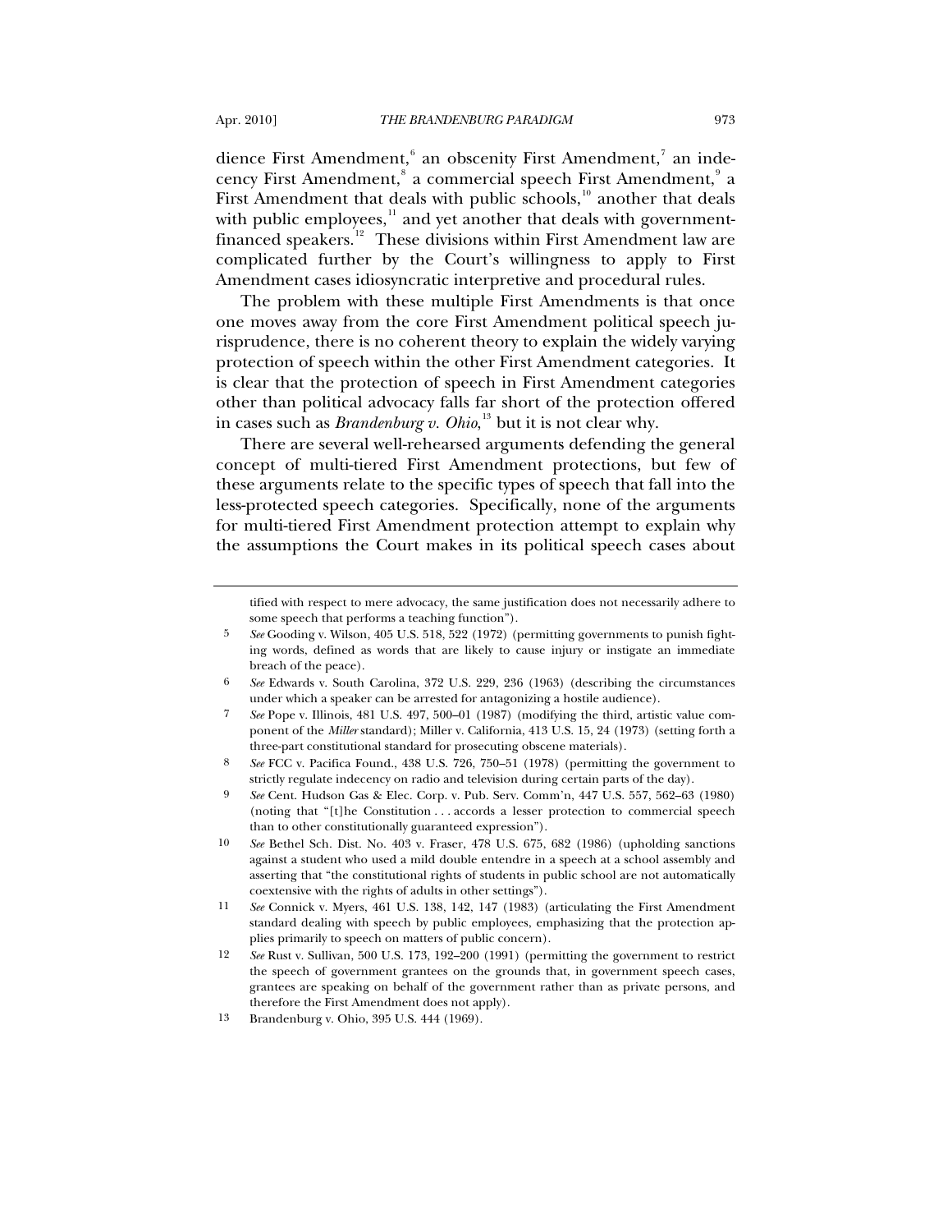dience First Amendment,[6] an obscenity First Amendment,[7] an indecency First Amendment,[8] a commercial speech First Amendment,[9] a First Amendment that deals with public schools,[10] another that deals with public employees,[11] and yet another that deals with government-financed speakers.[12] These divisions within First Amendment law are complicated further by the Court's willingness to apply to First Amendment cases idiosyncratic interpretive and procedural rules.

The problem with these multiple First Amendments is that once one moves away from the core First Amendment political speech jurisprudence, there is no coherent theory to explain the widely varying protection of speech within the other First Amendment categories. It is clear that the protection of speech in First Amendment categories other than political advocacy falls far short of the protection offered in cases such as *Brandenburg v. Ohio*,[13] but it is not clear why.

There are several well-rehearsed arguments defending the general concept of multi-tiered First Amendment protections, but few of these arguments relate to the specific types of speech that fall into the less-protected speech categories. Specifically, none of the arguments for multi-tiered First Amendment protection attempt to explain why the assumptions the Court makes in its political speech cases about

---

tified with respect to mere advocacy, the same justification does not necessarily adhere to some speech that performs a teaching function").

5 *See* Gooding v. Wilson, 405 U.S. 518, 522 (1972) (permitting governments to punish fighting words, defined as words that are likely to cause injury or instigate an immediate breach of the peace).

6 *See* Edwards v. South Carolina, 372 U.S. 229, 236 (1963) (describing the circumstances under which a speaker can be arrested for antagonizing a hostile audience).

7 *See* Pope v. Illinois, 481 U.S. 497, 500–01 (1987) (modifying the third, artistic value component of the *Miller* standard); Miller v. California, 413 U.S. 15, 24 (1973) (setting forth a three-part constitutional standard for prosecuting obscene materials).

8 *See* FCC v. Pacifica Found., 438 U.S. 726, 750–51 (1978) (permitting the government to strictly regulate indecency on radio and television during certain parts of the day).

9 *See* Cent. Hudson Gas & Elec. Corp. v. Pub. Serv. Comm'n, 447 U.S. 557, 562–63 (1980) (noting that "[t]he Constitution . . . accords a lesser protection to commercial speech than to other constitutionally guaranteed expression").

10 *See* Bethel Sch. Dist. No. 403 v. Fraser, 478 U.S. 675, 682 (1986) (upholding sanctions against a student who used a mild double entendre in a speech at a school assembly and asserting that "the constitutional rights of students in public school are not automatically coextensive with the rights of adults in other settings").

11 *See* Connick v. Myers, 461 U.S. 138, 142, 147 (1983) (articulating the First Amendment standard dealing with speech by public employees, emphasizing that the protection applies primarily to speech on matters of public concern).

12 *See* Rust v. Sullivan, 500 U.S. 173, 192–200 (1991) (permitting the government to restrict the speech of government grantees on the grounds that, in government speech cases, grantees are speaking on behalf of the government rather than as private persons, and therefore the First Amendment does not apply).

13 Brandenburg v. Ohio, 395 U.S. 444 (1969).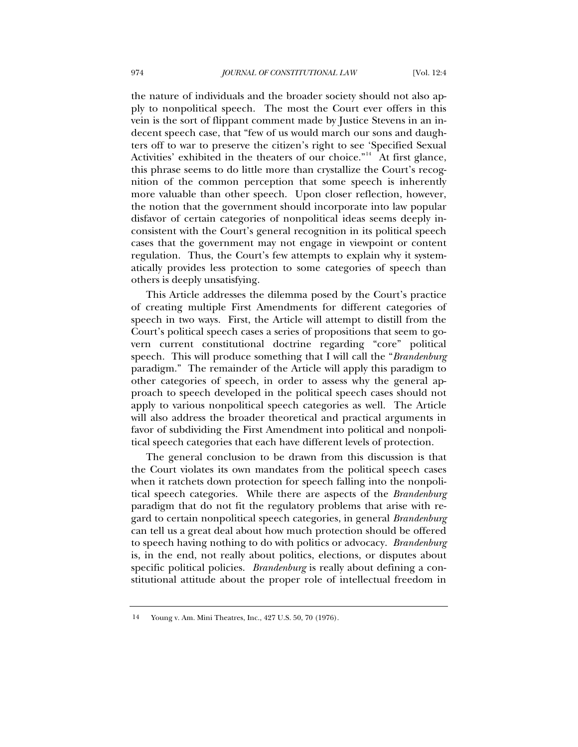the nature of individuals and the broader society should not also apply to nonpolitical speech. The most the Court ever offers in this vein is the sort of flippant comment made by Justice Stevens in an indecent speech case, that "few of us would march our sons and daughters off to war to preserve the citizen's right to see 'Specified Sexual Activities' exhibited in the theaters of our choice."[14] At first glance, this phrase seems to do little more than crystallize the Court's recognition of the common perception that some speech is inherently more valuable than other speech. Upon closer reflection, however, the notion that the government should incorporate into law popular disfavor of certain categories of nonpolitical ideas seems deeply inconsistent with the Court's general recognition in its political speech cases that the government may not engage in viewpoint or content regulation. Thus, the Court's few attempts to explain why it systematically provides less protection to some categories of speech than others is deeply unsatisfying.

This Article addresses the dilemma posed by the Court's practice of creating multiple First Amendments for different categories of speech in two ways. First, the Article will attempt to distill from the Court's political speech cases a series of propositions that seem to govern current constitutional doctrine regarding "core" political speech. This will produce something that I will call the "*Brandenburg* paradigm." The remainder of the Article will apply this paradigm to other categories of speech, in order to assess why the general approach to speech developed in the political speech cases should not apply to various nonpolitical speech categories as well. The Article will also address the broader theoretical and practical arguments in favor of subdividing the First Amendment into political and nonpolitical speech categories that each have different levels of protection.

The general conclusion to be drawn from this discussion is that the Court violates its own mandates from the political speech cases when it ratchets down protection for speech falling into the nonpolitical speech categories. While there are aspects of the *Brandenburg* paradigm that do not fit the regulatory problems that arise with regard to certain nonpolitical speech categories, in general *Brandenburg* can tell us a great deal about how much protection should be offered to speech having nothing to do with politics or advocacy. *Brandenburg* is, in the end, not really about politics, elections, or disputes about specific political policies. *Brandenburg* is really about defining a constitutional attitude about the proper role of intellectual freedom in

---

14 Young v. Am. Mini Theatres, Inc., 427 U.S. 50, 70 (1976).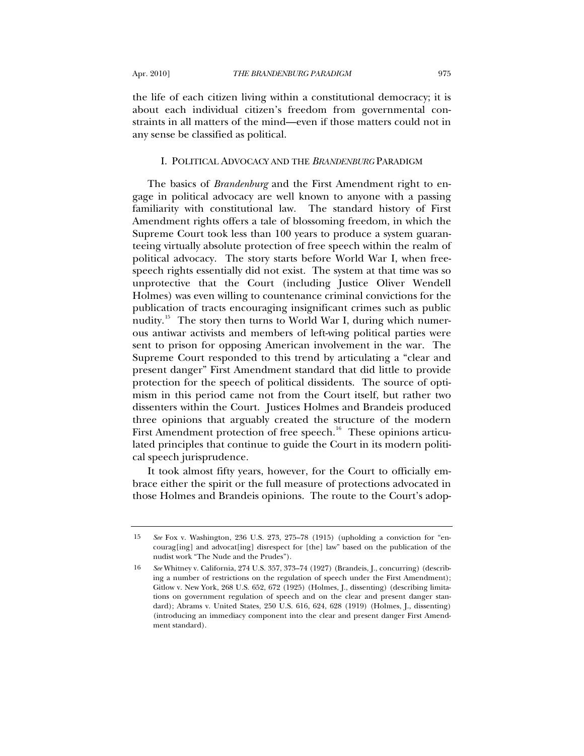the life of each citizen living within a constitutional democracy; it is about each individual citizen's freedom from governmental constraints in all matters of the mind—even if those matters could not in any sense be classified as political.

## I. POLITICAL ADVOCACY AND THE *BRANDENBURG* PARADIGM

The basics of *Brandenburg* and the First Amendment right to engage in political advocacy are well known to anyone with a passing familiarity with constitutional law. The standard history of First Amendment rights offers a tale of blossoming freedom, in which the Supreme Court took less than 100 years to produce a system guaranteeing virtually absolute protection of free speech within the realm of political advocacy. The story starts before World War I, when free-speech rights essentially did not exist. The system at that time was so unprotective that the Court (including Justice Oliver Wendell Holmes) was even willing to countenance criminal convictions for the publication of tracts encouraging insignificant crimes such as public nudity.[15] The story then turns to World War I, during which numerous antiwar activists and members of left-wing political parties were sent to prison for opposing American involvement in the war. The Supreme Court responded to this trend by articulating a "clear and present danger" First Amendment standard that did little to provide protection for the speech of political dissidents. The source of optimism in this period came not from the Court itself, but rather two dissenters within the Court. Justices Holmes and Brandeis produced three opinions that arguably created the structure of the modern First Amendment protection of free speech.[16] These opinions articulated principles that continue to guide the Court in its modern political speech jurisprudence.

It took almost fifty years, however, for the Court to officially embrace either the spirit or the full measure of protections advocated in those Holmes and Brandeis opinions. The route to the Court's adop-

---

15 *See* Fox v. Washington, 236 U.S. 273, 275–78 (1915) (upholding a conviction for "encourag[ing] and advocat[ing] disrespect for [the] law" based on the publication of the nudist work "The Nude and the Prudes").

16 *See* Whitney v. California, 274 U.S. 357, 373–74 (1927) (Brandeis, J., concurring) (describing a number of restrictions on the regulation of speech under the First Amendment); Gitlow v. New York, 268 U.S. 652, 672 (1925) (Holmes, J., dissenting) (describing limitations on government regulation of speech and on the clear and present danger standard); Abrams v. United States, 250 U.S. 616, 624, 628 (1919) (Holmes, J., dissenting) (introducing an immediacy component into the clear and present danger First Amendment standard).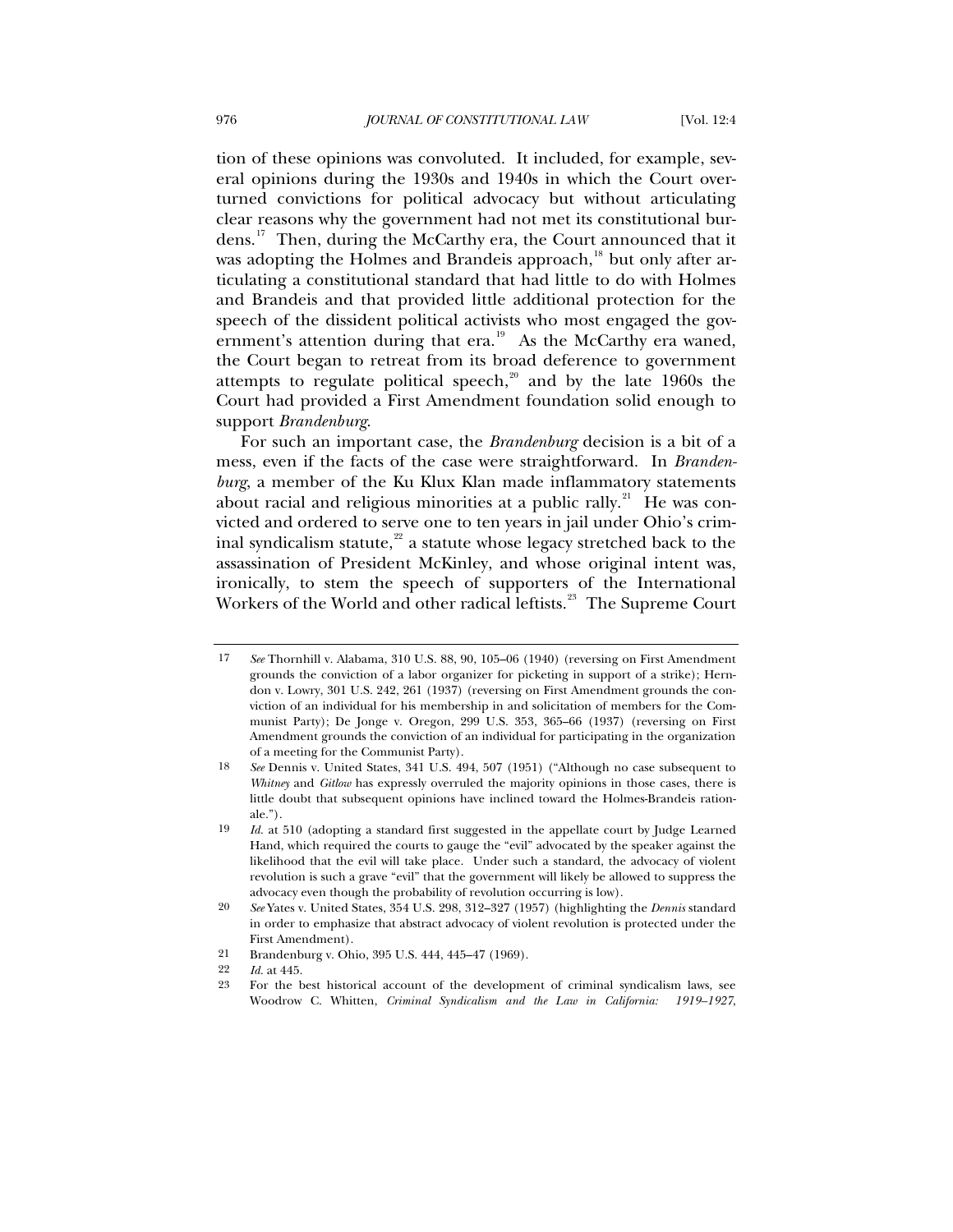tion of these opinions was convoluted. It included, for example, several opinions during the 1930s and 1940s in which the Court overturned convictions for political advocacy but without articulating clear reasons why the government had not met its constitutional burdens.[17] Then, during the McCarthy era, the Court announced that it was adopting the Holmes and Brandeis approach,[18] but only after articulating a constitutional standard that had little to do with Holmes and Brandeis and that provided little additional protection for the speech of the dissident political activists who most engaged the government's attention during that era.[19] As the McCarthy era waned, the Court began to retreat from its broad deference to government attempts to regulate political speech,[20] and by the late 1960s the Court had provided a First Amendment foundation solid enough to support *Brandenburg*.

For such an important case, the *Brandenburg* decision is a bit of a mess, even if the facts of the case were straightforward. In *Brandenburg*, a member of the Ku Klux Klan made inflammatory statements about racial and religious minorities at a public rally.[21] He was convicted and ordered to serve one to ten years in jail under Ohio's criminal syndicalism statute,[22] a statute whose legacy stretched back to the assassination of President McKinley, and whose original intent was, ironically, to stem the speech of supporters of the International Workers of the World and other radical leftists.[23] The Supreme Court

---

17 *See* Thornhill v. Alabama, 310 U.S. 88, 90, 105–06 (1940) (reversing on First Amendment grounds the conviction of a labor organizer for picketing in support of a strike); Herndon v. Lowry, 301 U.S. 242, 261 (1937) (reversing on First Amendment grounds the conviction of an individual for his membership in and solicitation of members for the Communist Party); De Jonge v. Oregon, 299 U.S. 353, 365–66 (1937) (reversing on First Amendment grounds the conviction of an individual for participating in the organization of a meeting for the Communist Party).

18 *See* Dennis v. United States, 341 U.S. 494, 507 (1951) ("Although no case subsequent to *Whitney* and *Gitlow* has expressly overruled the majority opinions in those cases, there is little doubt that subsequent opinions have inclined toward the Holmes-Brandeis rationale.").

19 *Id.* at 510 (adopting a standard first suggested in the appellate court by Judge Learned Hand, which required the courts to gauge the "evil" advocated by the speaker against the likelihood that the evil will take place. Under such a standard, the advocacy of violent revolution is such a grave "evil" that the government will likely be allowed to suppress the advocacy even though the probability of revolution occurring is low).

20 *See* Yates v. United States, 354 U.S. 298, 312–327 (1957) (highlighting the *Dennis* standard in order to emphasize that abstract advocacy of violent revolution is protected under the First Amendment).

21 Brandenburg v. Ohio, 395 U.S. 444, 445–47 (1969).

22 *Id.* at 445.

23 For the best historical account of the development of criminal syndicalism laws, see Woodrow C. Whitten, *Criminal Syndicalism and the Law in California: 1919–1927*,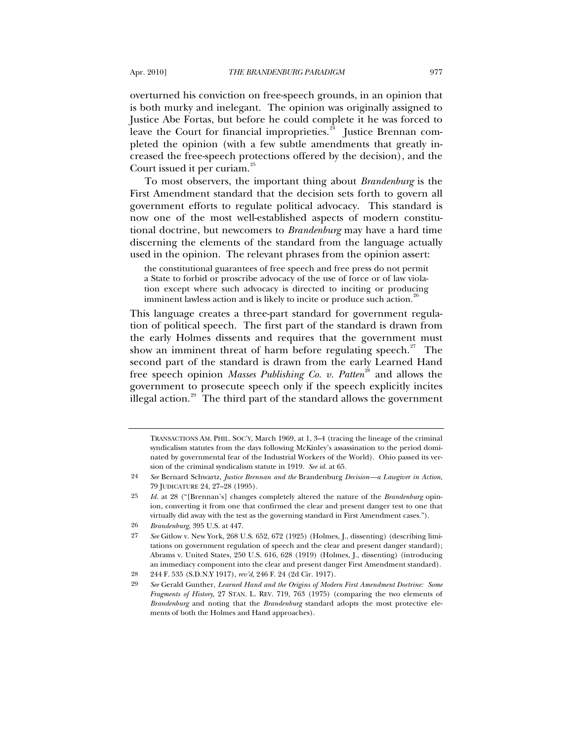overturned his conviction on free-speech grounds, in an opinion that is both murky and inelegant. The opinion was originally assigned to Justice Abe Fortas, but before he could complete it he was forced to leave the Court for financial improprieties.[24] Justice Brennan completed the opinion (with a few subtle amendments that greatly increased the free-speech protections offered by the decision), and the Court issued it per curiam.[25]

To most observers, the important thing about *Brandenburg* is the First Amendment standard that the decision sets forth to govern all government efforts to regulate political advocacy. This standard is now one of the most well-established aspects of modern constitutional doctrine, but newcomers to *Brandenburg* may have a hard time discerning the elements of the standard from the language actually used in the opinion. The relevant phrases from the opinion assert:

> the constitutional guarantees of free speech and free press do not permit a State to forbid or proscribe advocacy of the use of force or of law violation except where such advocacy is directed to inciting or producing imminent lawless action and is likely to incite or produce such action.[26]

This language creates a three-part standard for government regulation of political speech. The first part of the standard is drawn from the early Holmes dissents and requires that the government must show an imminent threat of harm before regulating speech.[27] The second part of the standard is drawn from the early Learned Hand free speech opinion *Masses Publishing Co. v. Patten*[28] and allows the government to prosecute speech only if the speech explicitly incites illegal action.[29] The third part of the standard allows the government

---

TRANSACTIONS AM. PHIL. SOC'Y, March 1969, at 1, 3–4 (tracing the lineage of the criminal syndicalism statutes from the days following McKinley's assassination to the period dominated by governmental fear of the Industrial Workers of the World). Ohio passed its version of the criminal syndicalism statute in 1919. *See id.* at 65.

24 *See* Bernard Schwartz, *Justice Brennan and the* Brandenburg *Decision—a Lawgiver in Action*, 79 JUDICATURE 24, 27–28 (1995).

25 *Id.* at 28 ("[Brennan's] changes completely altered the nature of the *Brandenburg* opinion, converting it from one that confirmed the clear and present danger test to one that virtually did away with the test as the governing standard in First Amendment cases.").

26 *Brandenburg*, 395 U.S. at 447.

27 *See* Gitlow v. New York, 268 U.S. 652, 672 (1925) (Holmes, J., dissenting) (describing limitations on government regulation of speech and the clear and present danger standard); Abrams v. United States, 250 U.S. 616, 628 (1919) (Holmes, J., dissenting) (introducing an immediacy component into the clear and present danger First Amendment standard).

28 244 F. 535 (S.D.N.Y 1917), *rev'd*, 246 F. 24 (2d Cir. 1917).

29 *See* Gerald Gunther, *Learned Hand and the Origins of Modern First Amendment Doctrine: Some Fragments of History*, 27 STAN. L. REV. 719, 763 (1975) (comparing the two elements of *Brandenburg* and noting that the *Brandenburg* standard adopts the most protective elements of both the Holmes and Hand approaches).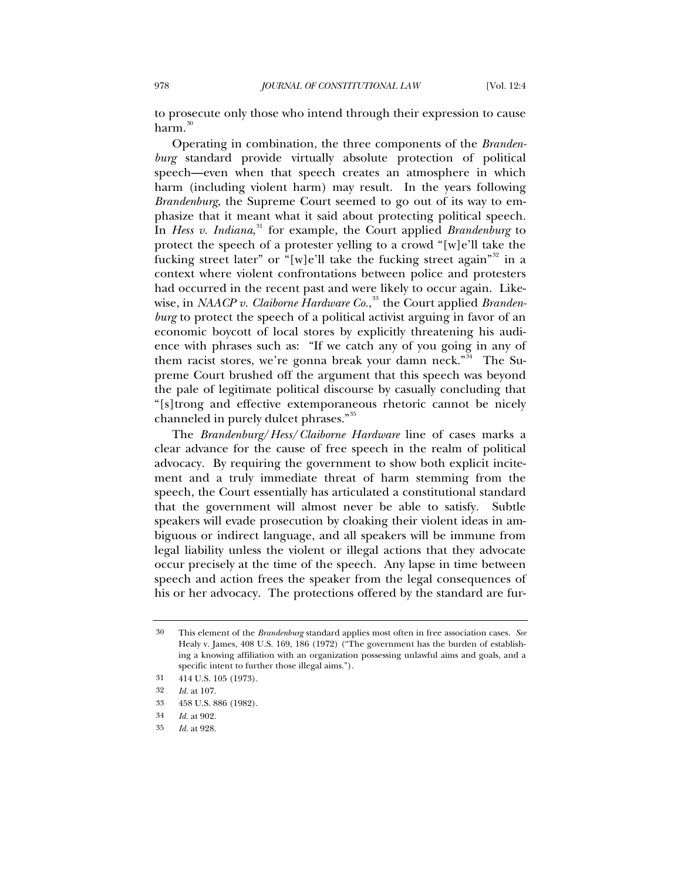to prosecute only those who intend through their expression to cause harm.[30]

Operating in combination, the three components of the *Brandenburg* standard provide virtually absolute protection of political speech—even when that speech creates an atmosphere in which harm (including violent harm) may result. In the years following *Brandenburg*, the Supreme Court seemed to go out of its way to emphasize that it meant what it said about protecting political speech. In *Hess v. Indiana*,[31] for example, the Court applied *Brandenburg* to protect the speech of a protester yelling to a crowd "[w]e'll take the fucking street later" or "[w]e'll take the fucking street again"[32] in a context where violent confrontations between police and protesters had occurred in the recent past and were likely to occur again. Likewise, in *NAACP v. Claiborne Hardware Co.*,[33] the Court applied *Brandenburg* to protect the speech of a political activist arguing in favor of an economic boycott of local stores by explicitly threatening his audience with phrases such as: "If we catch any of you going in any of them racist stores, we're gonna break your damn neck."[34] The Supreme Court brushed off the argument that this speech was beyond the pale of legitimate political discourse by casually concluding that "[s]trong and effective extemporaneous rhetoric cannot be nicely channeled in purely dulcet phrases."[35]

The *Brandenburg/Hess/Claiborne Hardware* line of cases marks a clear advance for the cause of free speech in the realm of political advocacy. By requiring the government to show both explicit incitement and a truly immediate threat of harm stemming from the speech, the Court essentially has articulated a constitutional standard that the government will almost never be able to satisfy. Subtle speakers will evade prosecution by cloaking their violent ideas in ambiguous or indirect language, and all speakers will be immune from legal liability unless the violent or illegal actions that they advocate occur precisely at the time of the speech. Any lapse in time between speech and action frees the speaker from the legal consequences of his or her advocacy. The protections offered by the standard are fur-

---

30 This element of the *Brandenburg* standard applies most often in free association cases. *See* Healy v. James, 408 U.S. 169, 186 (1972) ("The government has the burden of establishing a knowing affiliation with an organization possessing unlawful aims and goals, and a specific intent to further those illegal aims.").

31 414 U.S. 105 (1973).

32 *Id.* at 107.

33 458 U.S. 886 (1982).

34 *Id.* at 902.

35 *Id.* at 928.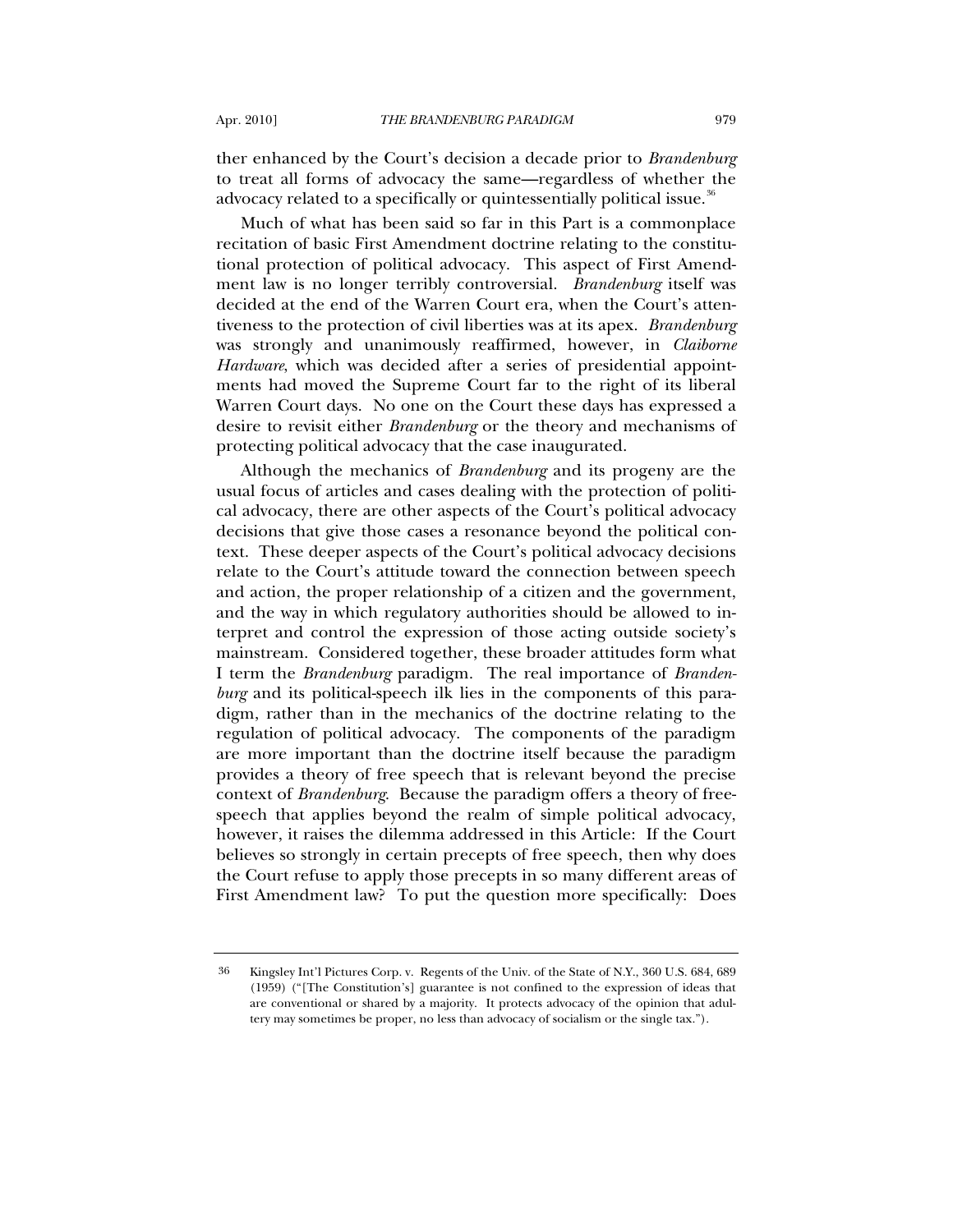ther enhanced by the Court's decision a decade prior to *Brandenburg* to treat all forms of advocacy the same—regardless of whether the advocacy related to a specifically or quintessentially political issue.[36]

Much of what has been said so far in this Part is a commonplace recitation of basic First Amendment doctrine relating to the constitutional protection of political advocacy. This aspect of First Amendment law is no longer terribly controversial. *Brandenburg* itself was decided at the end of the Warren Court era, when the Court's attentiveness to the protection of civil liberties was at its apex. *Brandenburg* was strongly and unanimously reaffirmed, however, in *Claiborne Hardware*, which was decided after a series of presidential appointments had moved the Supreme Court far to the right of its liberal Warren Court days. No one on the Court these days has expressed a desire to revisit either *Brandenburg* or the theory and mechanisms of protecting political advocacy that the case inaugurated.

Although the mechanics of *Brandenburg* and its progeny are the usual focus of articles and cases dealing with the protection of political advocacy, there are other aspects of the Court's political advocacy decisions that give those cases a resonance beyond the political context. These deeper aspects of the Court's political advocacy decisions relate to the Court's attitude toward the connection between speech and action, the proper relationship of a citizen and the government, and the way in which regulatory authorities should be allowed to interpret and control the expression of those acting outside society's mainstream. Considered together, these broader attitudes form what I term the *Brandenburg* paradigm. The real importance of *Brandenburg* and its political-speech ilk lies in the components of this paradigm, rather than in the mechanics of the doctrine relating to the regulation of political advocacy. The components of the paradigm are more important than the doctrine itself because the paradigm provides a theory of free speech that is relevant beyond the precise context of *Brandenburg*. Because the paradigm offers a theory of free-speech that applies beyond the realm of simple political advocacy, however, it raises the dilemma addressed in this Article: If the Court believes so strongly in certain precepts of free speech, then why does the Court refuse to apply those precepts in so many different areas of First Amendment law? To put the question more specifically: Does

---

36 Kingsley Int'l Pictures Corp. v. Regents of the Univ. of the State of N.Y., 360 U.S. 684, 689 (1959) ("[The Constitution's] guarantee is not confined to the expression of ideas that are conventional or shared by a majority. It protects advocacy of the opinion that adultery may sometimes be proper, no less than advocacy of socialism or the single tax.").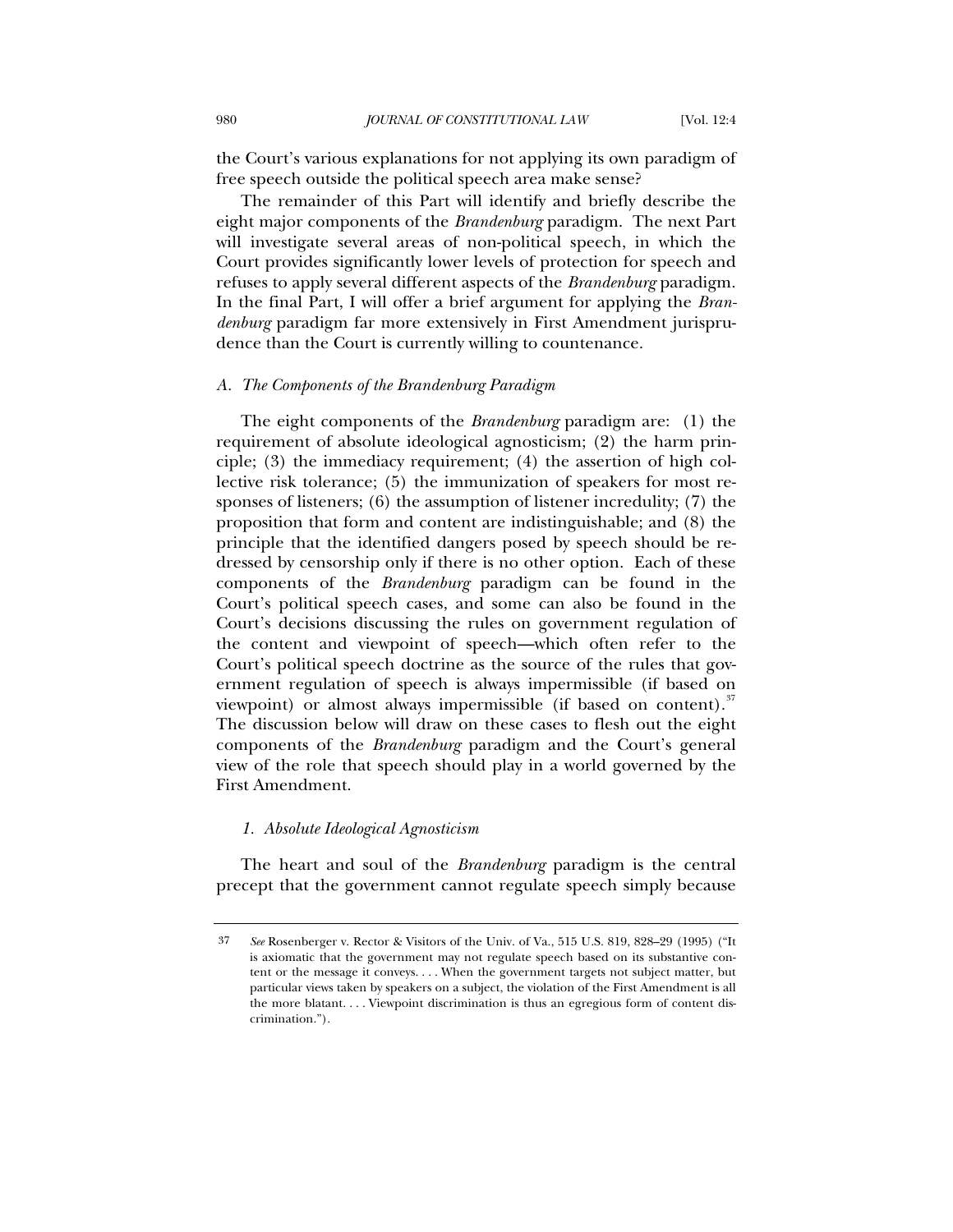the Court's various explanations for not applying its own paradigm of free speech outside the political speech area make sense?

The remainder of this Part will identify and briefly describe the eight major components of the *Brandenburg* paradigm. The next Part will investigate several areas of non-political speech, in which the Court provides significantly lower levels of protection for speech and refuses to apply several different aspects of the *Brandenburg* paradigm. In the final Part, I will offer a brief argument for applying the *Brandenburg* paradigm far more extensively in First Amendment jurisprudence than the Court is currently willing to countenance.

### *A. The Components of the Brandenburg Paradigm*

The eight components of the *Brandenburg* paradigm are: (1) the requirement of absolute ideological agnosticism; (2) the harm principle; (3) the immediacy requirement; (4) the assertion of high collective risk tolerance; (5) the immunization of speakers for most responses of listeners; (6) the assumption of listener incredulity; (7) the proposition that form and content are indistinguishable; and (8) the principle that the identified dangers posed by speech should be redressed by censorship only if there is no other option. Each of these components of the *Brandenburg* paradigm can be found in the Court's political speech cases, and some can also be found in the Court's decisions discussing the rules on government regulation of the content and viewpoint of speech—which often refer to the Court's political speech doctrine as the source of the rules that government regulation of speech is always impermissible (if based on viewpoint) or almost always impermissible (if based on content).[37] The discussion below will draw on these cases to flesh out the eight components of the *Brandenburg* paradigm and the Court's general view of the role that speech should play in a world governed by the First Amendment.

#### *1. Absolute Ideological Agnosticism*

The heart and soul of the *Brandenburg* paradigm is the central precept that the government cannot regulate speech simply because

---

37 *See* Rosenberger v. Rector & Visitors of the Univ. of Va., 515 U.S. 819, 828–29 (1995) ("It is axiomatic that the government may not regulate speech based on its substantive content or the message it conveys. . . . When the government targets not subject matter, but particular views taken by speakers on a subject, the violation of the First Amendment is all the more blatant. . . . Viewpoint discrimination is thus an egregious form of content discrimination.").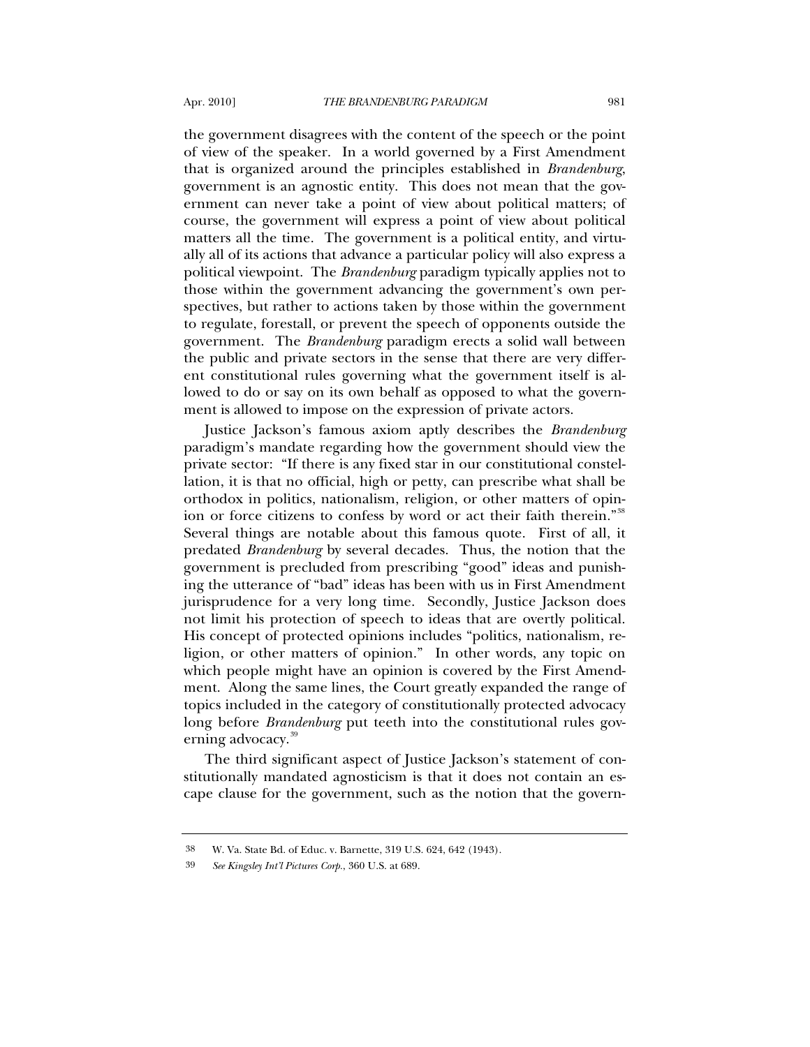the government disagrees with the content of the speech or the point of view of the speaker. In a world governed by a First Amendment that is organized around the principles established in *Brandenburg*, government is an agnostic entity. This does not mean that the government can never take a point of view about political matters; of course, the government will express a point of view about political matters all the time. The government is a political entity, and virtually all of its actions that advance a particular policy will also express a political viewpoint. The *Brandenburg* paradigm typically applies not to those within the government advancing the government's own perspectives, but rather to actions taken by those within the government to regulate, forestall, or prevent the speech of opponents outside the government. The *Brandenburg* paradigm erects a solid wall between the public and private sectors in the sense that there are very different constitutional rules governing what the government itself is allowed to do or say on its own behalf as opposed to what the government is allowed to impose on the expression of private actors.

Justice Jackson's famous axiom aptly describes the *Brandenburg* paradigm's mandate regarding how the government should view the private sector: "If there is any fixed star in our constitutional constellation, it is that no official, high or petty, can prescribe what shall be orthodox in politics, nationalism, religion, or other matters of opinion or force citizens to confess by word or act their faith therein."[38] Several things are notable about this famous quote. First of all, it predated *Brandenburg* by several decades. Thus, the notion that the government is precluded from prescribing "good" ideas and punishing the utterance of "bad" ideas has been with us in First Amendment jurisprudence for a very long time. Secondly, Justice Jackson does not limit his protection of speech to ideas that are overtly political. His concept of protected opinions includes "politics, nationalism, religion, or other matters of opinion." In other words, any topic on which people might have an opinion is covered by the First Amendment. Along the same lines, the Court greatly expanded the range of topics included in the category of constitutionally protected advocacy long before *Brandenburg* put teeth into the constitutional rules governing advocacy.[39]

The third significant aspect of Justice Jackson's statement of constitutionally mandated agnosticism is that it does not contain an escape clause for the government, such as the notion that the govern-

---

38 W. Va. State Bd. of Educ. v. Barnette, 319 U.S. 624, 642 (1943).

39 *See Kingsley Int'l Pictures Corp.*, 360 U.S. at 689.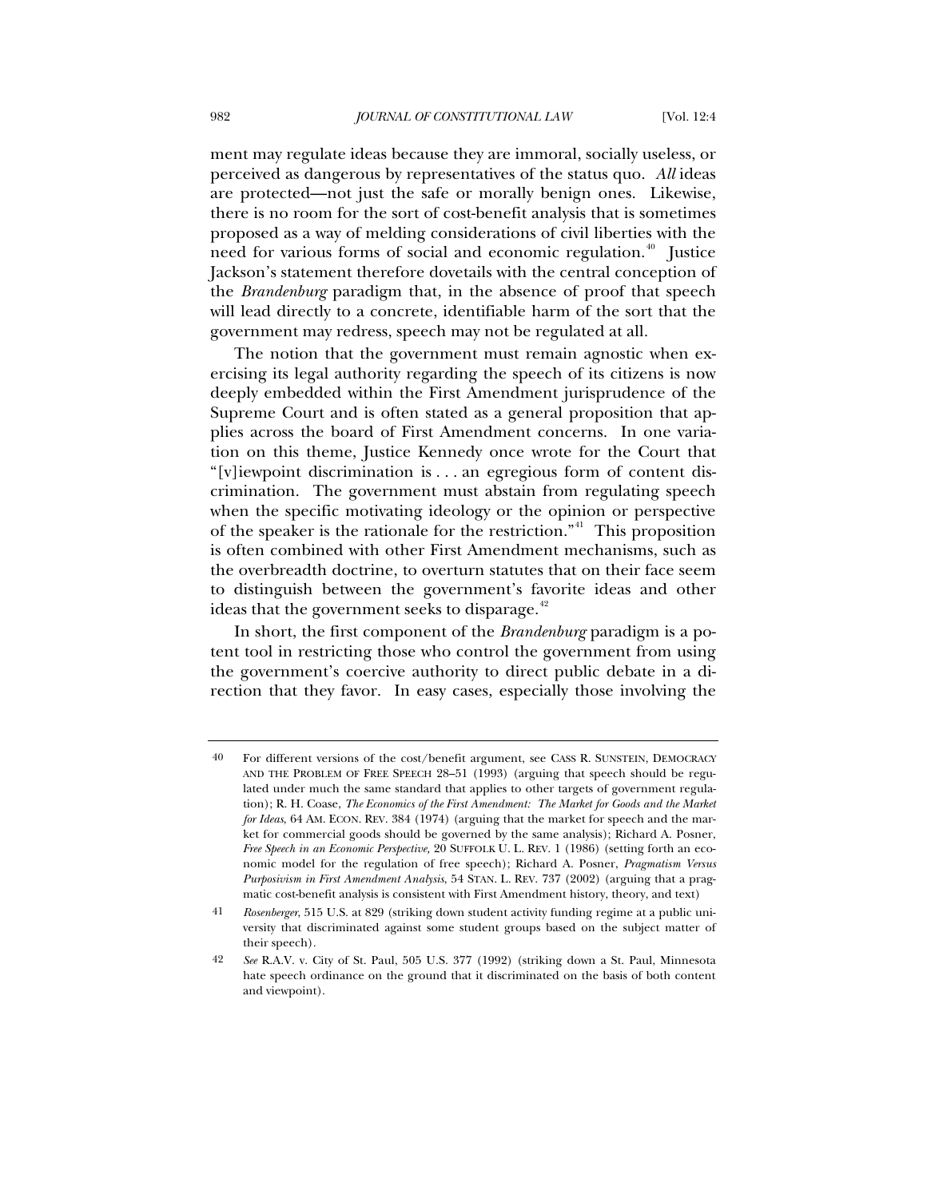ment may regulate ideas because they are immoral, socially useless, or perceived as dangerous by representatives of the status quo. *All* ideas are protected—not just the safe or morally benign ones. Likewise, there is no room for the sort of cost-benefit analysis that is sometimes proposed as a way of melding considerations of civil liberties with the need for various forms of social and economic regulation.[40] Justice Jackson's statement therefore dovetails with the central conception of the *Brandenburg* paradigm that, in the absence of proof that speech will lead directly to a concrete, identifiable harm of the sort that the government may redress, speech may not be regulated at all.

The notion that the government must remain agnostic when exercising its legal authority regarding the speech of its citizens is now deeply embedded within the First Amendment jurisprudence of the Supreme Court and is often stated as a general proposition that applies across the board of First Amendment concerns. In one variation on this theme, Justice Kennedy once wrote for the Court that "[v]iewpoint discrimination is . . . an egregious form of content discrimination. The government must abstain from regulating speech when the specific motivating ideology or the opinion or perspective of the speaker is the rationale for the restriction."[41] This proposition is often combined with other First Amendment mechanisms, such as the overbreadth doctrine, to overturn statutes that on their face seem to distinguish between the government's favorite ideas and other ideas that the government seeks to disparage.[42]

In short, the first component of the *Brandenburg* paradigm is a potent tool in restricting those who control the government from using the government's coercive authority to direct public debate in a direction that they favor. In easy cases, especially those involving the

---

40 For different versions of the cost/benefit argument, see CASS R. SUNSTEIN, DEMOCRACY AND THE PROBLEM OF FREE SPEECH 28–51 (1993) (arguing that speech should be regulated under much the same standard that applies to other targets of government regulation); R. H. Coase, *The Economics of the First Amendment: The Market for Goods and the Market for Ideas*, 64 AM. ECON. REV. 384 (1974) (arguing that the market for speech and the market for commercial goods should be governed by the same analysis); Richard A. Posner, *Free Speech in an Economic Perspective,* 20 SUFFOLK U. L. REV. 1 (1986) (setting forth an economic model for the regulation of free speech); Richard A. Posner, *Pragmatism Versus Purposivism in First Amendment Analysis*, 54 STAN. L. REV. 737 (2002) (arguing that a pragmatic cost-benefit analysis is consistent with First Amendment history, theory, and text)

41 *Rosenberger*, 515 U.S. at 829 (striking down student activity funding regime at a public university that discriminated against some student groups based on the subject matter of their speech).

42 *See* R.A.V. v. City of St. Paul, 505 U.S. 377 (1992) (striking down a St. Paul, Minnesota hate speech ordinance on the ground that it discriminated on the basis of both content and viewpoint).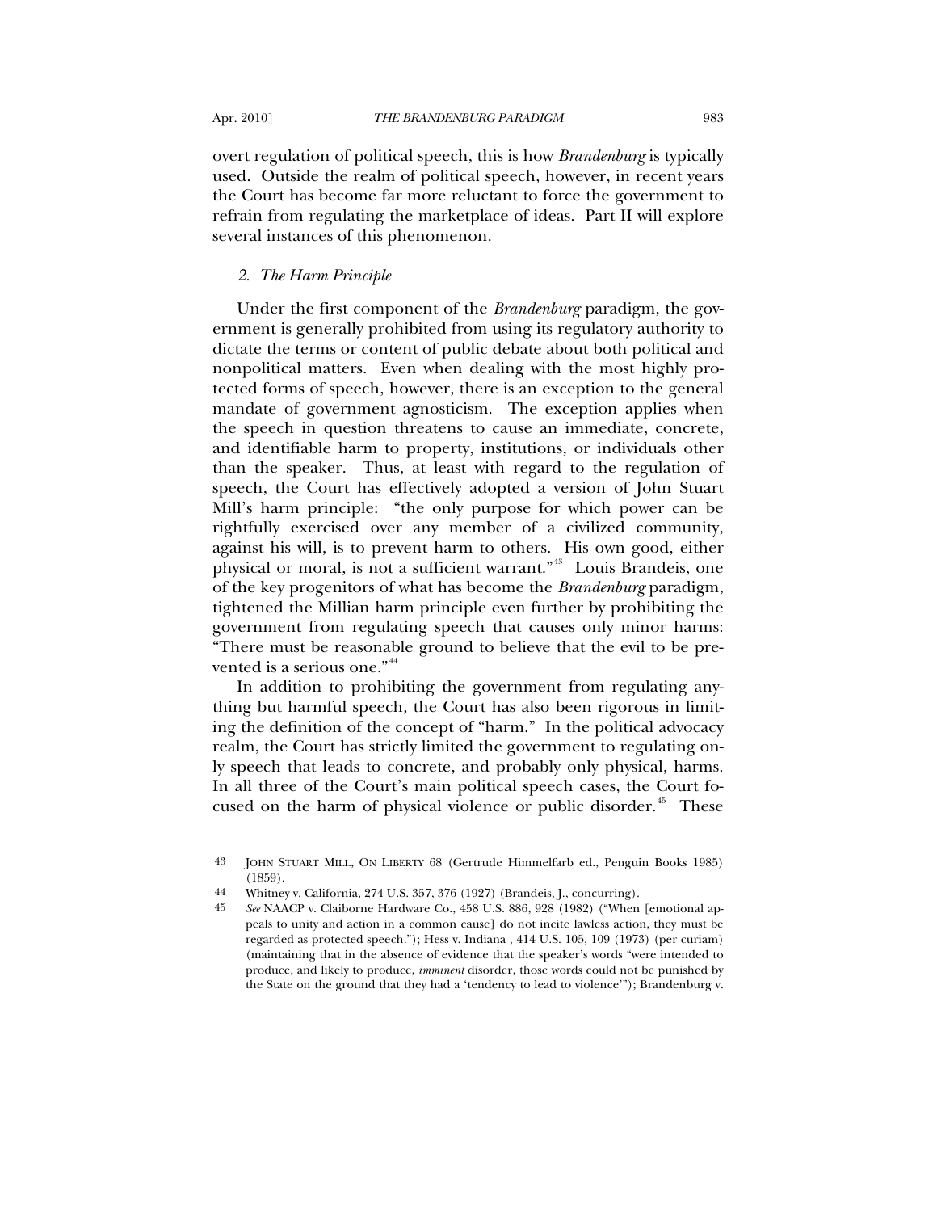overt regulation of political speech, this is how *Brandenburg* is typically used. Outside the realm of political speech, however, in recent years the Court has become far more reluctant to force the government to refrain from regulating the marketplace of ideas. Part II will explore several instances of this phenomenon.

### *2. The Harm Principle*

Under the first component of the *Brandenburg* paradigm, the government is generally prohibited from using its regulatory authority to dictate the terms or content of public debate about both political and nonpolitical matters. Even when dealing with the most highly protected forms of speech, however, there is an exception to the general mandate of government agnosticism. The exception applies when the speech in question threatens to cause an immediate, concrete, and identifiable harm to property, institutions, or individuals other than the speaker. Thus, at least with regard to the regulation of speech, the Court has effectively adopted a version of John Stuart Mill's harm principle: "the only purpose for which power can be rightfully exercised over any member of a civilized community, against his will, is to prevent harm to others. His own good, either physical or moral, is not a sufficient warrant."[43] Louis Brandeis, one of the key progenitors of what has become the *Brandenburg* paradigm, tightened the Millian harm principle even further by prohibiting the government from regulating speech that causes only minor harms: "There must be reasonable ground to believe that the evil to be prevented is a serious one."[44]

In addition to prohibiting the government from regulating anything but harmful speech, the Court has also been rigorous in limiting the definition of the concept of "harm." In the political advocacy realm, the Court has strictly limited the government to regulating only speech that leads to concrete, and probably only physical, harms. In all three of the Court's main political speech cases, the Court focused on the harm of physical violence or public disorder.[45] These

---

43 JOHN STUART MILL, ON LIBERTY 68 (Gertrude Himmelfarb ed., Penguin Books 1985) (1859).

44 Whitney v. California, 274 U.S. 357, 376 (1927) (Brandeis, J., concurring).

45 *See* NAACP v. Claiborne Hardware Co., 458 U.S. 886, 928 (1982) ("When [emotional appeals to unity and action in a common cause] do not incite lawless action, they must be regarded as protected speech."); Hess v. Indiana , 414 U.S. 105, 109 (1973) (per curiam) (maintaining that in the absence of evidence that the speaker's words "were intended to produce, and likely to produce, *imminent* disorder, those words could not be punished by the State on the ground that they had a 'tendency to lead to violence'"); Brandenburg v.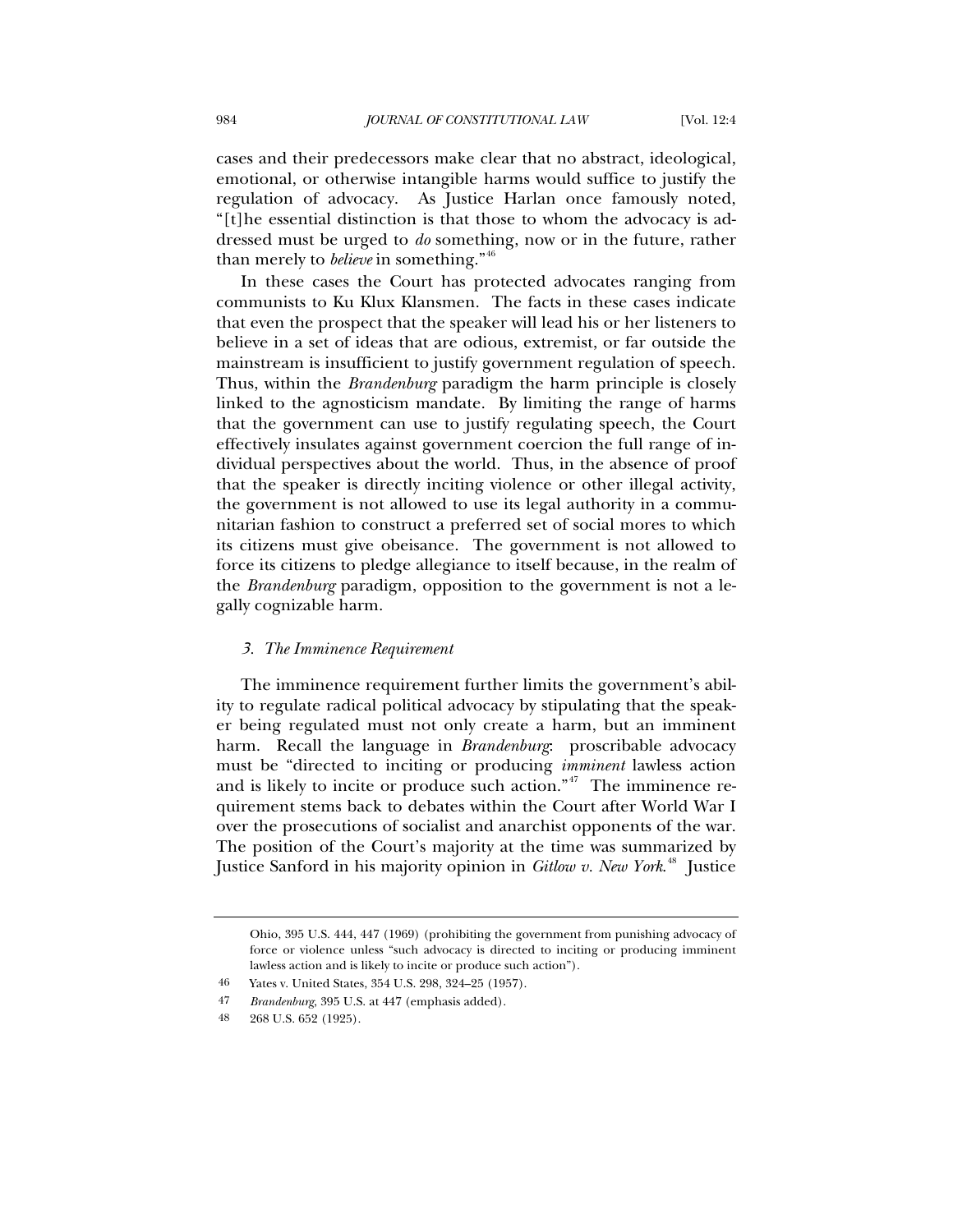cases and their predecessors make clear that no abstract, ideological, emotional, or otherwise intangible harms would suffice to justify the regulation of advocacy. As Justice Harlan once famously noted, "[t]he essential distinction is that those to whom the advocacy is addressed must be urged to *do* something, now or in the future, rather than merely to *believe* in something."[46]

In these cases the Court has protected advocates ranging from communists to Ku Klux Klansmen. The facts in these cases indicate that even the prospect that the speaker will lead his or her listeners to believe in a set of ideas that are odious, extremist, or far outside the mainstream is insufficient to justify government regulation of speech. Thus, within the *Brandenburg* paradigm the harm principle is closely linked to the agnosticism mandate. By limiting the range of harms that the government can use to justify regulating speech, the Court effectively insulates against government coercion the full range of individual perspectives about the world. Thus, in the absence of proof that the speaker is directly inciting violence or other illegal activity, the government is not allowed to use its legal authority in a communitarian fashion to construct a preferred set of social mores to which its citizens must give obeisance. The government is not allowed to force its citizens to pledge allegiance to itself because, in the realm of the *Brandenburg* paradigm, opposition to the government is not a legally cognizable harm.

### *3. The Imminence Requirement*

The imminence requirement further limits the government's ability to regulate radical political advocacy by stipulating that the speaker being regulated must not only create a harm, but an imminent harm. Recall the language in *Brandenburg*: proscribable advocacy must be "directed to inciting or producing *imminent* lawless action and is likely to incite or produce such action."[47] The imminence requirement stems back to debates within the Court after World War I over the prosecutions of socialist and anarchist opponents of the war. The position of the Court's majority at the time was summarized by Justice Sanford in his majority opinion in *Gitlow v. New York*.[48] Justice

---

Ohio, 395 U.S. 444, 447 (1969) (prohibiting the government from punishing advocacy of force or violence unless "such advocacy is directed to inciting or producing imminent lawless action and is likely to incite or produce such action").

46 Yates v. United States, 354 U.S. 298, 324–25 (1957).

47 *Brandenburg*, 395 U.S. at 447 (emphasis added).

48 268 U.S. 652 (1925).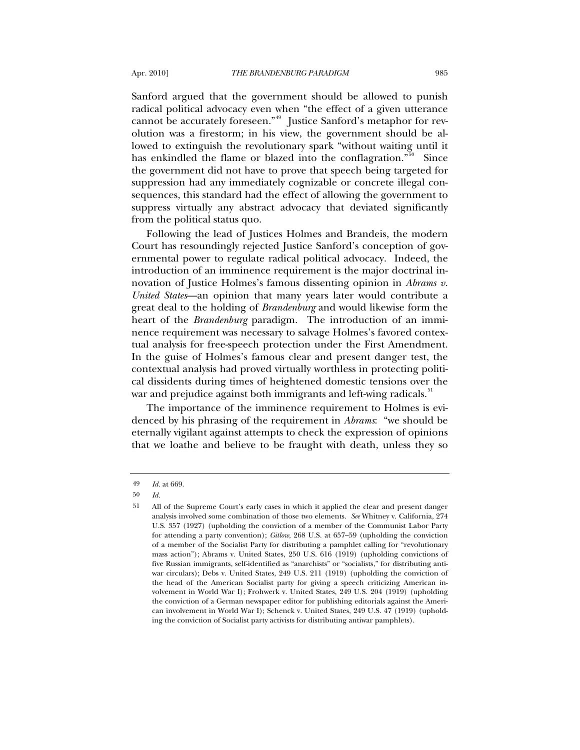Sanford argued that the government should be allowed to punish radical political advocacy even when "the effect of a given utterance cannot be accurately foreseen."[49] Justice Sanford's metaphor for revolution was a firestorm; in his view, the government should be allowed to extinguish the revolutionary spark "without waiting until it has enkindled the flame or blazed into the conflagration."[50] Since the government did not have to prove that speech being targeted for suppression had any immediately cognizable or concrete illegal consequences, this standard had the effect of allowing the government to suppress virtually any abstract advocacy that deviated significantly from the political status quo.

Following the lead of Justices Holmes and Brandeis, the modern Court has resoundingly rejected Justice Sanford's conception of governmental power to regulate radical political advocacy. Indeed, the introduction of an imminence requirement is the major doctrinal innovation of Justice Holmes's famous dissenting opinion in *Abrams v. United States*—an opinion that many years later would contribute a great deal to the holding of *Brandenburg* and would likewise form the heart of the *Brandenburg* paradigm. The introduction of an imminence requirement was necessary to salvage Holmes's favored contextual analysis for free-speech protection under the First Amendment. In the guise of Holmes's famous clear and present danger test, the contextual analysis had proved virtually worthless in protecting political dissidents during times of heightened domestic tensions over the war and prejudice against both immigrants and left-wing radicals.[51]

The importance of the imminence requirement to Holmes is evidenced by his phrasing of the requirement in *Abrams*: "we should be eternally vigilant against attempts to check the expression of opinions that we loathe and believe to be fraught with death, unless they so

---

49 *Id.* at 669.

50 *Id.*

51 All of the Supreme Court's early cases in which it applied the clear and present danger analysis involved some combination of those two elements. *See* Whitney v. California, 274 U.S. 357 (1927) (upholding the conviction of a member of the Communist Labor Party for attending a party convention); *Gitlow*, 268 U.S. at 657–59 (upholding the conviction of a member of the Socialist Party for distributing a pamphlet calling for "revolutionary mass action"); Abrams v. United States, 250 U.S. 616 (1919) (upholding convictions of five Russian immigrants, self-identified as "anarchists" or "socialists," for distributing antiwar circulars); Debs v. United States, 249 U.S. 211 (1919) (upholding the conviction of the head of the American Socialist party for giving a speech criticizing American involvement in World War I); Frohwerk v. United States, 249 U.S. 204 (1919) (upholding the conviction of a German newspaper editor for publishing editorials against the American involvement in World War I); Schenck v. United States, 249 U.S. 47 (1919) (upholding the conviction of Socialist party activists for distributing antiwar pamphlets).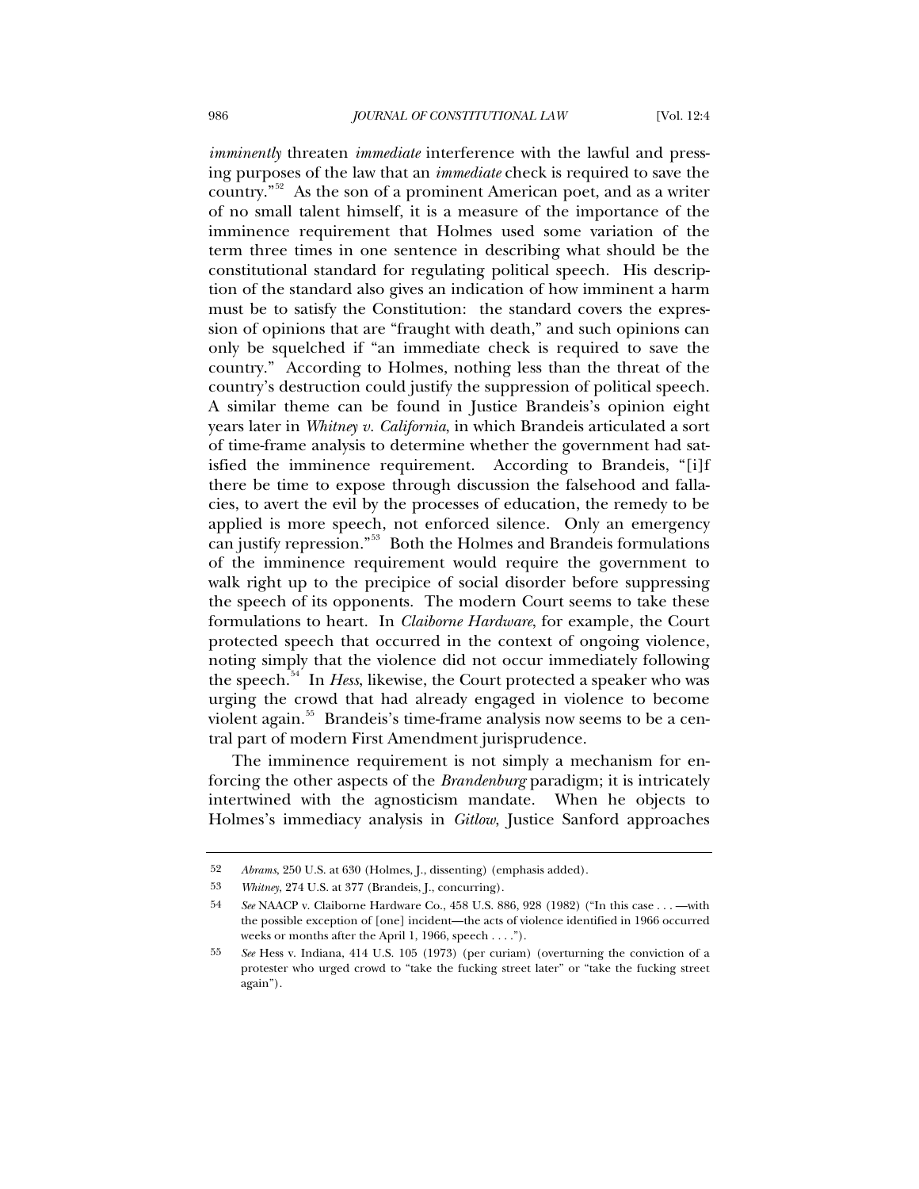*imminently* threaten *immediate* interference with the lawful and pressing purposes of the law that an *immediate* check is required to save the country."[52] As the son of a prominent American poet, and as a writer of no small talent himself, it is a measure of the importance of the imminence requirement that Holmes used some variation of the term three times in one sentence in describing what should be the constitutional standard for regulating political speech. His description of the standard also gives an indication of how imminent a harm must be to satisfy the Constitution: the standard covers the expression of opinions that are "fraught with death," and such opinions can only be squelched if "an immediate check is required to save the country." According to Holmes, nothing less than the threat of the country's destruction could justify the suppression of political speech. A similar theme can be found in Justice Brandeis's opinion eight years later in *Whitney v. California*, in which Brandeis articulated a sort of time-frame analysis to determine whether the government had satisfied the imminence requirement. According to Brandeis, "[i]f there be time to expose through discussion the falsehood and fallacies, to avert the evil by the processes of education, the remedy to be applied is more speech, not enforced silence. Only an emergency can justify repression."[53] Both the Holmes and Brandeis formulations of the imminence requirement would require the government to walk right up to the precipice of social disorder before suppressing the speech of its opponents. The modern Court seems to take these formulations to heart. In *Claiborne Hardware*, for example, the Court protected speech that occurred in the context of ongoing violence, noting simply that the violence did not occur immediately following the speech.[54] In *Hess*, likewise, the Court protected a speaker who was urging the crowd that had already engaged in violence to become violent again.[55] Brandeis's time-frame analysis now seems to be a central part of modern First Amendment jurisprudence.

The imminence requirement is not simply a mechanism for enforcing the other aspects of the *Brandenburg* paradigm; it is intricately intertwined with the agnosticism mandate. When he objects to Holmes's immediacy analysis in *Gitlow*, Justice Sanford approaches

---

52 *Abrams*, 250 U.S. at 630 (Holmes, J., dissenting) (emphasis added).

53 *Whitney*, 274 U.S. at 377 (Brandeis, J., concurring).

54 *See* NAACP v. Claiborne Hardware Co., 458 U.S. 886, 928 (1982) ("In this case . . . —with the possible exception of [one] incident—the acts of violence identified in 1966 occurred weeks or months after the April 1, 1966, speech . . . .").

55 *See* Hess v. Indiana, 414 U.S. 105 (1973) (per curiam) (overturning the conviction of a protester who urged crowd to "take the fucking street later" or "take the fucking street again").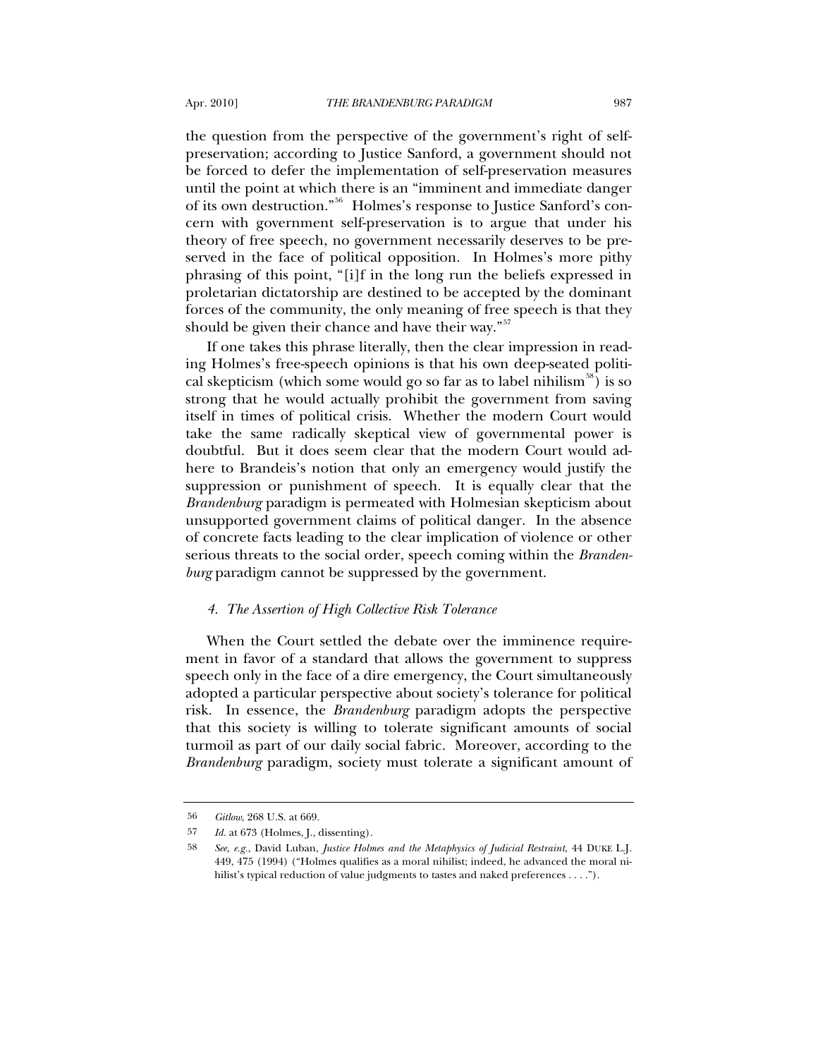the question from the perspective of the government's right of self-preservation; according to Justice Sanford, a government should not be forced to defer the implementation of self-preservation measures until the point at which there is an "imminent and immediate danger of its own destruction."[56] Holmes's response to Justice Sanford's concern with government self-preservation is to argue that under his theory of free speech, no government necessarily deserves to be preserved in the face of political opposition. In Holmes's more pithy phrasing of this point, "[i]f in the long run the beliefs expressed in proletarian dictatorship are destined to be accepted by the dominant forces of the community, the only meaning of free speech is that they should be given their chance and have their way."[57]

If one takes this phrase literally, then the clear impression in reading Holmes's free-speech opinions is that his own deep-seated political skepticism (which some would go so far as to label nihilism[58]) is so strong that he would actually prohibit the government from saving itself in times of political crisis. Whether the modern Court would take the same radically skeptical view of governmental power is doubtful. But it does seem clear that the modern Court would adhere to Brandeis's notion that only an emergency would justify the suppression or punishment of speech. It is equally clear that the *Brandenburg* paradigm is permeated with Holmesian skepticism about unsupported government claims of political danger. In the absence of concrete facts leading to the clear implication of violence or other serious threats to the social order, speech coming within the *Brandenburg* paradigm cannot be suppressed by the government.

#### *4. The Assertion of High Collective Risk Tolerance*

When the Court settled the debate over the imminence requirement in favor of a standard that allows the government to suppress speech only in the face of a dire emergency, the Court simultaneously adopted a particular perspective about society's tolerance for political risk. In essence, the *Brandenburg* paradigm adopts the perspective that this society is willing to tolerate significant amounts of social turmoil as part of our daily social fabric. Moreover, according to the *Brandenburg* paradigm, society must tolerate a significant amount of

---

56 *Gitlow*, 268 U.S. at 669.

57 *Id.* at 673 (Holmes, J., dissenting).

58 *See, e.g.*, David Luban, *Justice Holmes and the Metaphysics of Judicial Restraint*, 44 DUKE L.J. 449, 475 (1994) ("Holmes qualifies as a moral nihilist; indeed, he advanced the moral nihilist's typical reduction of value judgments to tastes and naked preferences . . . .").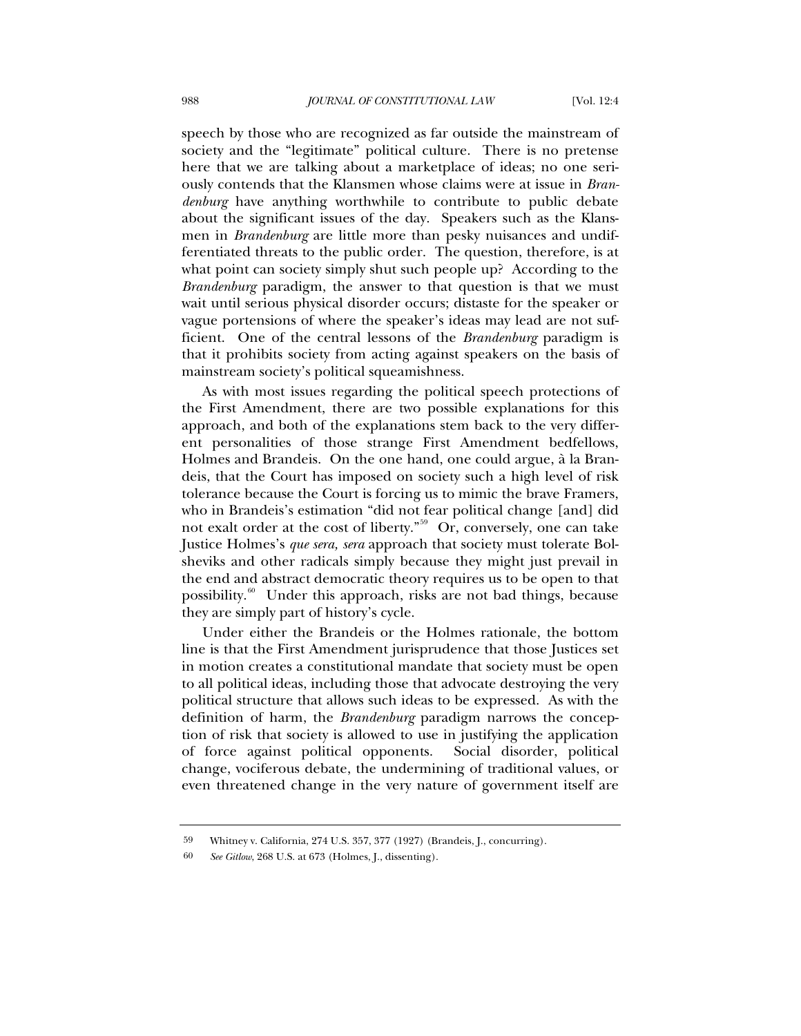speech by those who are recognized as far outside the mainstream of society and the "legitimate" political culture. There is no pretense here that we are talking about a marketplace of ideas; no one seriously contends that the Klansmen whose claims were at issue in *Brandenburg* have anything worthwhile to contribute to public debate about the significant issues of the day. Speakers such as the Klansmen in *Brandenburg* are little more than pesky nuisances and undifferentiated threats to the public order. The question, therefore, is at what point can society simply shut such people up? According to the *Brandenburg* paradigm, the answer to that question is that we must wait until serious physical disorder occurs; distaste for the speaker or vague portensions of where the speaker's ideas may lead are not sufficient. One of the central lessons of the *Brandenburg* paradigm is that it prohibits society from acting against speakers on the basis of mainstream society's political squeamishness.

As with most issues regarding the political speech protections of the First Amendment, there are two possible explanations for this approach, and both of the explanations stem back to the very different personalities of those strange First Amendment bedfellows, Holmes and Brandeis. On the one hand, one could argue, à la Brandeis, that the Court has imposed on society such a high level of risk tolerance because the Court is forcing us to mimic the brave Framers, who in Brandeis's estimation "did not fear political change [and] did not exalt order at the cost of liberty."[59] Or, conversely, one can take Justice Holmes's *que sera, sera* approach that society must tolerate Bolsheviks and other radicals simply because they might just prevail in the end and abstract democratic theory requires us to be open to that possibility.[60] Under this approach, risks are not bad things, because they are simply part of history's cycle.

Under either the Brandeis or the Holmes rationale, the bottom line is that the First Amendment jurisprudence that those Justices set in motion creates a constitutional mandate that society must be open to all political ideas, including those that advocate destroying the very political structure that allows such ideas to be expressed. As with the definition of harm, the *Brandenburg* paradigm narrows the conception of risk that society is allowed to use in justifying the application of force against political opponents. Social disorder, political change, vociferous debate, the undermining of traditional values, or even threatened change in the very nature of government itself are

59 Whitney v. California, 274 U.S. 357, 377 (1927) (Brandeis, J., concurring).

60 *See Gitlow,* 268 U.S. at 673 (Holmes, J., dissenting).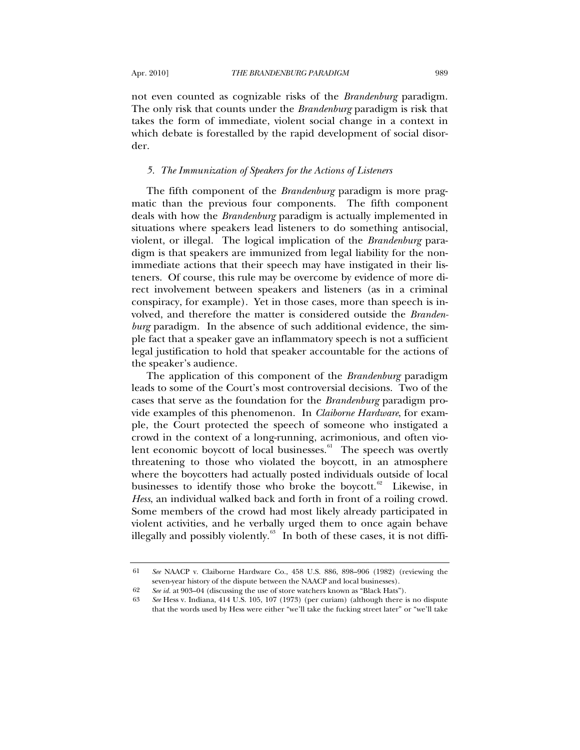not even counted as cognizable risks of the *Brandenburg* paradigm. The only risk that counts under the *Brandenburg* paradigm is risk that takes the form of immediate, violent social change in a context in which debate is forestalled by the rapid development of social disorder.

#### *5. The Immunization of Speakers for the Actions of Listeners*

The fifth component of the *Brandenburg* paradigm is more pragmatic than the previous four components. The fifth component deals with how the *Brandenburg* paradigm is actually implemented in situations where speakers lead listeners to do something antisocial, violent, or illegal. The logical implication of the *Brandenburg* paradigm is that speakers are immunized from legal liability for the nonimmediate actions that their speech may have instigated in their listeners. Of course, this rule may be overcome by evidence of more direct involvement between speakers and listeners (as in a criminal conspiracy, for example). Yet in those cases, more than speech is involved, and therefore the matter is considered outside the *Brandenburg* paradigm. In the absence of such additional evidence, the simple fact that a speaker gave an inflammatory speech is not a sufficient legal justification to hold that speaker accountable for the actions of the speaker's audience.

The application of this component of the *Brandenburg* paradigm leads to some of the Court's most controversial decisions. Two of the cases that serve as the foundation for the *Brandenburg* paradigm provide examples of this phenomenon. In *Claiborne Hardware*, for example, the Court protected the speech of someone who instigated a crowd in the context of a long-running, acrimonious, and often violent economic boycott of local businesses.[61] The speech was overtly threatening to those who violated the boycott, in an atmosphere where the boycotters had actually posted individuals outside of local businesses to identify those who broke the boycott.[62] Likewise, in *Hess*, an individual walked back and forth in front of a roiling crowd. Some members of the crowd had most likely already participated in violent activities, and he verbally urged them to once again behave illegally and possibly violently.[63] In both of these cases, it is not diffi-

---

61 *See* NAACP v. Claiborne Hardware Co., 458 U.S. 886, 898–906 (1982) (reviewing the seven-year history of the dispute between the NAACP and local businesses).

62 *See id.* at 903–04 (discussing the use of store watchers known as "Black Hats").

63 *See* Hess v. Indiana, 414 U.S. 105, 107 (1973) (per curiam) (although there is no dispute that the words used by Hess were either "we'll take the fucking street later" or "we'll take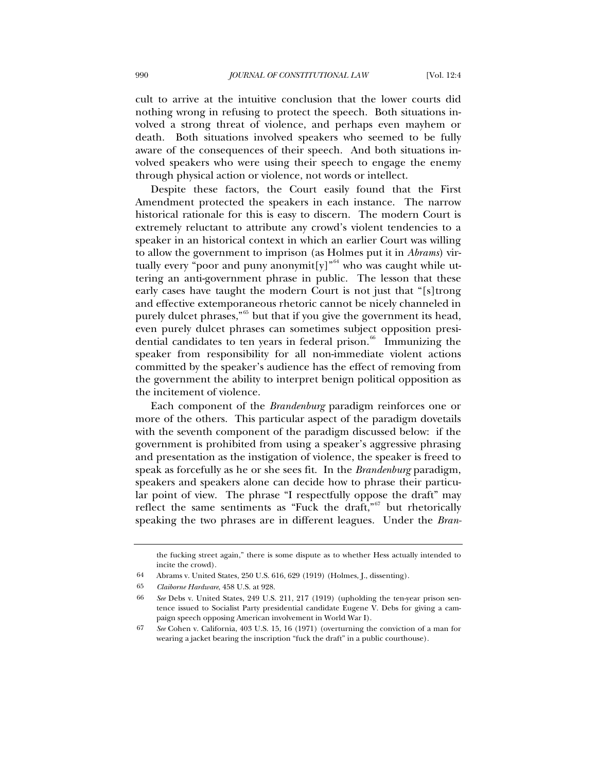cult to arrive at the intuitive conclusion that the lower courts did nothing wrong in refusing to protect the speech. Both situations involved a strong threat of violence, and perhaps even mayhem or death. Both situations involved speakers who seemed to be fully aware of the consequences of their speech. And both situations involved speakers who were using their speech to engage the enemy through physical action or violence, not words or intellect.

Despite these factors, the Court easily found that the First Amendment protected the speakers in each instance. The narrow historical rationale for this is easy to discern. The modern Court is extremely reluctant to attribute any crowd's violent tendencies to a speaker in an historical context in which an earlier Court was willing to allow the government to imprison (as Holmes put it in *Abrams*) virtually every "poor and puny anonymit[y]"[64] who was caught while uttering an anti-government phrase in public. The lesson that these early cases have taught the modern Court is not just that "[s]trong and effective extemporaneous rhetoric cannot be nicely channeled in purely dulcet phrases,"[65] but that if you give the government its head, even purely dulcet phrases can sometimes subject opposition presidential candidates to ten years in federal prison.[66] Immunizing the speaker from responsibility for all non-immediate violent actions committed by the speaker's audience has the effect of removing from the government the ability to interpret benign political opposition as the incitement of violence.

Each component of the *Brandenburg* paradigm reinforces one or more of the others. This particular aspect of the paradigm dovetails with the seventh component of the paradigm discussed below: if the government is prohibited from using a speaker's aggressive phrasing and presentation as the instigation of violence, the speaker is freed to speak as forcefully as he or she sees fit. In the *Brandenburg* paradigm, speakers and speakers alone can decide how to phrase their particular point of view. The phrase "I respectfully oppose the draft" may reflect the same sentiments as "Fuck the draft,"[67] but rhetorically speaking the two phrases are in different leagues. Under the *Bran-*

---

the fucking street again," there is some dispute as to whether Hess actually intended to incite the crowd).

64 Abrams v. United States, 250 U.S. 616, 629 (1919) (Holmes, J., dissenting).

65 *Claiborne Hardware*, 458 U.S. at 928.

66 *See* Debs v. United States, 249 U.S. 211, 217 (1919) (upholding the ten-year prison sentence issued to Socialist Party presidential candidate Eugene V. Debs for giving a campaign speech opposing American involvement in World War I).

67 *See* Cohen v. California, 403 U.S. 15, 16 (1971) (overturning the conviction of a man for wearing a jacket bearing the inscription "fuck the draft" in a public courthouse).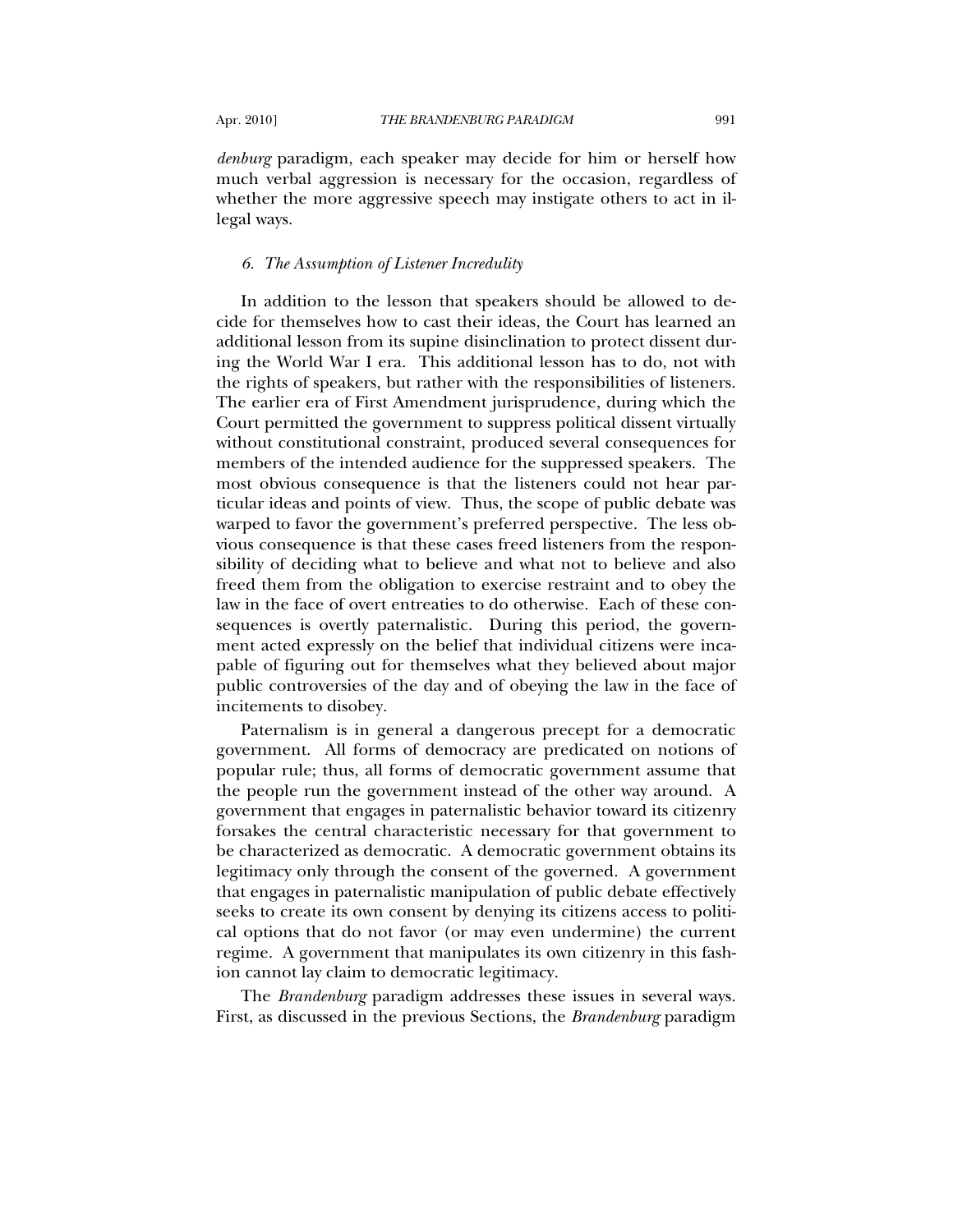*denburg* paradigm, each speaker may decide for him or herself how much verbal aggression is necessary for the occasion, regardless of whether the more aggressive speech may instigate others to act in illegal ways.

### *6. The Assumption of Listener Incredulity*

In addition to the lesson that speakers should be allowed to decide for themselves how to cast their ideas, the Court has learned an additional lesson from its supine disinclination to protect dissent during the World War I era. This additional lesson has to do, not with the rights of speakers, but rather with the responsibilities of listeners. The earlier era of First Amendment jurisprudence, during which the Court permitted the government to suppress political dissent virtually without constitutional constraint, produced several consequences for members of the intended audience for the suppressed speakers. The most obvious consequence is that the listeners could not hear particular ideas and points of view. Thus, the scope of public debate was warped to favor the government's preferred perspective. The less obvious consequence is that these cases freed listeners from the responsibility of deciding what to believe and what not to believe and also freed them from the obligation to exercise restraint and to obey the law in the face of overt entreaties to do otherwise. Each of these consequences is overtly paternalistic. During this period, the government acted expressly on the belief that individual citizens were incapable of figuring out for themselves what they believed about major public controversies of the day and of obeying the law in the face of incitements to disobey.

Paternalism is in general a dangerous precept for a democratic government. All forms of democracy are predicated on notions of popular rule; thus, all forms of democratic government assume that the people run the government instead of the other way around. A government that engages in paternalistic behavior toward its citizenry forsakes the central characteristic necessary for that government to be characterized as democratic. A democratic government obtains its legitimacy only through the consent of the governed. A government that engages in paternalistic manipulation of public debate effectively seeks to create its own consent by denying its citizens access to political options that do not favor (or may even undermine) the current regime. A government that manipulates its own citizenry in this fashion cannot lay claim to democratic legitimacy.

The *Brandenburg* paradigm addresses these issues in several ways. First, as discussed in the previous Sections, the *Brandenburg* paradigm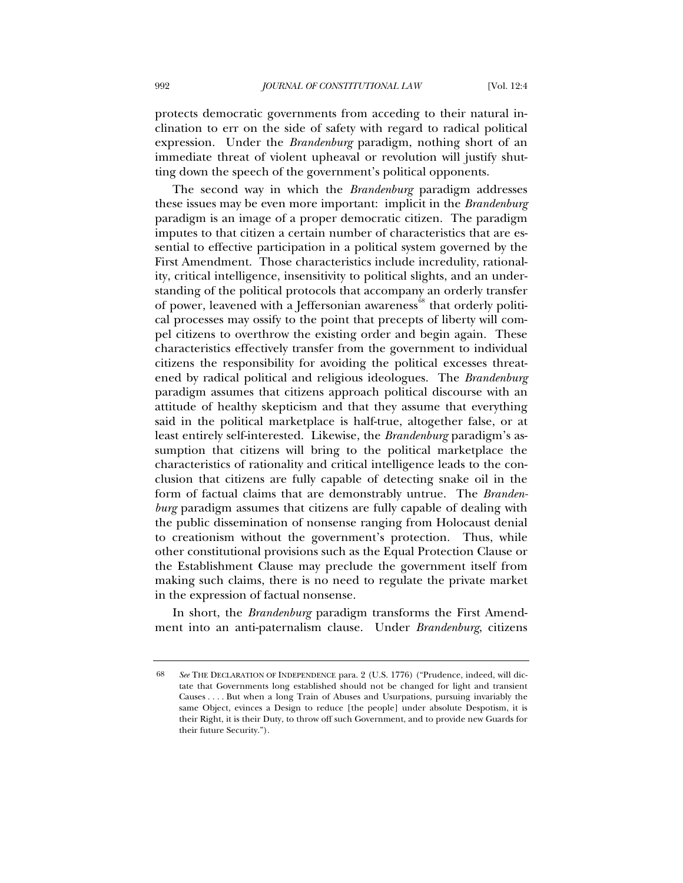protects democratic governments from acceding to their natural inclination to err on the side of safety with regard to radical political expression. Under the *Brandenburg* paradigm, nothing short of an immediate threat of violent upheaval or revolution will justify shutting down the speech of the government's political opponents.

The second way in which the *Brandenburg* paradigm addresses these issues may be even more important: implicit in the *Brandenburg* paradigm is an image of a proper democratic citizen. The paradigm imputes to that citizen a certain number of characteristics that are essential to effective participation in a political system governed by the First Amendment. Those characteristics include incredulity, rationality, critical intelligence, insensitivity to political slights, and an understanding of the political protocols that accompany an orderly transfer of power, leavened with a Jeffersonian awareness[68] that orderly political processes may ossify to the point that precepts of liberty will compel citizens to overthrow the existing order and begin again. These characteristics effectively transfer from the government to individual citizens the responsibility for avoiding the political excesses threatened by radical political and religious ideologues. The *Brandenburg* paradigm assumes that citizens approach political discourse with an attitude of healthy skepticism and that they assume that everything said in the political marketplace is half-true, altogether false, or at least entirely self-interested. Likewise, the *Brandenburg* paradigm's assumption that citizens will bring to the political marketplace the characteristics of rationality and critical intelligence leads to the conclusion that citizens are fully capable of detecting snake oil in the form of factual claims that are demonstrably untrue. The *Brandenburg* paradigm assumes that citizens are fully capable of dealing with the public dissemination of nonsense ranging from Holocaust denial to creationism without the government's protection. Thus, while other constitutional provisions such as the Equal Protection Clause or the Establishment Clause may preclude the government itself from making such claims, there is no need to regulate the private market in the expression of factual nonsense.

In short, the *Brandenburg* paradigm transforms the First Amendment into an anti-paternalism clause. Under *Brandenburg*, citizens

---

68 *See* THE DECLARATION OF INDEPENDENCE para. 2 (U.S. 1776) ("Prudence, indeed, will dictate that Governments long established should not be changed for light and transient Causes . . . . But when a long Train of Abuses and Usurpations, pursuing invariably the same Object, evinces a Design to reduce [the people] under absolute Despotism, it is their Right, it is their Duty, to throw off such Government, and to provide new Guards for their future Security.").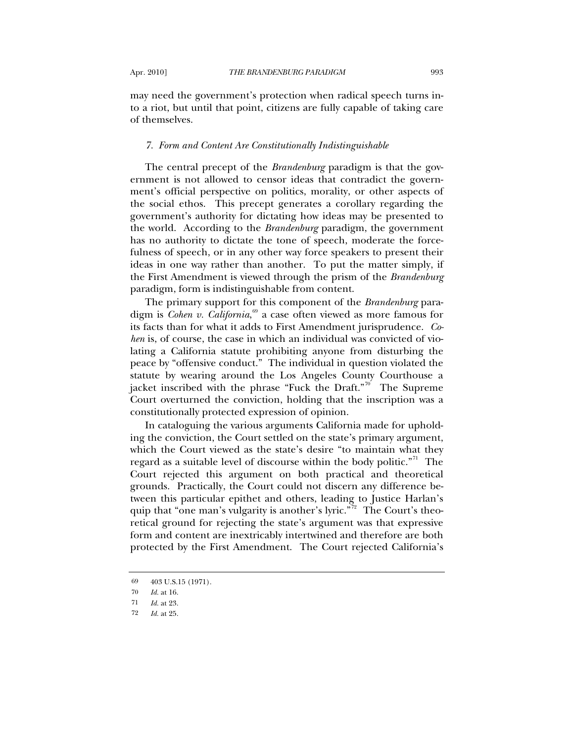may need the government's protection when radical speech turns into a riot, but until that point, citizens are fully capable of taking care of themselves.

### *7. Form and Content Are Constitutionally Indistinguishable*

The central precept of the *Brandenburg* paradigm is that the government is not allowed to censor ideas that contradict the government's official perspective on politics, morality, or other aspects of the social ethos. This precept generates a corollary regarding the government's authority for dictating how ideas may be presented to the world. According to the *Brandenburg* paradigm, the government has no authority to dictate the tone of speech, moderate the forcefulness of speech, or in any other way force speakers to present their ideas in one way rather than another. To put the matter simply, if the First Amendment is viewed through the prism of the *Brandenburg* paradigm, form is indistinguishable from content.

The primary support for this component of the *Brandenburg* paradigm is *Cohen v. California*,[69] a case often viewed as more famous for its facts than for what it adds to First Amendment jurisprudence. *Cohen* is, of course, the case in which an individual was convicted of violating a California statute prohibiting anyone from disturbing the peace by "offensive conduct." The individual in question violated the statute by wearing around the Los Angeles County Courthouse a jacket inscribed with the phrase "Fuck the Draft."[70] The Supreme Court overturned the conviction, holding that the inscription was a constitutionally protected expression of opinion.

In cataloguing the various arguments California made for upholding the conviction, the Court settled on the state's primary argument, which the Court viewed as the state's desire "to maintain what they regard as a suitable level of discourse within the body politic."[71] The Court rejected this argument on both practical and theoretical grounds. Practically, the Court could not discern any difference between this particular epithet and others, leading to Justice Harlan's quip that "one man's vulgarity is another's lyric."[72] The Court's theoretical ground for rejecting the state's argument was that expressive form and content are inextricably intertwined and therefore are both protected by the First Amendment. The Court rejected California's

---

69 403 U.S.15 (1971).

70 *Id.* at 16.

71 *Id.* at 23.

72 *Id.* at 25.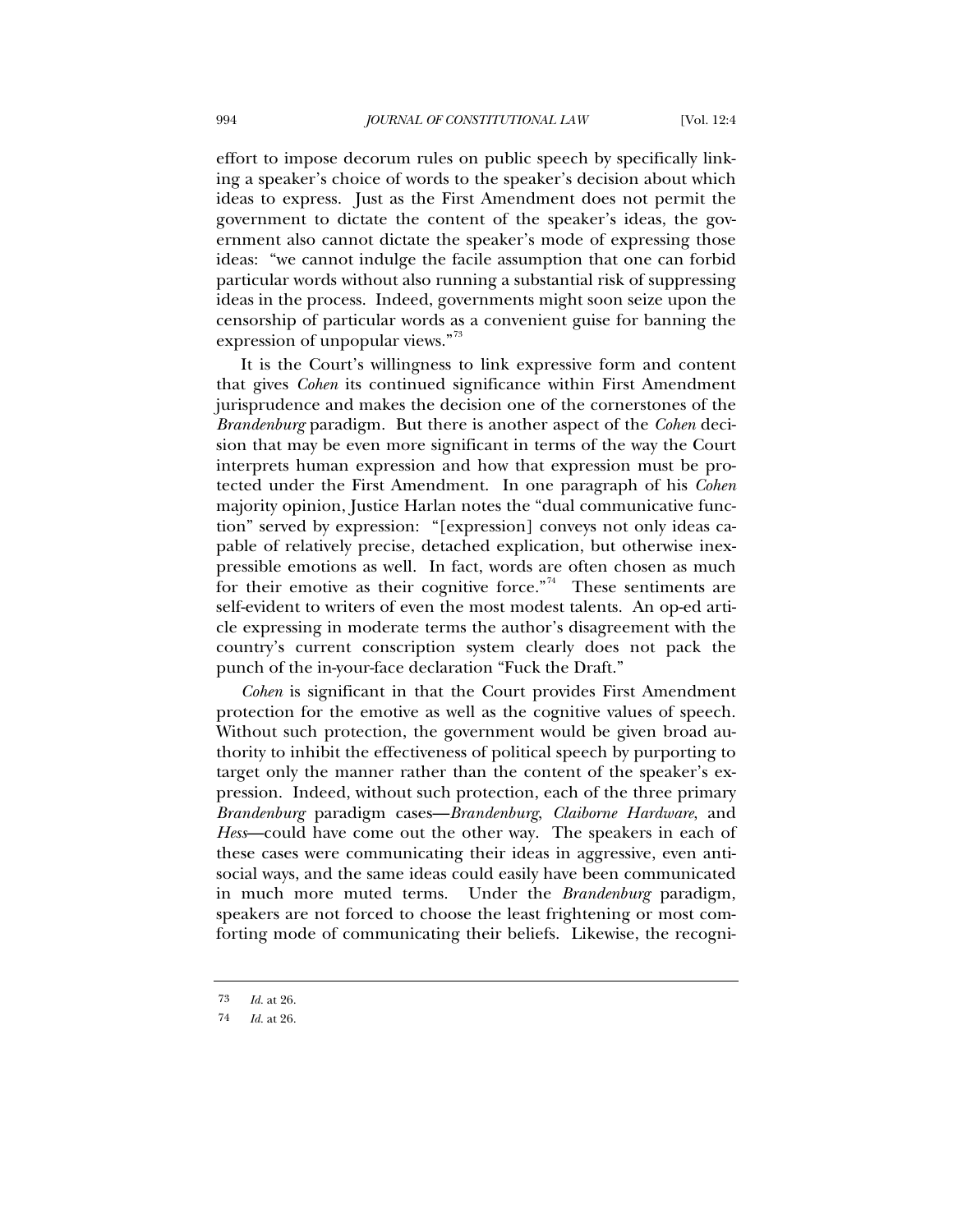effort to impose decorum rules on public speech by specifically linking a speaker's choice of words to the speaker's decision about which ideas to express. Just as the First Amendment does not permit the government to dictate the content of the speaker's ideas, the government also cannot dictate the speaker's mode of expressing those ideas: "we cannot indulge the facile assumption that one can forbid particular words without also running a substantial risk of suppressing ideas in the process. Indeed, governments might soon seize upon the censorship of particular words as a convenient guise for banning the expression of unpopular views."[73]

It is the Court's willingness to link expressive form and content that gives *Cohen* its continued significance within First Amendment jurisprudence and makes the decision one of the cornerstones of the *Brandenburg* paradigm. But there is another aspect of the *Cohen* decision that may be even more significant in terms of the way the Court interprets human expression and how that expression must be protected under the First Amendment. In one paragraph of his *Cohen* majority opinion, Justice Harlan notes the "dual communicative function" served by expression: "[expression] conveys not only ideas capable of relatively precise, detached explication, but otherwise inexpressible emotions as well. In fact, words are often chosen as much for their emotive as their cognitive force."[74] These sentiments are self-evident to writers of even the most modest talents. An op-ed article expressing in moderate terms the author's disagreement with the country's current conscription system clearly does not pack the punch of the in-your-face declaration "Fuck the Draft."

*Cohen* is significant in that the Court provides First Amendment protection for the emotive as well as the cognitive values of speech. Without such protection, the government would be given broad authority to inhibit the effectiveness of political speech by purporting to target only the manner rather than the content of the speaker's expression. Indeed, without such protection, each of the three primary *Brandenburg* paradigm cases—*Brandenburg*, *Claiborne Hardware*, and *Hess*—could have come out the other way. The speakers in each of these cases were communicating their ideas in aggressive, even antisocial ways, and the same ideas could easily have been communicated in much more muted terms. Under the *Brandenburg* paradigm, speakers are not forced to choose the least frightening or most comforting mode of communicating their beliefs. Likewise, the recogni-

---

73 *Id.* at 26.

74 *Id.* at 26.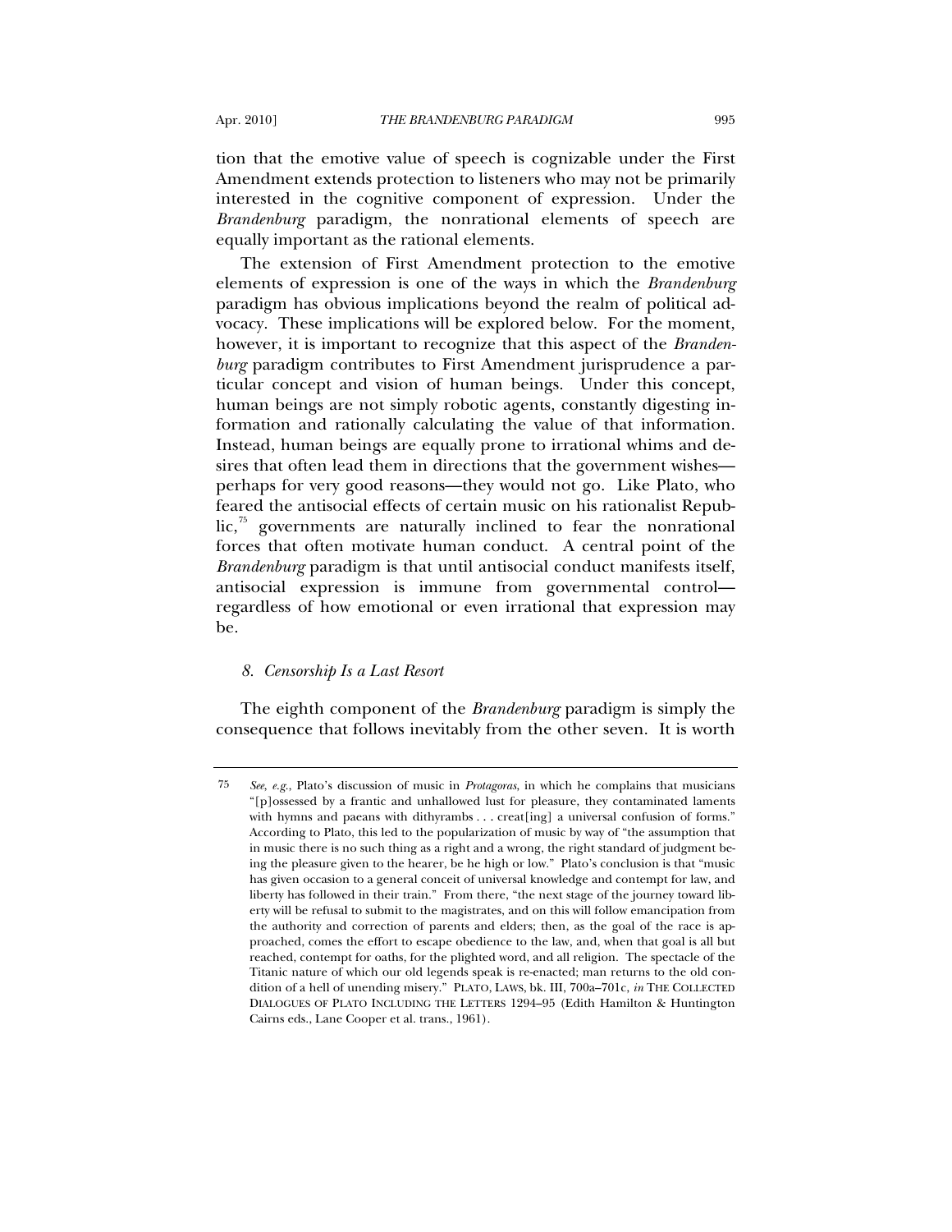tion that the emotive value of speech is cognizable under the First Amendment extends protection to listeners who may not be primarily interested in the cognitive component of expression. Under the *Brandenburg* paradigm, the nonrational elements of speech are equally important as the rational elements.

The extension of First Amendment protection to the emotive elements of expression is one of the ways in which the *Brandenburg* paradigm has obvious implications beyond the realm of political advocacy. These implications will be explored below. For the moment, however, it is important to recognize that this aspect of the *Brandenburg* paradigm contributes to First Amendment jurisprudence a particular concept and vision of human beings. Under this concept, human beings are not simply robotic agents, constantly digesting information and rationally calculating the value of that information. Instead, human beings are equally prone to irrational whims and desires that often lead them in directions that the government wishes—perhaps for very good reasons—they would not go. Like Plato, who feared the antisocial effects of certain music on his rationalist Republic,[75] governments are naturally inclined to fear the nonrational forces that often motivate human conduct. A central point of the *Brandenburg* paradigm is that until antisocial conduct manifests itself, antisocial expression is immune from governmental control—regardless of how emotional or even irrational that expression may be.

### *8. Censorship Is a Last Resort*

The eighth component of the *Brandenburg* paradigm is simply the consequence that follows inevitably from the other seven. It is worth

---

75 *See, e.g.*, Plato's discussion of music in *Protagoras*, in which he complains that musicians "[p]ossessed by a frantic and unhallowed lust for pleasure, they contaminated laments with hymns and paeans with dithyrambs . . . creat[ing] a universal confusion of forms." According to Plato, this led to the popularization of music by way of "the assumption that in music there is no such thing as a right and a wrong, the right standard of judgment being the pleasure given to the hearer, be he high or low." Plato's conclusion is that "music has given occasion to a general conceit of universal knowledge and contempt for law, and liberty has followed in their train." From there, "the next stage of the journey toward liberty will be refusal to submit to the magistrates, and on this will follow emancipation from the authority and correction of parents and elders; then, as the goal of the race is approached, comes the effort to escape obedience to the law, and, when that goal is all but reached, contempt for oaths, for the plighted word, and all religion. The spectacle of the Titanic nature of which our old legends speak is re-enacted; man returns to the old condition of a hell of unending misery." PLATO, LAWS, bk. III, 700a–701c, *in* THE COLLECTED DIALOGUES OF PLATO INCLUDING THE LETTERS 1294–95 (Edith Hamilton & Huntington Cairns eds., Lane Cooper et al. trans., 1961).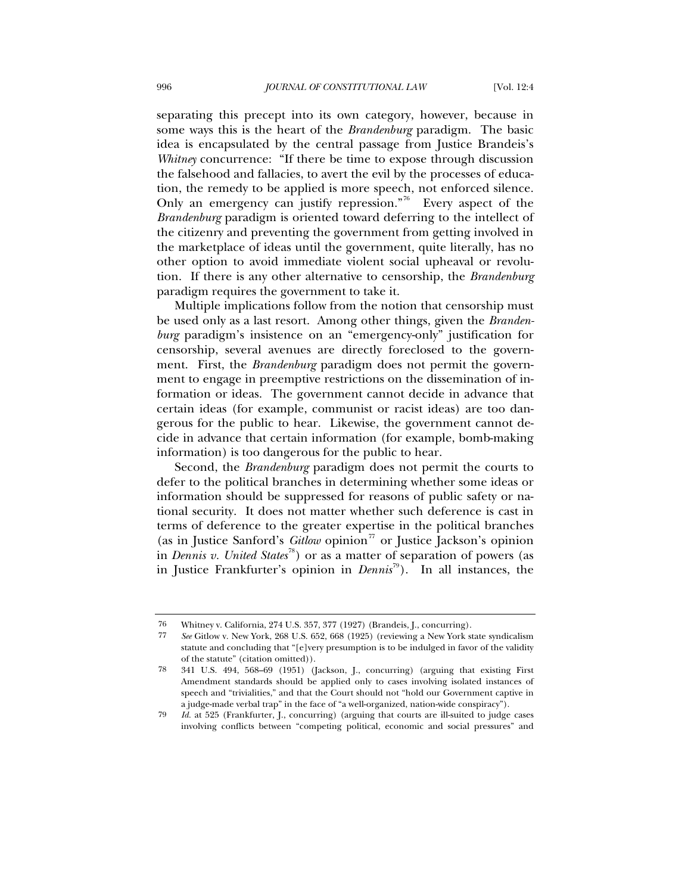separating this precept into its own category, however, because in some ways this is the heart of the *Brandenburg* paradigm. The basic idea is encapsulated by the central passage from Justice Brandeis's *Whitney* concurrence: "If there be time to expose through discussion the falsehood and fallacies, to avert the evil by the processes of education, the remedy to be applied is more speech, not enforced silence. Only an emergency can justify repression."[76] Every aspect of the *Brandenburg* paradigm is oriented toward deferring to the intellect of the citizenry and preventing the government from getting involved in the marketplace of ideas until the government, quite literally, has no other option to avoid immediate violent social upheaval or revolution. If there is any other alternative to censorship, the *Brandenburg* paradigm requires the government to take it.

Multiple implications follow from the notion that censorship must be used only as a last resort. Among other things, given the *Brandenburg* paradigm's insistence on an "emergency-only" justification for censorship, several avenues are directly foreclosed to the government. First, the *Brandenburg* paradigm does not permit the government to engage in preemptive restrictions on the dissemination of information or ideas. The government cannot decide in advance that certain ideas (for example, communist or racist ideas) are too dangerous for the public to hear. Likewise, the government cannot decide in advance that certain information (for example, bomb-making information) is too dangerous for the public to hear.

Second, the *Brandenburg* paradigm does not permit the courts to defer to the political branches in determining whether some ideas or information should be suppressed for reasons of public safety or national security. It does not matter whether such deference is cast in terms of deference to the greater expertise in the political branches (as in Justice Sanford's *Gitlow* opinion[77] or Justice Jackson's opinion in *Dennis v. United States*[78]) or as a matter of separation of powers (as in Justice Frankfurter's opinion in *Dennis*[79]). In all instances, the

---

76 Whitney v. California, 274 U.S. 357, 377 (1927) (Brandeis, J., concurring).

77 *See* Gitlow v. New York, 268 U.S. 652, 668 (1925) (reviewing a New York state syndicalism statute and concluding that "[e]very presumption is to be indulged in favor of the validity of the statute" (citation omitted)).

78 341 U.S. 494, 568–69 (1951) (Jackson, J., concurring) (arguing that existing First Amendment standards should be applied only to cases involving isolated instances of speech and "trivialities," and that the Court should not "hold our Government captive in a judge-made verbal trap" in the face of "a well-organized, nation-wide conspiracy").

79 *Id.* at 525 (Frankfurter, J., concurring) (arguing that courts are ill-suited to judge cases involving conflicts between "competing political, economic and social pressures" and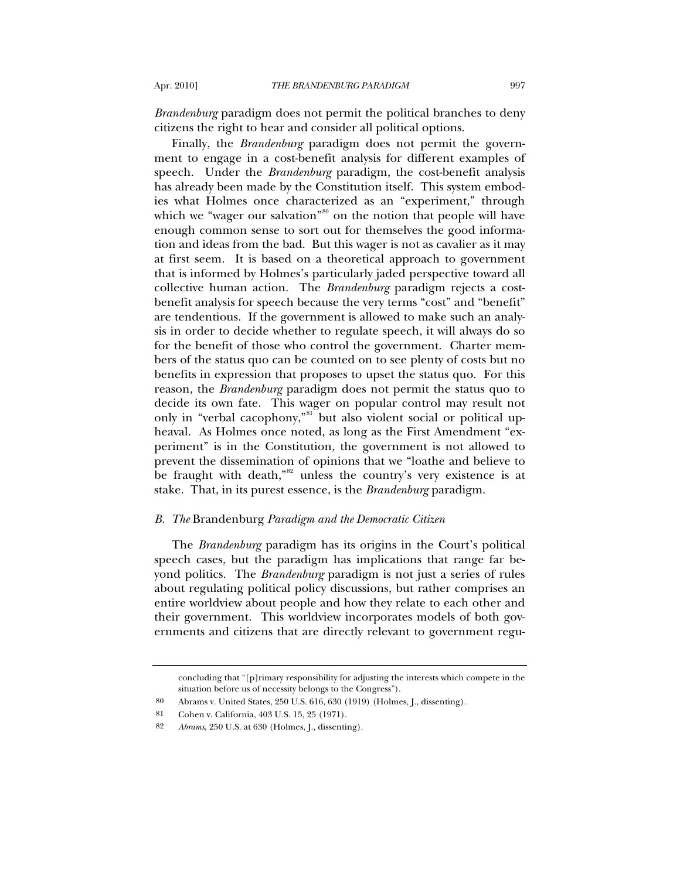*Brandenburg* paradigm does not permit the political branches to deny citizens the right to hear and consider all political options.

Finally, the *Brandenburg* paradigm does not permit the government to engage in a cost-benefit analysis for different examples of speech. Under the *Brandenburg* paradigm, the cost-benefit analysis has already been made by the Constitution itself. This system embodies what Holmes once characterized as an "experiment," through which we "wager our salvation"[80] on the notion that people will have enough common sense to sort out for themselves the good information and ideas from the bad. But this wager is not as cavalier as it may at first seem. It is based on a theoretical approach to government that is informed by Holmes's particularly jaded perspective toward all collective human action. The *Brandenburg* paradigm rejects a cost-benefit analysis for speech because the very terms "cost" and "benefit" are tendentious. If the government is allowed to make such an analysis in order to decide whether to regulate speech, it will always do so for the benefit of those who control the government. Charter members of the status quo can be counted on to see plenty of costs but no benefits in expression that proposes to upset the status quo. For this reason, the *Brandenburg* paradigm does not permit the status quo to decide its own fate. This wager on popular control may result not only in "verbal cacophony,"[81] but also violent social or political upheaval. As Holmes once noted, as long as the First Amendment "experiment" is in the Constitution, the government is not allowed to prevent the dissemination of opinions that we "loathe and believe to be fraught with death,"[82] unless the country's very existence is at stake. That, in its purest essence, is the *Brandenburg* paradigm.

### *B. The* Brandenburg *Paradigm and the Democratic Citizen*

The *Brandenburg* paradigm has its origins in the Court's political speech cases, but the paradigm has implications that range far beyond politics. The *Brandenburg* paradigm is not just a series of rules about regulating political policy discussions, but rather comprises an entire worldview about people and how they relate to each other and their government. This worldview incorporates models of both governments and citizens that are directly relevant to government regu-

---

concluding that "[p]rimary responsibility for adjusting the interests which compete in the situation before us of necessity belongs to the Congress").

80 Abrams v. United States, 250 U.S. 616, 630 (1919) (Holmes, J., dissenting).

81 Cohen v. California, 403 U.S. 15, 25 (1971).

82 *Abrams*, 250 U.S. at 630 (Holmes, J., dissenting).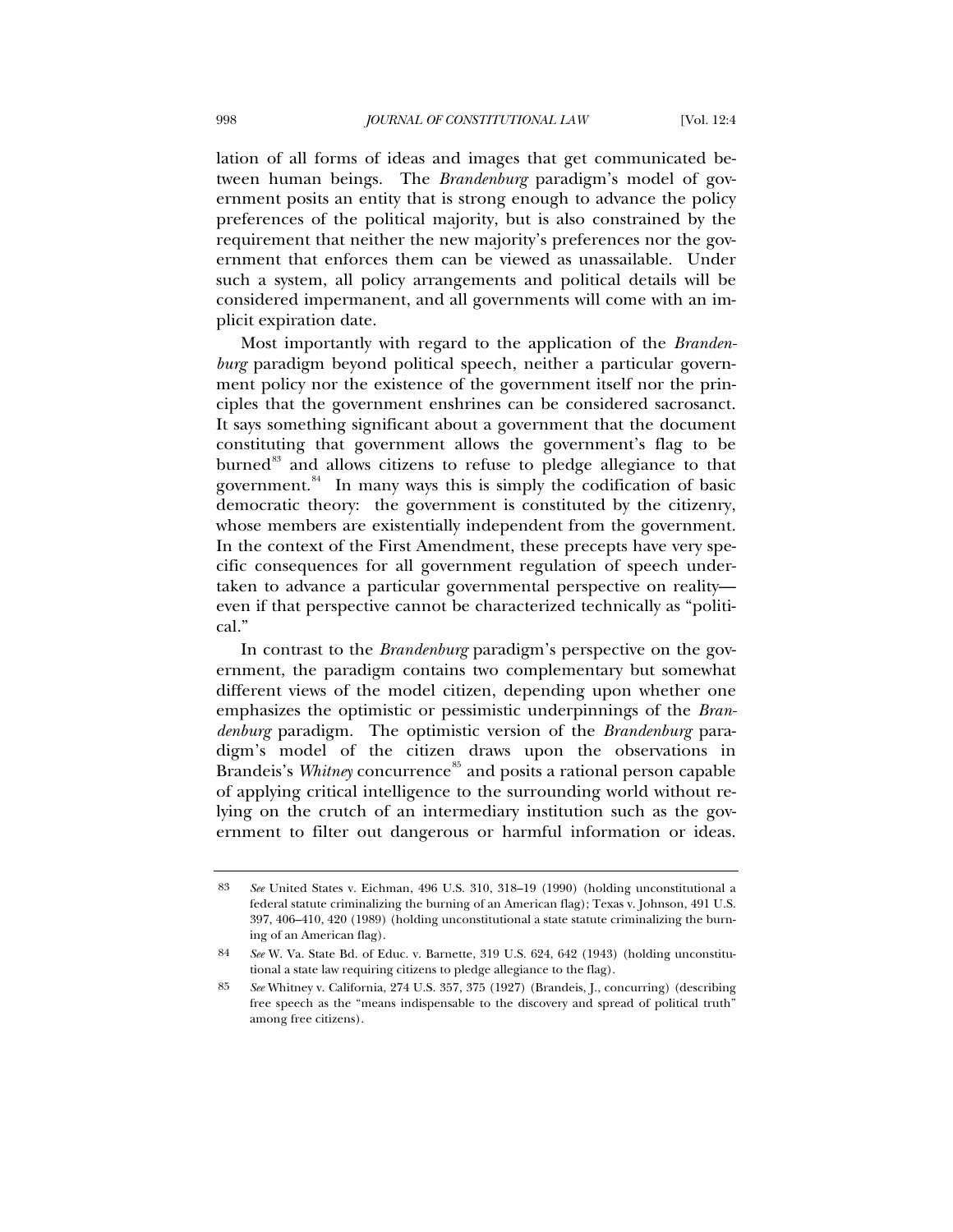lation of all forms of ideas and images that get communicated between human beings. The *Brandenburg* paradigm's model of government posits an entity that is strong enough to advance the policy preferences of the political majority, but is also constrained by the requirement that neither the new majority's preferences nor the government that enforces them can be viewed as unassailable. Under such a system, all policy arrangements and political details will be considered impermanent, and all governments will come with an implicit expiration date.

Most importantly with regard to the application of the *Brandenburg* paradigm beyond political speech, neither a particular government policy nor the existence of the government itself nor the principles that the government enshrines can be considered sacrosanct. It says something significant about a government that the document constituting that government allows the government's flag to be burned[83] and allows citizens to refuse to pledge allegiance to that government.[84] In many ways this is simply the codification of basic democratic theory: the government is constituted by the citizenry, whose members are existentially independent from the government. In the context of the First Amendment, these precepts have very specific consequences for all government regulation of speech undertaken to advance a particular governmental perspective on reality—even if that perspective cannot be characterized technically as "political."

In contrast to the *Brandenburg* paradigm's perspective on the government, the paradigm contains two complementary but somewhat different views of the model citizen, depending upon whether one emphasizes the optimistic or pessimistic underpinnings of the *Brandenburg* paradigm. The optimistic version of the *Brandenburg* paradigm's model of the citizen draws upon the observations in Brandeis's *Whitney* concurrence[85] and posits a rational person capable of applying critical intelligence to the surrounding world without relying on the crutch of an intermediary institution such as the government to filter out dangerous or harmful information or ideas.

---

83 *See* United States v. Eichman, 496 U.S. 310, 318–19 (1990) (holding unconstitutional a federal statute criminalizing the burning of an American flag); Texas v. Johnson, 491 U.S. 397, 406–410, 420 (1989) (holding unconstitutional a state statute criminalizing the burning of an American flag).

84 *See* W. Va. State Bd. of Educ. v. Barnette, 319 U.S. 624, 642 (1943) (holding unconstitutional a state law requiring citizens to pledge allegiance to the flag).

85 *See* Whitney v. California, 274 U.S. 357, 375 (1927) (Brandeis, J., concurring) (describing free speech as the "means indispensable to the discovery and spread of political truth" among free citizens).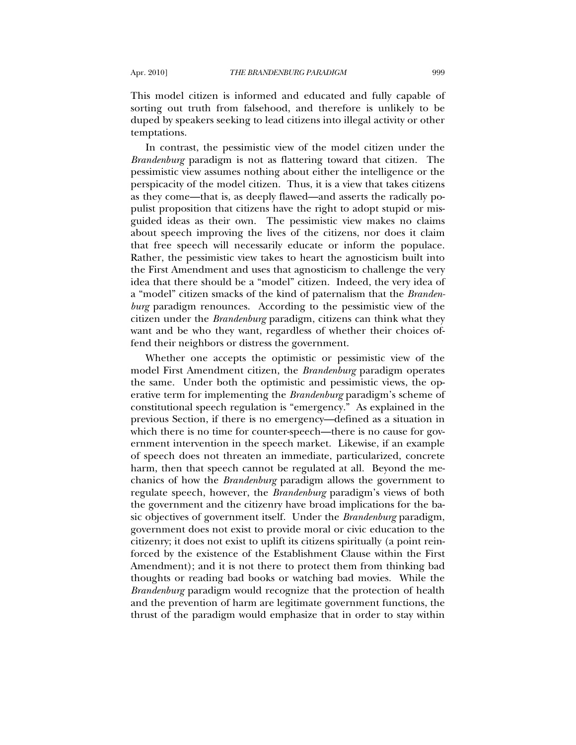This model citizen is informed and educated and fully capable of sorting out truth from falsehood, and therefore is unlikely to be duped by speakers seeking to lead citizens into illegal activity or other temptations.

In contrast, the pessimistic view of the model citizen under the *Brandenburg* paradigm is not as flattering toward that citizen. The pessimistic view assumes nothing about either the intelligence or the perspicacity of the model citizen. Thus, it is a view that takes citizens as they come—that is, as deeply flawed—and asserts the radically populist proposition that citizens have the right to adopt stupid or misguided ideas as their own. The pessimistic view makes no claims about speech improving the lives of the citizens, nor does it claim that free speech will necessarily educate or inform the populace. Rather, the pessimistic view takes to heart the agnosticism built into the First Amendment and uses that agnosticism to challenge the very idea that there should be a "model" citizen. Indeed, the very idea of a "model" citizen smacks of the kind of paternalism that the *Brandenburg* paradigm renounces. According to the pessimistic view of the citizen under the *Brandenburg* paradigm, citizens can think what they want and be who they want, regardless of whether their choices offend their neighbors or distress the government.

Whether one accepts the optimistic or pessimistic view of the model First Amendment citizen, the *Brandenburg* paradigm operates the same. Under both the optimistic and pessimistic views, the operative term for implementing the *Brandenburg* paradigm's scheme of constitutional speech regulation is "emergency." As explained in the previous Section, if there is no emergency—defined as a situation in which there is no time for counter-speech—there is no cause for government intervention in the speech market. Likewise, if an example of speech does not threaten an immediate, particularized, concrete harm, then that speech cannot be regulated at all. Beyond the mechanics of how the *Brandenburg* paradigm allows the government to regulate speech, however, the *Brandenburg* paradigm's views of both the government and the citizenry have broad implications for the basic objectives of government itself. Under the *Brandenburg* paradigm, government does not exist to provide moral or civic education to the citizenry; it does not exist to uplift its citizens spiritually (a point reinforced by the existence of the Establishment Clause within the First Amendment); and it is not there to protect them from thinking bad thoughts or reading bad books or watching bad movies. While the *Brandenburg* paradigm would recognize that the protection of health and the prevention of harm are legitimate government functions, the thrust of the paradigm would emphasize that in order to stay within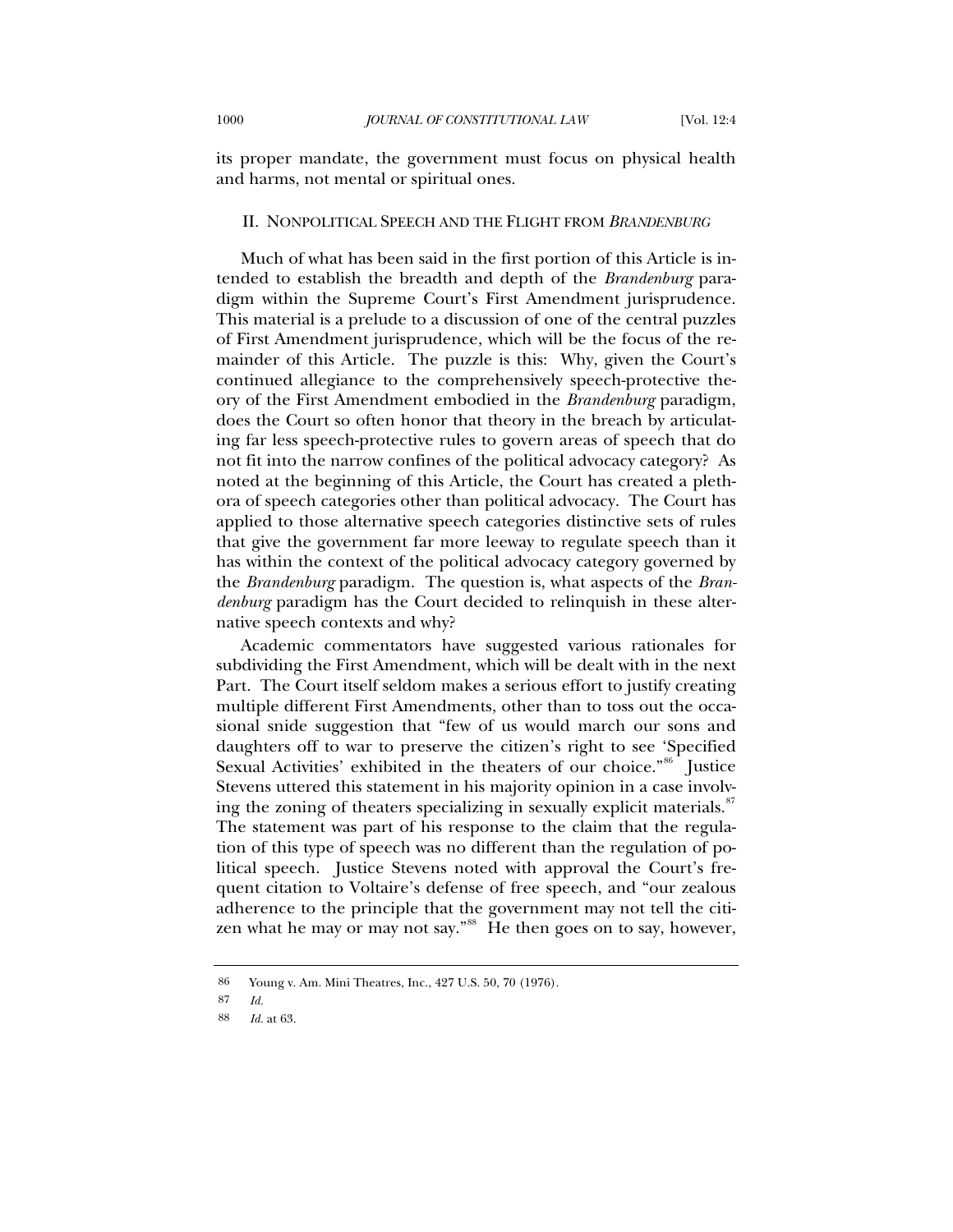its proper mandate, the government must focus on physical health and harms, not mental or spiritual ones.

## II. NONPOLITICAL SPEECH AND THE FLIGHT FROM *BRANDENBURG*

Much of what has been said in the first portion of this Article is intended to establish the breadth and depth of the *Brandenburg* paradigm within the Supreme Court's First Amendment jurisprudence. This material is a prelude to a discussion of one of the central puzzles of First Amendment jurisprudence, which will be the focus of the remainder of this Article. The puzzle is this: Why, given the Court's continued allegiance to the comprehensively speech-protective theory of the First Amendment embodied in the *Brandenburg* paradigm, does the Court so often honor that theory in the breach by articulating far less speech-protective rules to govern areas of speech that do not fit into the narrow confines of the political advocacy category? As noted at the beginning of this Article, the Court has created a plethora of speech categories other than political advocacy. The Court has applied to those alternative speech categories distinctive sets of rules that give the government far more leeway to regulate speech than it has within the context of the political advocacy category governed by the *Brandenburg* paradigm. The question is, what aspects of the *Brandenburg* paradigm has the Court decided to relinquish in these alternative speech contexts and why?

Academic commentators have suggested various rationales for subdividing the First Amendment, which will be dealt with in the next Part. The Court itself seldom makes a serious effort to justify creating multiple different First Amendments, other than to toss out the occasional snide suggestion that "few of us would march our sons and daughters off to war to preserve the citizen's right to see 'Specified Sexual Activities' exhibited in the theaters of our choice."[86] Justice Stevens uttered this statement in his majority opinion in a case involving the zoning of theaters specializing in sexually explicit materials.[87] The statement was part of his response to the claim that the regulation of this type of speech was no different than the regulation of political speech. Justice Stevens noted with approval the Court's frequent citation to Voltaire's defense of free speech, and "our zealous adherence to the principle that the government may not tell the citizen what he may or may not say."[88] He then goes on to say, however,

---

86 Young v. Am. Mini Theatres, Inc., 427 U.S. 50, 70 (1976).

87 *Id.*

88 *Id.* at 63.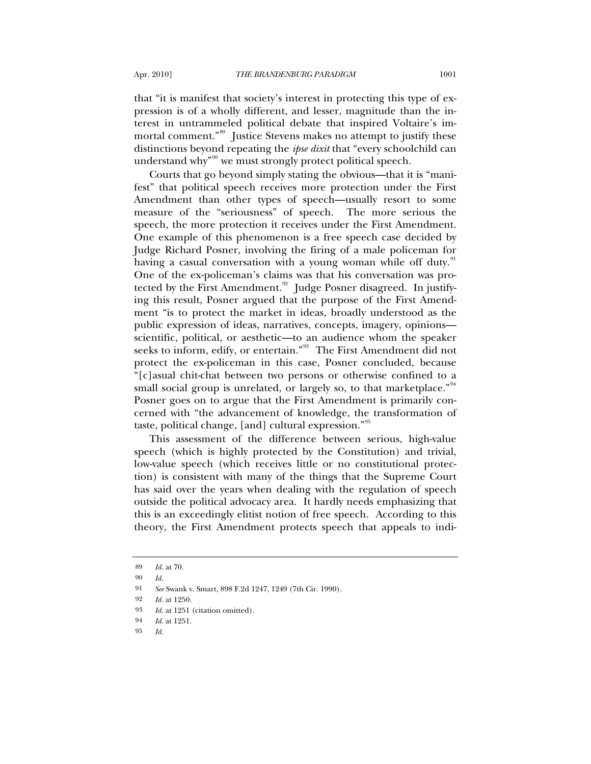that "it is manifest that society's interest in protecting this type of expression is of a wholly different, and lesser, magnitude than the interest in untrammeled political debate that inspired Voltaire's immortal comment."[89] Justice Stevens makes no attempt to justify these distinctions beyond repeating the *ipse dixit* that "every schoolchild can understand why"[90] we must strongly protect political speech.

Courts that go beyond simply stating the obvious—that it is "manifest" that political speech receives more protection under the First Amendment than other types of speech—usually resort to some measure of the "seriousness" of speech. The more serious the speech, the more protection it receives under the First Amendment. One example of this phenomenon is a free speech case decided by Judge Richard Posner, involving the firing of a male policeman for having a casual conversation with a young woman while off duty.[91] One of the ex-policeman's claims was that his conversation was protected by the First Amendment.[92] Judge Posner disagreed. In justifying this result, Posner argued that the purpose of the First Amendment "is to protect the market in ideas, broadly understood as the public expression of ideas, narratives, concepts, imagery, opinions—scientific, political, or aesthetic—to an audience whom the speaker seeks to inform, edify, or entertain."[93] The First Amendment did not protect the ex-policeman in this case, Posner concluded, because "[c]asual chit-chat between two persons or otherwise confined to a small social group is unrelated, or largely so, to that marketplace."[94] Posner goes on to argue that the First Amendment is primarily concerned with "the advancement of knowledge, the transformation of taste, political change, [and] cultural expression."[95]

This assessment of the difference between serious, high-value speech (which is highly protected by the Constitution) and trivial, low-value speech (which receives little or no constitutional protection) is consistent with many of the things that the Supreme Court has said over the years when dealing with the regulation of speech outside the political advocacy area. It hardly needs emphasizing that this is an exceedingly elitist notion of free speech. According to this theory, the First Amendment protects speech that appeals to indi-

---

89 *Id.* at 70.

90 *Id.*

91 *See* Swank v. Smart, 898 F.2d 1247, 1249 (7th Cir. 1990).

92 *Id.* at 1250.

93 *Id.* at 1251 (citation omitted).

94 *Id.* at 1251.

95 *Id.*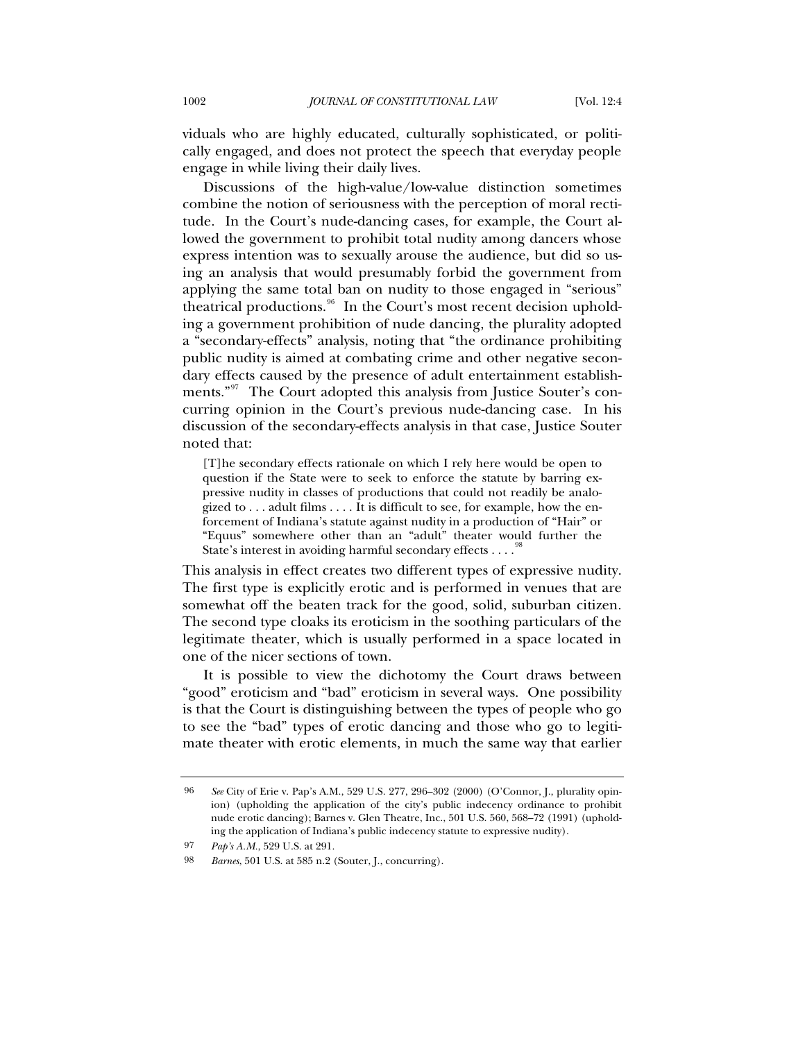viduals who are highly educated, culturally sophisticated, or politically engaged, and does not protect the speech that everyday people engage in while living their daily lives.

Discussions of the high-value/low-value distinction sometimes combine the notion of seriousness with the perception of moral rectitude. In the Court's nude-dancing cases, for example, the Court allowed the government to prohibit total nudity among dancers whose express intention was to sexually arouse the audience, but did so using an analysis that would presumably forbid the government from applying the same total ban on nudity to those engaged in "serious" theatrical productions.[96] In the Court's most recent decision upholding a government prohibition of nude dancing, the plurality adopted a "secondary-effects" analysis, noting that "the ordinance prohibiting public nudity is aimed at combating crime and other negative secondary effects caused by the presence of adult entertainment establishments."[97] The Court adopted this analysis from Justice Souter's concurring opinion in the Court's previous nude-dancing case. In his discussion of the secondary-effects analysis in that case, Justice Souter noted that:

> [T]he secondary effects rationale on which I rely here would be open to question if the State were to seek to enforce the statute by barring expressive nudity in classes of productions that could not readily be analogized to . . . adult films . . . . It is difficult to see, for example, how the enforcement of Indiana's statute against nudity in a production of "Hair" or "Equus" somewhere other than an "adult" theater would further the State's interest in avoiding harmful secondary effects . . . .[98]

This analysis in effect creates two different types of expressive nudity. The first type is explicitly erotic and is performed in venues that are somewhat off the beaten track for the good, solid, suburban citizen. The second type cloaks its eroticism in the soothing particulars of the legitimate theater, which is usually performed in a space located in one of the nicer sections of town.

It is possible to view the dichotomy the Court draws between "good" eroticism and "bad" eroticism in several ways. One possibility is that the Court is distinguishing between the types of people who go to see the "bad" types of erotic dancing and those who go to legitimate theater with erotic elements, in much the same way that earlier

---

96 *See* City of Erie v. Pap's A.M., 529 U.S. 277, 296–302 (2000) (O'Connor, J., plurality opinion) (upholding the application of the city's public indecency ordinance to prohibit nude erotic dancing); Barnes v. Glen Theatre, Inc., 501 U.S. 560, 568–72 (1991) (upholding the application of Indiana's public indecency statute to expressive nudity).

97 *Pap's A.M.*, 529 U.S. at 291.

98 *Barnes*, 501 U.S. at 585 n.2 (Souter, J., concurring).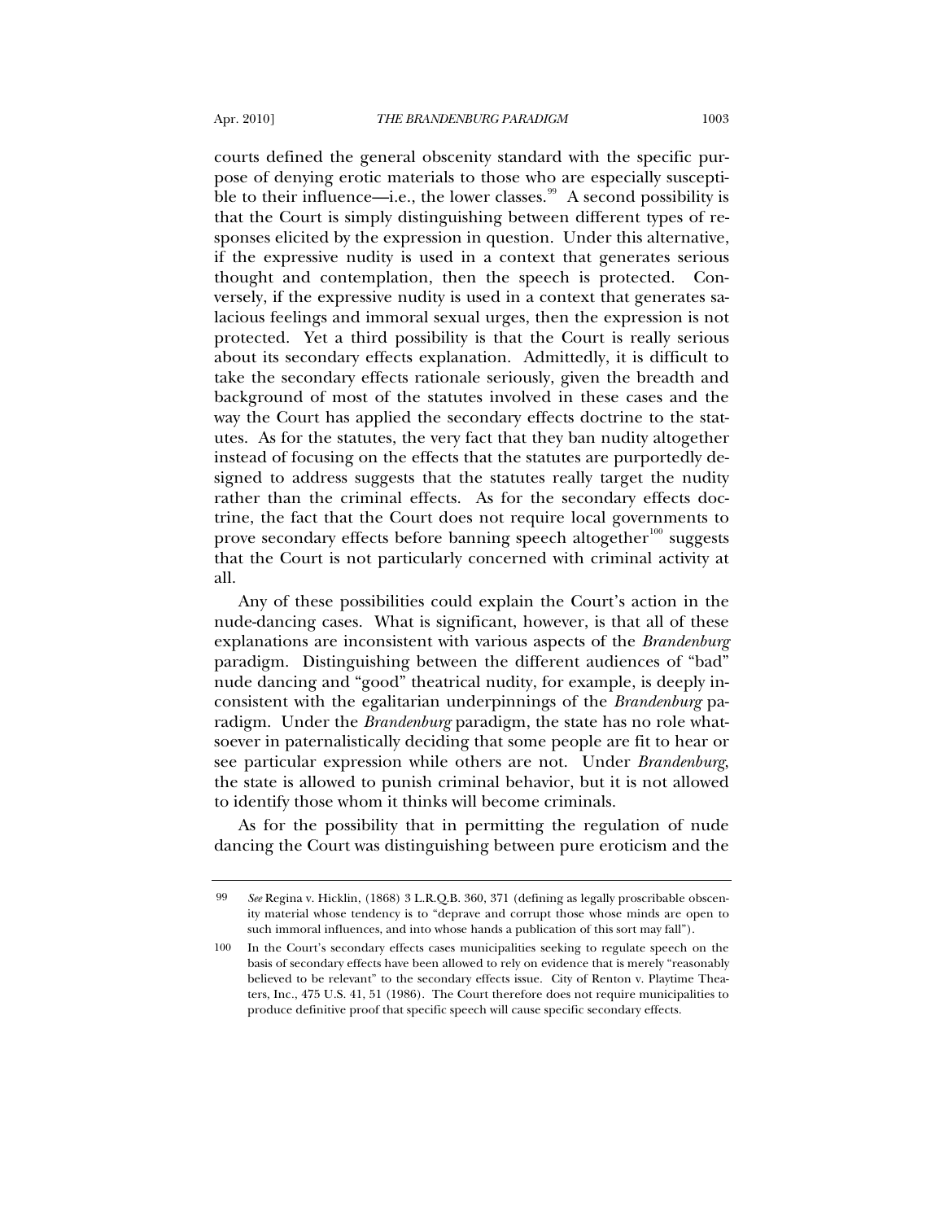courts defined the general obscenity standard with the specific purpose of denying erotic materials to those who are especially susceptible to their influence—i.e., the lower classes.[99] A second possibility is that the Court is simply distinguishing between different types of responses elicited by the expression in question. Under this alternative, if the expressive nudity is used in a context that generates serious thought and contemplation, then the speech is protected. Conversely, if the expressive nudity is used in a context that generates salacious feelings and immoral sexual urges, then the expression is not protected. Yet a third possibility is that the Court is really serious about its secondary effects explanation. Admittedly, it is difficult to take the secondary effects rationale seriously, given the breadth and background of most of the statutes involved in these cases and the way the Court has applied the secondary effects doctrine to the statutes. As for the statutes, the very fact that they ban nudity altogether instead of focusing on the effects that the statutes are purportedly designed to address suggests that the statutes really target the nudity rather than the criminal effects. As for the secondary effects doctrine, the fact that the Court does not require local governments to prove secondary effects before banning speech altogether[100] suggests that the Court is not particularly concerned with criminal activity at all.

Any of these possibilities could explain the Court's action in the nude-dancing cases. What is significant, however, is that all of these explanations are inconsistent with various aspects of the *Brandenburg* paradigm. Distinguishing between the different audiences of "bad" nude dancing and "good" theatrical nudity, for example, is deeply inconsistent with the egalitarian underpinnings of the *Brandenburg* paradigm. Under the *Brandenburg* paradigm, the state has no role whatsoever in paternalistically deciding that some people are fit to hear or see particular expression while others are not. Under *Brandenburg*, the state is allowed to punish criminal behavior, but it is not allowed to identify those whom it thinks will become criminals.

As for the possibility that in permitting the regulation of nude dancing the Court was distinguishing between pure eroticism and the

---

99 *See* Regina v. Hicklin, (1868) 3 L.R.Q.B. 360, 371 (defining as legally proscribable obscenity material whose tendency is to "deprave and corrupt those whose minds are open to such immoral influences, and into whose hands a publication of this sort may fall").

100 In the Court's secondary effects cases municipalities seeking to regulate speech on the basis of secondary effects have been allowed to rely on evidence that is merely "reasonably believed to be relevant" to the secondary effects issue. City of Renton v. Playtime Theaters, Inc., 475 U.S. 41, 51 (1986). The Court therefore does not require municipalities to produce definitive proof that specific speech will cause specific secondary effects.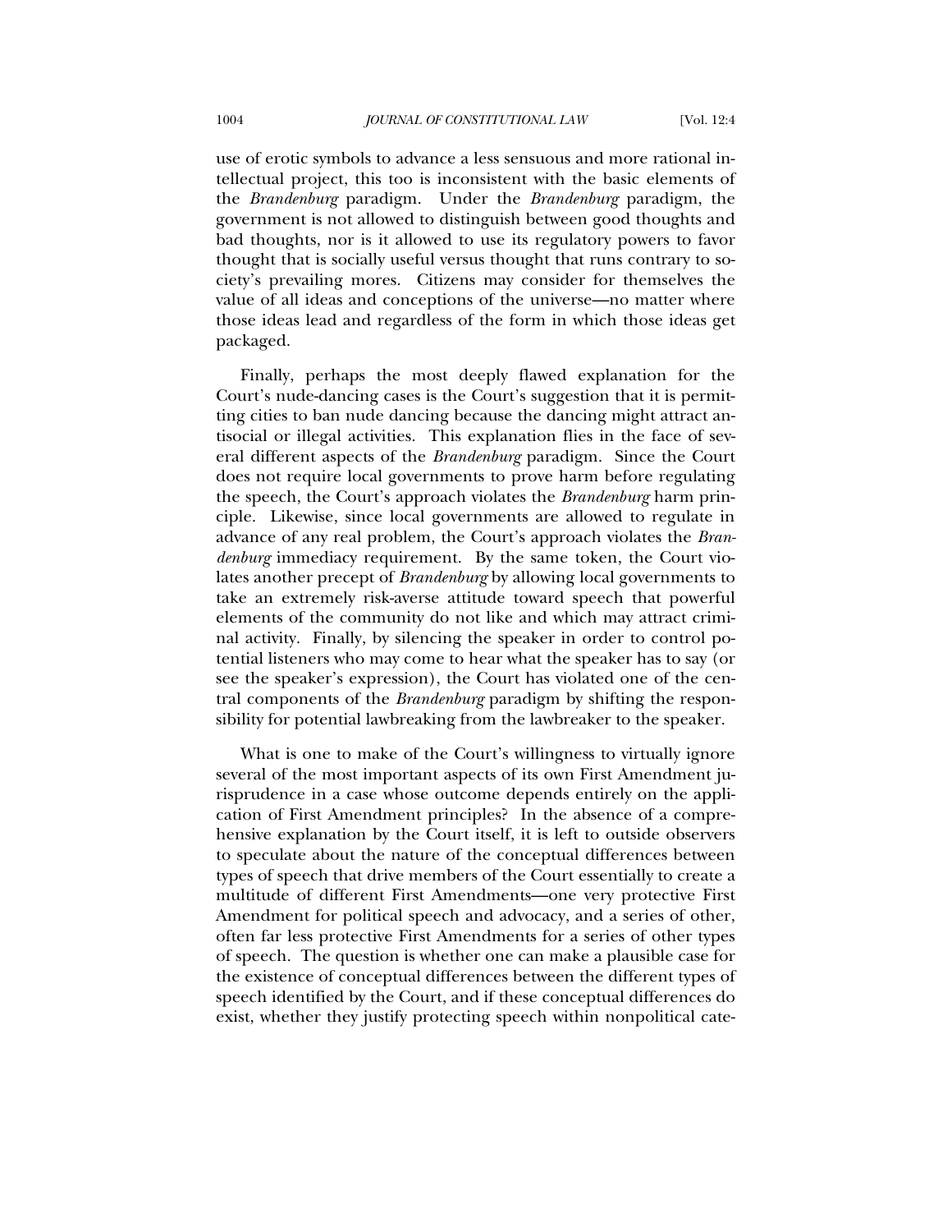use of erotic symbols to advance a less sensuous and more rational intellectual project, this too is inconsistent with the basic elements of the *Brandenburg* paradigm. Under the *Brandenburg* paradigm, the government is not allowed to distinguish between good thoughts and bad thoughts, nor is it allowed to use its regulatory powers to favor thought that is socially useful versus thought that runs contrary to society's prevailing mores. Citizens may consider for themselves the value of all ideas and conceptions of the universe—no matter where those ideas lead and regardless of the form in which those ideas get packaged.

Finally, perhaps the most deeply flawed explanation for the Court's nude-dancing cases is the Court's suggestion that it is permitting cities to ban nude dancing because the dancing might attract antisocial or illegal activities. This explanation flies in the face of several different aspects of the *Brandenburg* paradigm. Since the Court does not require local governments to prove harm before regulating the speech, the Court's approach violates the *Brandenburg* harm principle. Likewise, since local governments are allowed to regulate in advance of any real problem, the Court's approach violates the *Brandenburg* immediacy requirement. By the same token, the Court violates another precept of *Brandenburg* by allowing local governments to take an extremely risk-averse attitude toward speech that powerful elements of the community do not like and which may attract criminal activity. Finally, by silencing the speaker in order to control potential listeners who may come to hear what the speaker has to say (or see the speaker's expression), the Court has violated one of the central components of the *Brandenburg* paradigm by shifting the responsibility for potential lawbreaking from the lawbreaker to the speaker.

What is one to make of the Court's willingness to virtually ignore several of the most important aspects of its own First Amendment jurisprudence in a case whose outcome depends entirely on the application of First Amendment principles? In the absence of a comprehensive explanation by the Court itself, it is left to outside observers to speculate about the nature of the conceptual differences between types of speech that drive members of the Court essentially to create a multitude of different First Amendments—one very protective First Amendment for political speech and advocacy, and a series of other, often far less protective First Amendments for a series of other types of speech. The question is whether one can make a plausible case for the existence of conceptual differences between the different types of speech identified by the Court, and if these conceptual differences do exist, whether they justify protecting speech within nonpolitical cate-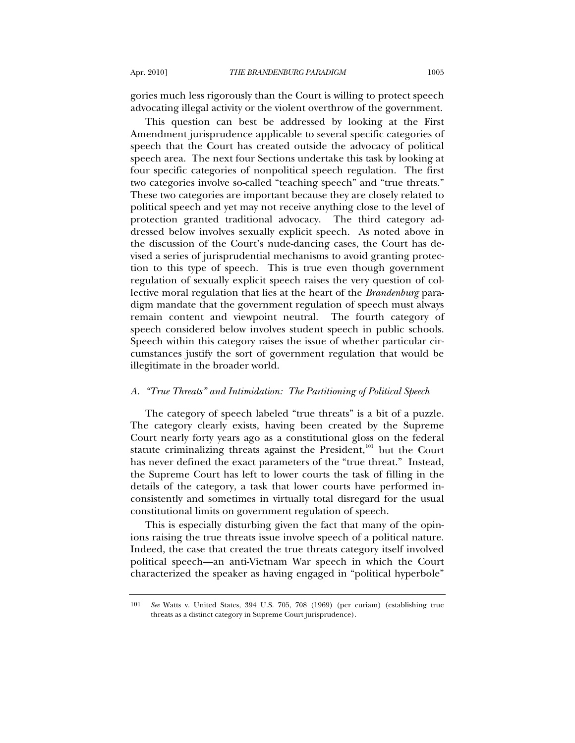gories much less rigorously than the Court is willing to protect speech advocating illegal activity or the violent overthrow of the government.

This question can best be addressed by looking at the First Amendment jurisprudence applicable to several specific categories of speech that the Court has created outside the advocacy of political speech area. The next four Sections undertake this task by looking at four specific categories of nonpolitical speech regulation. The first two categories involve so-called "teaching speech" and "true threats." These two categories are important because they are closely related to political speech and yet may not receive anything close to the level of protection granted traditional advocacy. The third category addressed below involves sexually explicit speech. As noted above in the discussion of the Court's nude-dancing cases, the Court has devised a series of jurisprudential mechanisms to avoid granting protection to this type of speech. This is true even though government regulation of sexually explicit speech raises the very question of collective moral regulation that lies at the heart of the *Brandenburg* paradigm mandate that the government regulation of speech must always remain content and viewpoint neutral. The fourth category of speech considered below involves student speech in public schools. Speech within this category raises the issue of whether particular circumstances justify the sort of government regulation that would be illegitimate in the broader world.

### *A. "True Threats" and Intimidation: The Partitioning of Political Speech*

The category of speech labeled "true threats" is a bit of a puzzle. The category clearly exists, having been created by the Supreme Court nearly forty years ago as a constitutional gloss on the federal statute criminalizing threats against the President,[101] but the Court has never defined the exact parameters of the "true threat." Instead, the Supreme Court has left to lower courts the task of filling in the details of the category, a task that lower courts have performed inconsistently and sometimes in virtually total disregard for the usual constitutional limits on government regulation of speech.

This is especially disturbing given the fact that many of the opinions raising the true threats issue involve speech of a political nature. Indeed, the case that created the true threats category itself involved political speech—an anti-Vietnam War speech in which the Court characterized the speaker as having engaged in "political hyperbole"

---

101 *See* Watts v. United States, 394 U.S. 705, 708 (1969) (per curiam) (establishing true threats as a distinct category in Supreme Court jurisprudence).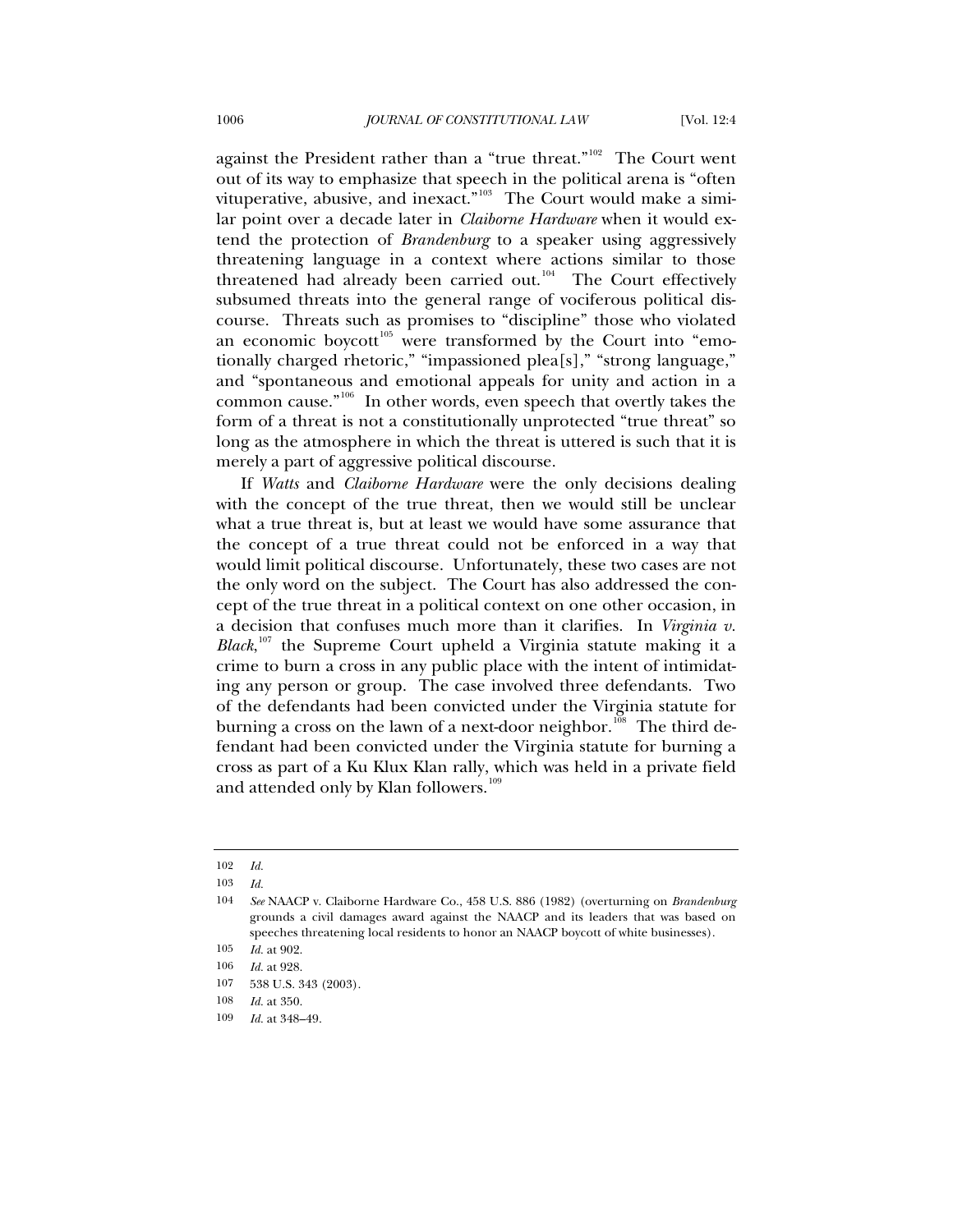against the President rather than a "true threat."[102] The Court went out of its way to emphasize that speech in the political arena is "often vituperative, abusive, and inexact."[103] The Court would make a similar point over a decade later in *Claiborne Hardware* when it would extend the protection of *Brandenburg* to a speaker using aggressively threatening language in a context where actions similar to those threatened had already been carried out.[104] The Court effectively subsumed threats into the general range of vociferous political discourse. Threats such as promises to "discipline" those who violated an economic boycott[105] were transformed by the Court into "emotionally charged rhetoric," "impassioned plea[s]," "strong language," and "spontaneous and emotional appeals for unity and action in a common cause."[106] In other words, even speech that overtly takes the form of a threat is not a constitutionally unprotected "true threat" so long as the atmosphere in which the threat is uttered is such that it is merely a part of aggressive political discourse.

If *Watts* and *Claiborne Hardware* were the only decisions dealing with the concept of the true threat, then we would still be unclear what a true threat is, but at least we would have some assurance that the concept of a true threat could not be enforced in a way that would limit political discourse. Unfortunately, these two cases are not the only word on the subject. The Court has also addressed the concept of the true threat in a political context on one other occasion, in a decision that confuses much more than it clarifies. In *Virginia v. Black*,[107] the Supreme Court upheld a Virginia statute making it a crime to burn a cross in any public place with the intent of intimidating any person or group. The case involved three defendants. Two of the defendants had been convicted under the Virginia statute for burning a cross on the lawn of a next-door neighbor.[108] The third defendant had been convicted under the Virginia statute for burning a cross as part of a Ku Klux Klan rally, which was held in a private field and attended only by Klan followers.[109]

---

102 *Id.*

103 *Id.*

104 *See* NAACP v. Claiborne Hardware Co., 458 U.S. 886 (1982) (overturning on *Brandenburg* grounds a civil damages award against the NAACP and its leaders that was based on speeches threatening local residents to honor an NAACP boycott of white businesses).

105 *Id.* at 902.

106 *Id.* at 928.

107 538 U.S. 343 (2003).

108 *Id.* at 350.

109 *Id.* at 348–49.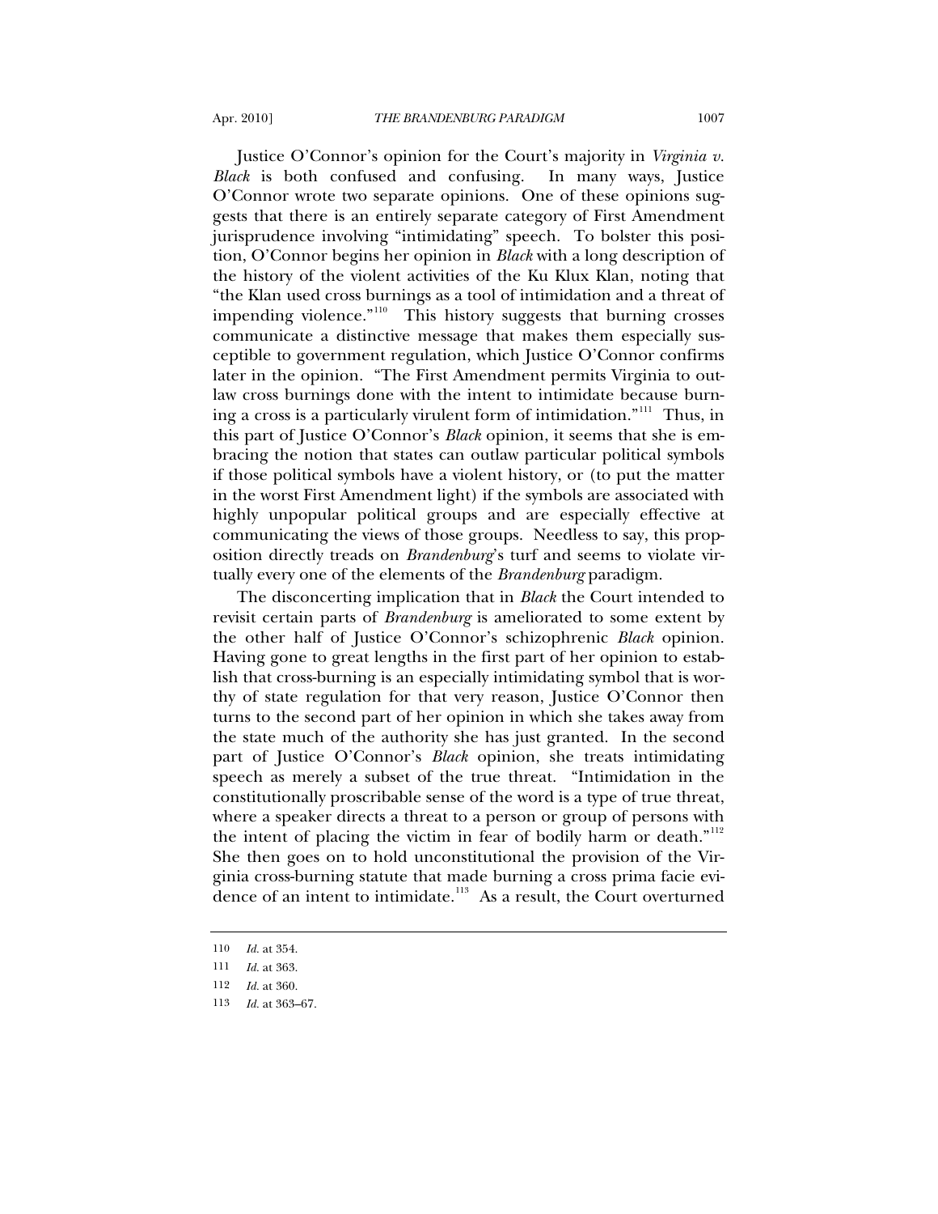Justice O'Connor's opinion for the Court's majority in *Virginia v. Black* is both confused and confusing. In many ways, Justice O'Connor wrote two separate opinions. One of these opinions suggests that there is an entirely separate category of First Amendment jurisprudence involving "intimidating" speech. To bolster this position, O'Connor begins her opinion in *Black* with a long description of the history of the violent activities of the Ku Klux Klan, noting that "the Klan used cross burnings as a tool of intimidation and a threat of impending violence."[110] This history suggests that burning crosses communicate a distinctive message that makes them especially susceptible to government regulation, which Justice O'Connor confirms later in the opinion. "The First Amendment permits Virginia to outlaw cross burnings done with the intent to intimidate because burning a cross is a particularly virulent form of intimidation."[111] Thus, in this part of Justice O'Connor's *Black* opinion, it seems that she is embracing the notion that states can outlaw particular political symbols if those political symbols have a violent history, or (to put the matter in the worst First Amendment light) if the symbols are associated with highly unpopular political groups and are especially effective at communicating the views of those groups. Needless to say, this proposition directly treads on *Brandenburg*'s turf and seems to violate virtually every one of the elements of the *Brandenburg* paradigm.

The disconcerting implication that in *Black* the Court intended to revisit certain parts of *Brandenburg* is ameliorated to some extent by the other half of Justice O'Connor's schizophrenic *Black* opinion. Having gone to great lengths in the first part of her opinion to establish that cross-burning is an especially intimidating symbol that is worthy of state regulation for that very reason, Justice O'Connor then turns to the second part of her opinion in which she takes away from the state much of the authority she has just granted. In the second part of Justice O'Connor's *Black* opinion, she treats intimidating speech as merely a subset of the true threat. "Intimidation in the constitutionally proscribable sense of the word is a type of true threat, where a speaker directs a threat to a person or group of persons with the intent of placing the victim in fear of bodily harm or death."[112] She then goes on to hold unconstitutional the provision of the Virginia cross-burning statute that made burning a cross prima facie evidence of an intent to intimidate.[113] As a result, the Court overturned

110 *Id.* at 354.

111 *Id.* at 363.

112 *Id.* at 360.

113 *Id.* at 363–67.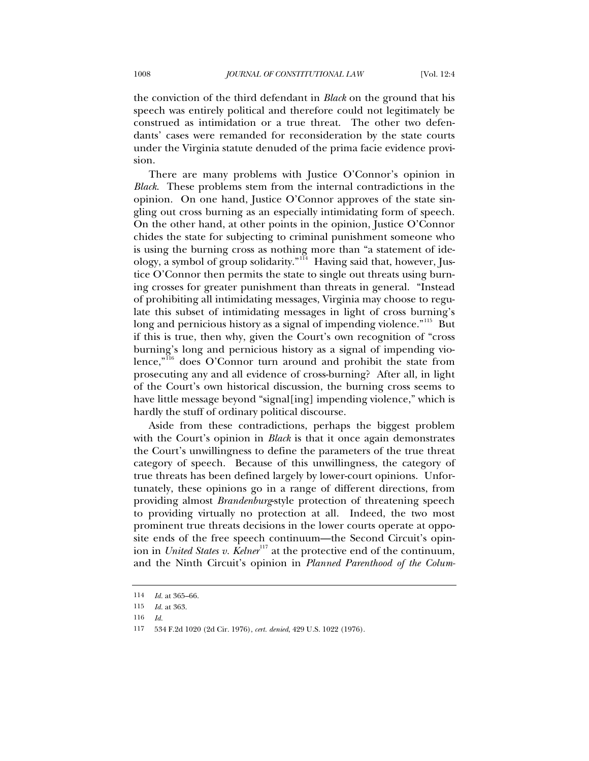the conviction of the third defendant in *Black* on the ground that his speech was entirely political and therefore could not legitimately be construed as intimidation or a true threat. The other two defendants' cases were remanded for reconsideration by the state courts under the Virginia statute denuded of the prima facie evidence provision.

There are many problems with Justice O'Connor's opinion in *Black*. These problems stem from the internal contradictions in the opinion. On one hand, Justice O'Connor approves of the state singling out cross burning as an especially intimidating form of speech. On the other hand, at other points in the opinion, Justice O'Connor chides the state for subjecting to criminal punishment someone who is using the burning cross as nothing more than "a statement of ideology, a symbol of group solidarity."[114] Having said that, however, Justice O'Connor then permits the state to single out threats using burning crosses for greater punishment than threats in general. "Instead of prohibiting all intimidating messages, Virginia may choose to regulate this subset of intimidating messages in light of cross burning's long and pernicious history as a signal of impending violence."[115] But if this is true, then why, given the Court's own recognition of "cross burning's long and pernicious history as a signal of impending violence,"[116] does O'Connor turn around and prohibit the state from prosecuting any and all evidence of cross-burning? After all, in light of the Court's own historical discussion, the burning cross seems to have little message beyond "signal[ing] impending violence," which is hardly the stuff of ordinary political discourse.

Aside from these contradictions, perhaps the biggest problem with the Court's opinion in *Black* is that it once again demonstrates the Court's unwillingness to define the parameters of the true threat category of speech. Because of this unwillingness, the category of true threats has been defined largely by lower-court opinions. Unfortunately, these opinions go in a range of different directions, from providing almost *Brandenburg*-style protection of threatening speech to providing virtually no protection at all. Indeed, the two most prominent true threats decisions in the lower courts operate at opposite ends of the free speech continuum—the Second Circuit's opinion in *United States v. Kelner*[117] at the protective end of the continuum, and the Ninth Circuit's opinion in *Planned Parenthood of the Colum-*

---

114 *Id.* at 365–66.

115 *Id.* at 363.

116 *Id.*

117 534 F.2d 1020 (2d Cir. 1976), *cert. denied*, 429 U.S. 1022 (1976).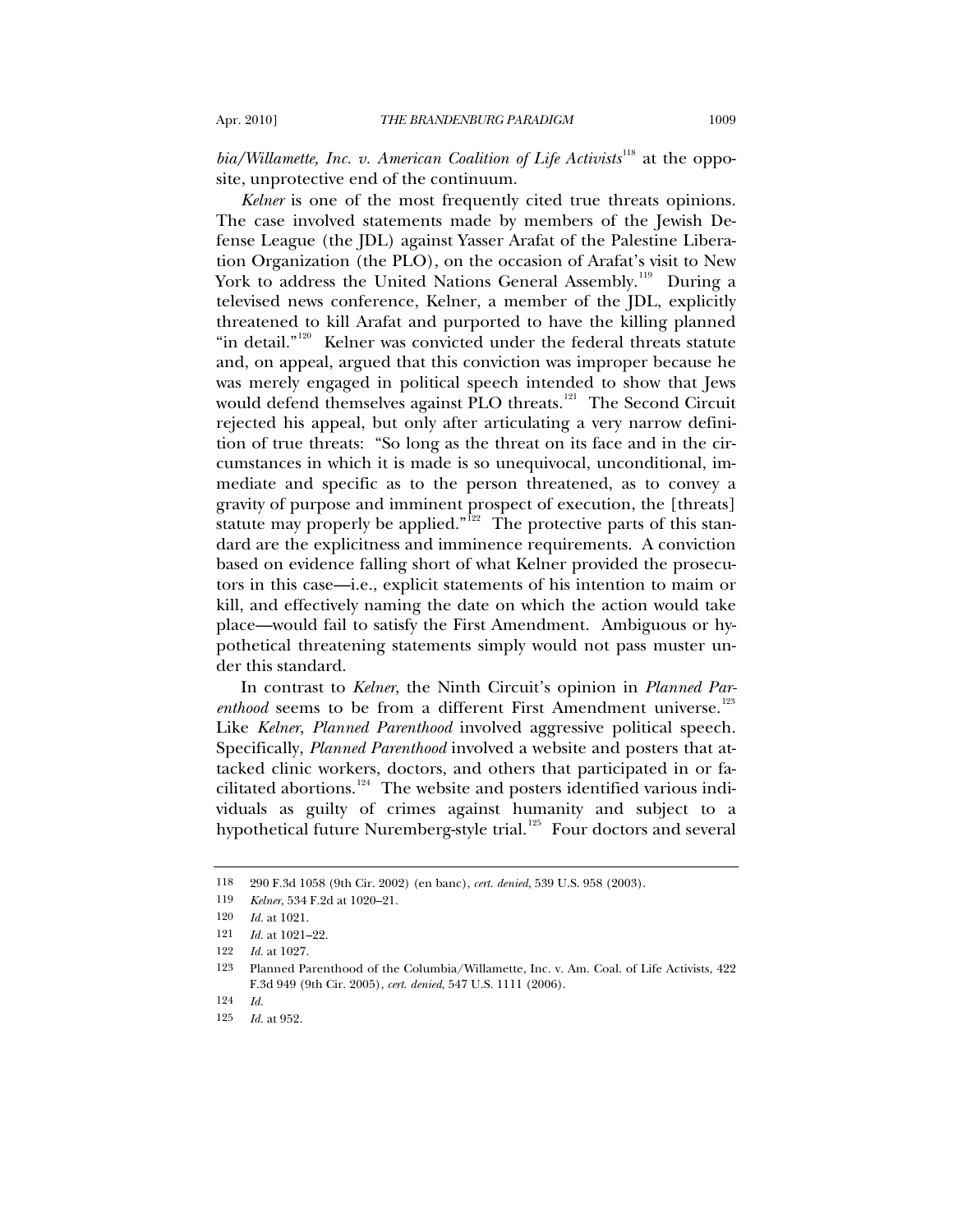*bia/Willamette, Inc. v. American Coalition of Life Activists*[118] at the opposite, unprotective end of the continuum.

*Kelner* is one of the most frequently cited true threats opinions. The case involved statements made by members of the Jewish Defense League (the JDL) against Yasser Arafat of the Palestine Liberation Organization (the PLO), on the occasion of Arafat's visit to New York to address the United Nations General Assembly.[119] During a televised news conference, Kelner, a member of the JDL, explicitly threatened to kill Arafat and purported to have the killing planned "in detail."[120] Kelner was convicted under the federal threats statute and, on appeal, argued that this conviction was improper because he was merely engaged in political speech intended to show that Jews would defend themselves against PLO threats.[121] The Second Circuit rejected his appeal, but only after articulating a very narrow definition of true threats: "So long as the threat on its face and in the circumstances in which it is made is so unequivocal, unconditional, immediate and specific as to the person threatened, as to convey a gravity of purpose and imminent prospect of execution, the [threats] statute may properly be applied."[122] The protective parts of this standard are the explicitness and imminence requirements. A conviction based on evidence falling short of what Kelner provided the prosecutors in this case—i.e., explicit statements of his intention to maim or kill, and effectively naming the date on which the action would take place—would fail to satisfy the First Amendment. Ambiguous or hypothetical threatening statements simply would not pass muster under this standard.

In contrast to *Kelner*, the Ninth Circuit's opinion in *Planned Parenthood* seems to be from a different First Amendment universe.[123] Like *Kelner*, *Planned Parenthood* involved aggressive political speech. Specifically, *Planned Parenthood* involved a website and posters that attacked clinic workers, doctors, and others that participated in or facilitated abortions.[124] The website and posters identified various individuals as guilty of crimes against humanity and subject to a hypothetical future Nuremberg-style trial.[125] Four doctors and several

---

118 290 F.3d 1058 (9th Cir. 2002) (en banc), *cert. denied*, 539 U.S. 958 (2003).

119 *Kelner*, 534 F.2d at 1020–21.

120 *Id.* at 1021.

121 *Id.* at 1021–22.

122 *Id.* at 1027.

123 Planned Parenthood of the Columbia/Willamette, Inc. v. Am. Coal. of Life Activists, 422 F.3d 949 (9th Cir. 2005), *cert. denied*, 547 U.S. 1111 (2006).

124 *Id.*

125 *Id.* at 952.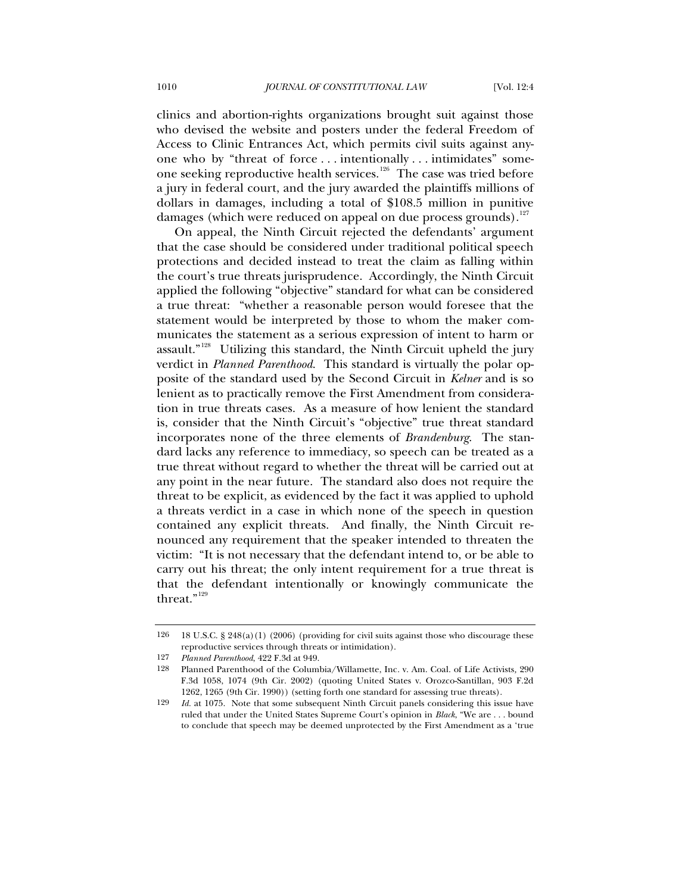clinics and abortion-rights organizations brought suit against those who devised the website and posters under the federal Freedom of Access to Clinic Entrances Act, which permits civil suits against anyone who by "threat of force . . . intentionally . . . intimidates" someone seeking reproductive health services.[126] The case was tried before a jury in federal court, and the jury awarded the plaintiffs millions of dollars in damages, including a total of $108.5 million in punitive damages (which were reduced on appeal on due process grounds).[127]

On appeal, the Ninth Circuit rejected the defendants' argument that the case should be considered under traditional political speech protections and decided instead to treat the claim as falling within the court's true threats jurisprudence. Accordingly, the Ninth Circuit applied the following "objective" standard for what can be considered a true threat: "whether a reasonable person would foresee that the statement would be interpreted by those to whom the maker communicates the statement as a serious expression of intent to harm or assault."[128] Utilizing this standard, the Ninth Circuit upheld the jury verdict in *Planned Parenthood*. This standard is virtually the polar opposite of the standard used by the Second Circuit in *Kelner* and is so lenient as to practically remove the First Amendment from consideration in true threats cases. As a measure of how lenient the standard is, consider that the Ninth Circuit's "objective" true threat standard incorporates none of the three elements of *Brandenburg*. The standard lacks any reference to immediacy, so speech can be treated as a true threat without regard to whether the threat will be carried out at any point in the near future. The standard also does not require the threat to be explicit, as evidenced by the fact it was applied to uphold a threats verdict in a case in which none of the speech in question contained any explicit threats. And finally, the Ninth Circuit renounced any requirement that the speaker intended to threaten the victim: "It is not necessary that the defendant intend to, or be able to carry out his threat; the only intent requirement for a true threat is that the defendant intentionally or knowingly communicate the threat."[129]

---

126 18 U.S.C. § 248(a)(1) (2006) (providing for civil suits against those who discourage these reproductive services through threats or intimidation).

127 *Planned Parenthood*, 422 F.3d at 949.

128 Planned Parenthood of the Columbia/Willamette, Inc. v. Am. Coal. of Life Activists, 290 F.3d 1058, 1074 (9th Cir. 2002) (quoting United States v. Orozco-Santillan, 903 F.2d 1262, 1265 (9th Cir. 1990)) (setting forth one standard for assessing true threats).

129 *Id.* at 1075. Note that some subsequent Ninth Circuit panels considering this issue have ruled that under the United States Supreme Court's opinion in *Black*, "We are . . . bound to conclude that speech may be deemed unprotected by the First Amendment as a 'true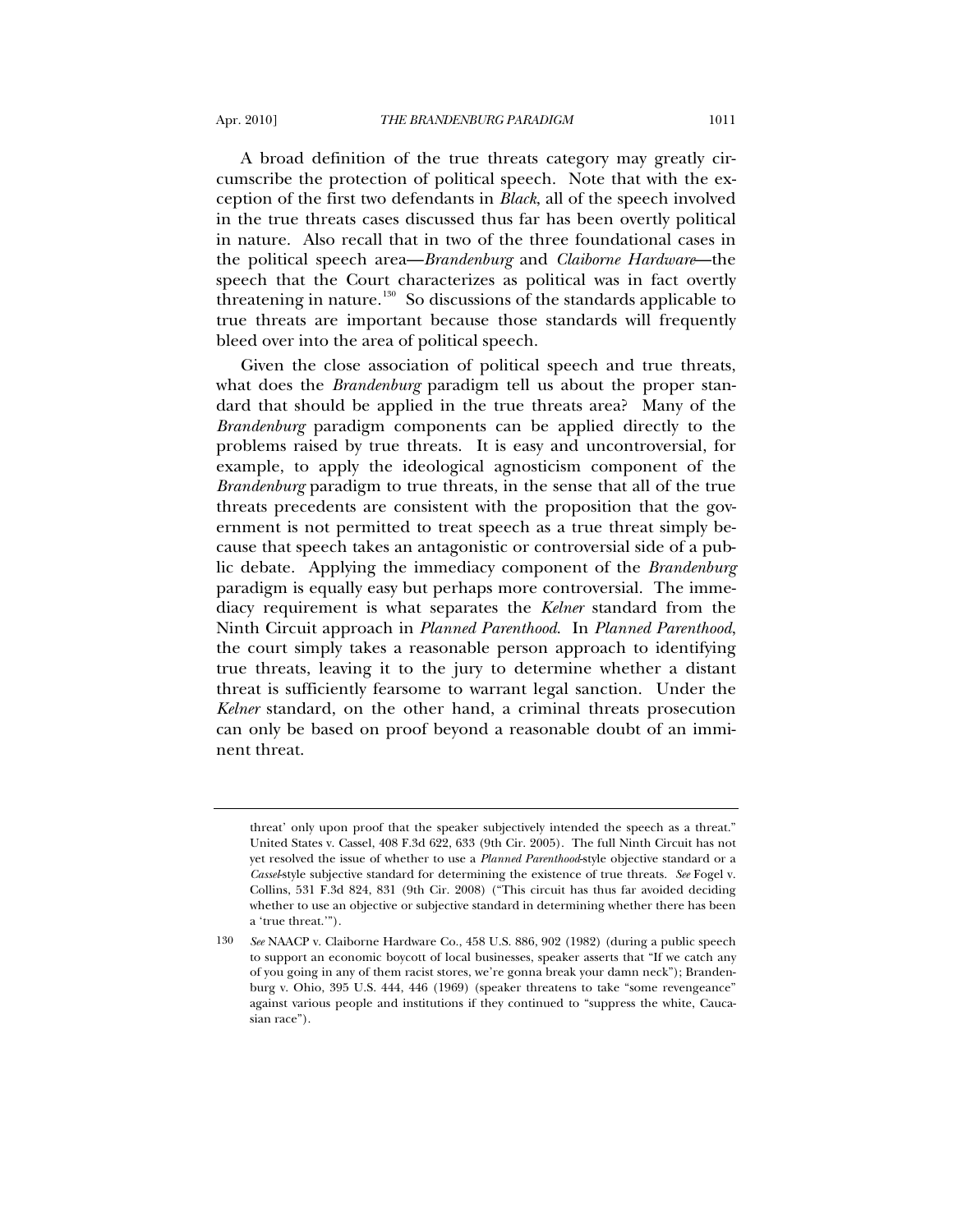A broad definition of the true threats category may greatly circumscribe the protection of political speech. Note that with the exception of the first two defendants in *Black*, all of the speech involved in the true threats cases discussed thus far has been overtly political in nature. Also recall that in two of the three foundational cases in the political speech area—*Brandenburg* and *Claiborne Hardware*—the speech that the Court characterizes as political was in fact overtly threatening in nature.[130] So discussions of the standards applicable to true threats are important because those standards will frequently bleed over into the area of political speech.

Given the close association of political speech and true threats, what does the *Brandenburg* paradigm tell us about the proper standard that should be applied in the true threats area? Many of the *Brandenburg* paradigm components can be applied directly to the problems raised by true threats. It is easy and uncontroversial, for example, to apply the ideological agnosticism component of the *Brandenburg* paradigm to true threats, in the sense that all of the true threats precedents are consistent with the proposition that the government is not permitted to treat speech as a true threat simply because that speech takes an antagonistic or controversial side of a public debate. Applying the immediacy component of the *Brandenburg* paradigm is equally easy but perhaps more controversial. The immediacy requirement is what separates the *Kelner* standard from the Ninth Circuit approach in *Planned Parenthood*. In *Planned Parenthood*, the court simply takes a reasonable person approach to identifying true threats, leaving it to the jury to determine whether a distant threat is sufficiently fearsome to warrant legal sanction. Under the *Kelner* standard, on the other hand, a criminal threats prosecution can only be based on proof beyond a reasonable doubt of an imminent threat.

---

threat' only upon proof that the speaker subjectively intended the speech as a threat." United States v. Cassel, 408 F.3d 622, 633 (9th Cir. 2005). The full Ninth Circuit has not yet resolved the issue of whether to use a *Planned Parenthood*-style objective standard or a *Cassel*-style subjective standard for determining the existence of true threats. *See* Fogel v. Collins, 531 F.3d 824, 831 (9th Cir. 2008) ("This circuit has thus far avoided deciding whether to use an objective or subjective standard in determining whether there has been a 'true threat.'").

130 *See* NAACP v. Claiborne Hardware Co., 458 U.S. 886, 902 (1982) (during a public speech to support an economic boycott of local businesses, speaker asserts that "If we catch any of you going in any of them racist stores, we're gonna break your damn neck"); Brandenburg v. Ohio, 395 U.S. 444, 446 (1969) (speaker threatens to take "some revengeance" against various people and institutions if they continued to "suppress the white, Caucasian race").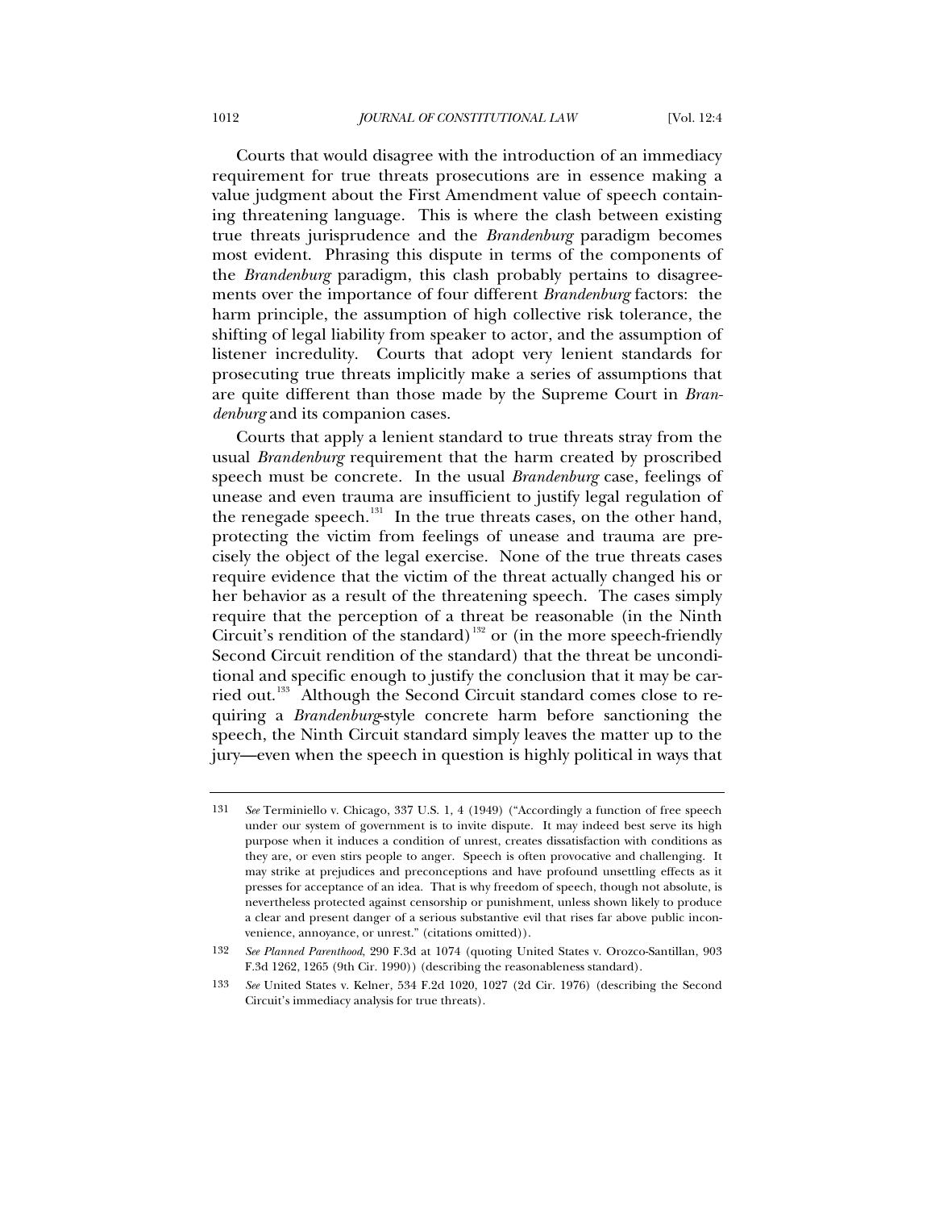Courts that would disagree with the introduction of an immediacy requirement for true threats prosecutions are in essence making a value judgment about the First Amendment value of speech containing threatening language. This is where the clash between existing true threats jurisprudence and the *Brandenburg* paradigm becomes most evident. Phrasing this dispute in terms of the components of the *Brandenburg* paradigm, this clash probably pertains to disagreements over the importance of four different *Brandenburg* factors: the harm principle, the assumption of high collective risk tolerance, the shifting of legal liability from speaker to actor, and the assumption of listener incredulity. Courts that adopt very lenient standards for prosecuting true threats implicitly make a series of assumptions that are quite different than those made by the Supreme Court in *Brandenburg* and its companion cases.

Courts that apply a lenient standard to true threats stray from the usual *Brandenburg* requirement that the harm created by proscribed speech must be concrete. In the usual *Brandenburg* case, feelings of unease and even trauma are insufficient to justify legal regulation of the renegade speech.[131] In the true threats cases, on the other hand, protecting the victim from feelings of unease and trauma are precisely the object of the legal exercise. None of the true threats cases require evidence that the victim of the threat actually changed his or her behavior as a result of the threatening speech. The cases simply require that the perception of a threat be reasonable (in the Ninth Circuit's rendition of the standard)[132] or (in the more speech-friendly Second Circuit rendition of the standard) that the threat be unconditional and specific enough to justify the conclusion that it may be carried out.[133] Although the Second Circuit standard comes close to requiring a *Brandenburg*-style concrete harm before sanctioning the speech, the Ninth Circuit standard simply leaves the matter up to the jury—even when the speech in question is highly political in ways that

---

131 *See* Terminiello v. Chicago, 337 U.S. 1, 4 (1949) ("Accordingly a function of free speech under our system of government is to invite dispute. It may indeed best serve its high purpose when it induces a condition of unrest, creates dissatisfaction with conditions as they are, or even stirs people to anger. Speech is often provocative and challenging. It may strike at prejudices and preconceptions and have profound unsettling effects as it presses for acceptance of an idea. That is why freedom of speech, though not absolute, is nevertheless protected against censorship or punishment, unless shown likely to produce a clear and present danger of a serious substantive evil that rises far above public inconvenience, annoyance, or unrest." (citations omitted)).

132 *See Planned Parenthood*, 290 F.3d at 1074 (quoting United States v. Orozco-Santillan, 903 F.3d 1262, 1265 (9th Cir. 1990)) (describing the reasonableness standard).

133 *See* United States v. Kelner, 534 F.2d 1020, 1027 (2d Cir. 1976) (describing the Second Circuit's immediacy analysis for true threats).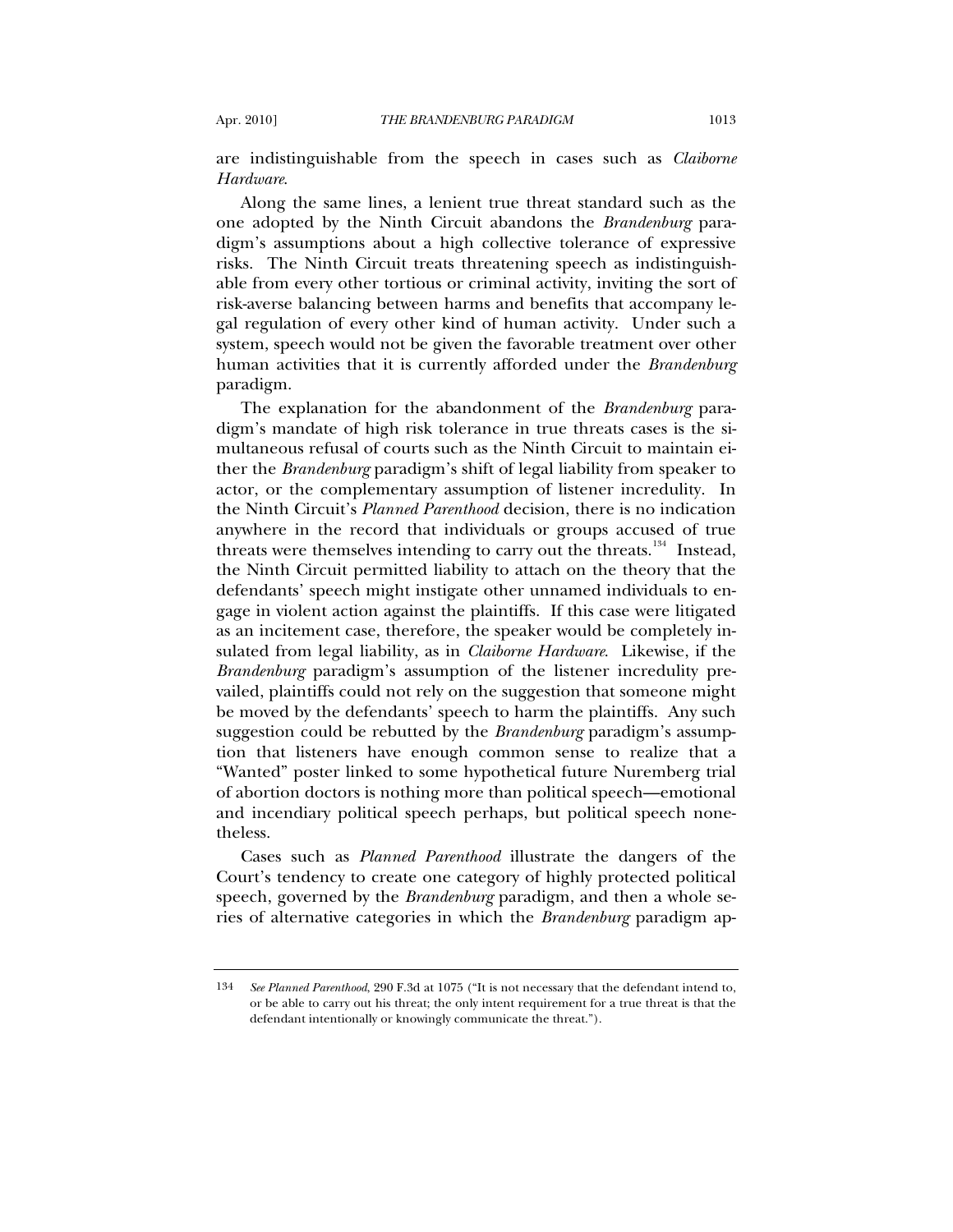are indistinguishable from the speech in cases such as *Claiborne Hardware*.

Along the same lines, a lenient true threat standard such as the one adopted by the Ninth Circuit abandons the *Brandenburg* paradigm's assumptions about a high collective tolerance of expressive risks. The Ninth Circuit treats threatening speech as indistinguishable from every other tortious or criminal activity, inviting the sort of risk-averse balancing between harms and benefits that accompany legal regulation of every other kind of human activity. Under such a system, speech would not be given the favorable treatment over other human activities that it is currently afforded under the *Brandenburg* paradigm.

The explanation for the abandonment of the *Brandenburg* paradigm's mandate of high risk tolerance in true threats cases is the simultaneous refusal of courts such as the Ninth Circuit to maintain either the *Brandenburg* paradigm's shift of legal liability from speaker to actor, or the complementary assumption of listener incredulity. In the Ninth Circuit's *Planned Parenthood* decision, there is no indication anywhere in the record that individuals or groups accused of true threats were themselves intending to carry out the threats.[134] Instead, the Ninth Circuit permitted liability to attach on the theory that the defendants' speech might instigate other unnamed individuals to engage in violent action against the plaintiffs. If this case were litigated as an incitement case, therefore, the speaker would be completely insulated from legal liability, as in *Claiborne Hardware*. Likewise, if the *Brandenburg* paradigm's assumption of the listener incredulity prevailed, plaintiffs could not rely on the suggestion that someone might be moved by the defendants' speech to harm the plaintiffs. Any such suggestion could be rebutted by the *Brandenburg* paradigm's assumption that listeners have enough common sense to realize that a "Wanted" poster linked to some hypothetical future Nuremberg trial of abortion doctors is nothing more than political speech—emotional and incendiary political speech perhaps, but political speech nonetheless.

Cases such as *Planned Parenthood* illustrate the dangers of the Court's tendency to create one category of highly protected political speech, governed by the *Brandenburg* paradigm, and then a whole series of alternative categories in which the *Brandenburg* paradigm ap-

---

134 *See Planned Parenthood*, 290 F.3d at 1075 ("It is not necessary that the defendant intend to, or be able to carry out his threat; the only intent requirement for a true threat is that the defendant intentionally or knowingly communicate the threat.").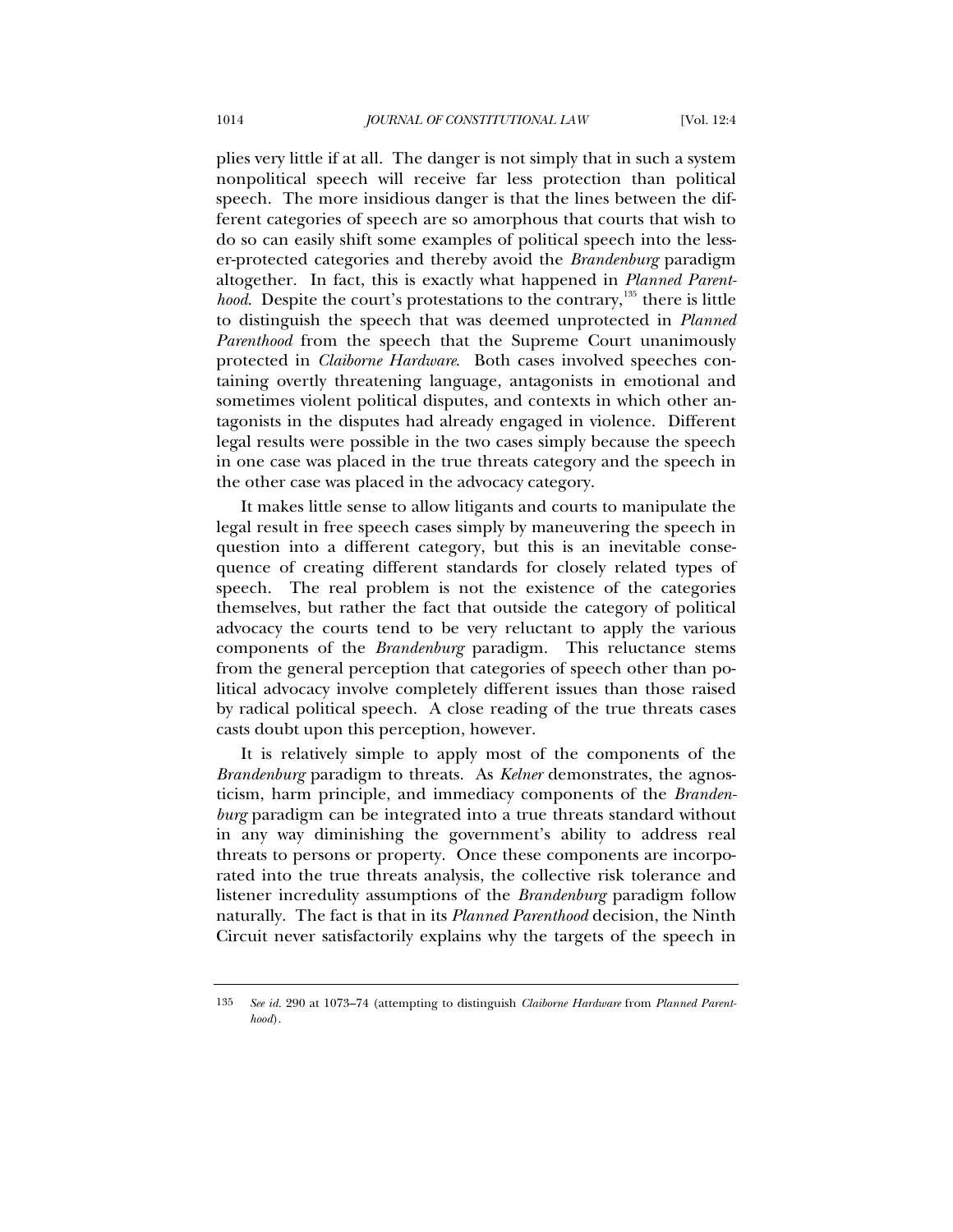plies very little if at all. The danger is not simply that in such a system nonpolitical speech will receive far less protection than political speech. The more insidious danger is that the lines between the different categories of speech are so amorphous that courts that wish to do so can easily shift some examples of political speech into the lesser-protected categories and thereby avoid the *Brandenburg* paradigm altogether. In fact, this is exactly what happened in *Planned Parenthood*. Despite the court's protestations to the contrary,[135] there is little to distinguish the speech that was deemed unprotected in *Planned Parenthood* from the speech that the Supreme Court unanimously protected in *Claiborne Hardware*. Both cases involved speeches containing overtly threatening language, antagonists in emotional and sometimes violent political disputes, and contexts in which other antagonists in the disputes had already engaged in violence. Different legal results were possible in the two cases simply because the speech in one case was placed in the true threats category and the speech in the other case was placed in the advocacy category.

It makes little sense to allow litigants and courts to manipulate the legal result in free speech cases simply by maneuvering the speech in question into a different category, but this is an inevitable consequence of creating different standards for closely related types of speech. The real problem is not the existence of the categories themselves, but rather the fact that outside the category of political advocacy the courts tend to be very reluctant to apply the various components of the *Brandenburg* paradigm. This reluctance stems from the general perception that categories of speech other than political advocacy involve completely different issues than those raised by radical political speech. A close reading of the true threats cases casts doubt upon this perception, however.

It is relatively simple to apply most of the components of the *Brandenburg* paradigm to threats. As *Kelner* demonstrates, the agnosticism, harm principle, and immediacy components of the *Brandenburg* paradigm can be integrated into a true threats standard without in any way diminishing the government's ability to address real threats to persons or property. Once these components are incorporated into the true threats analysis, the collective risk tolerance and listener incredulity assumptions of the *Brandenburg* paradigm follow naturally. The fact is that in its *Planned Parenthood* decision, the Ninth Circuit never satisfactorily explains why the targets of the speech in

135 *See id.* 290 at 1073–74 (attempting to distinguish *Claiborne Hardware* from *Planned Parenthood*).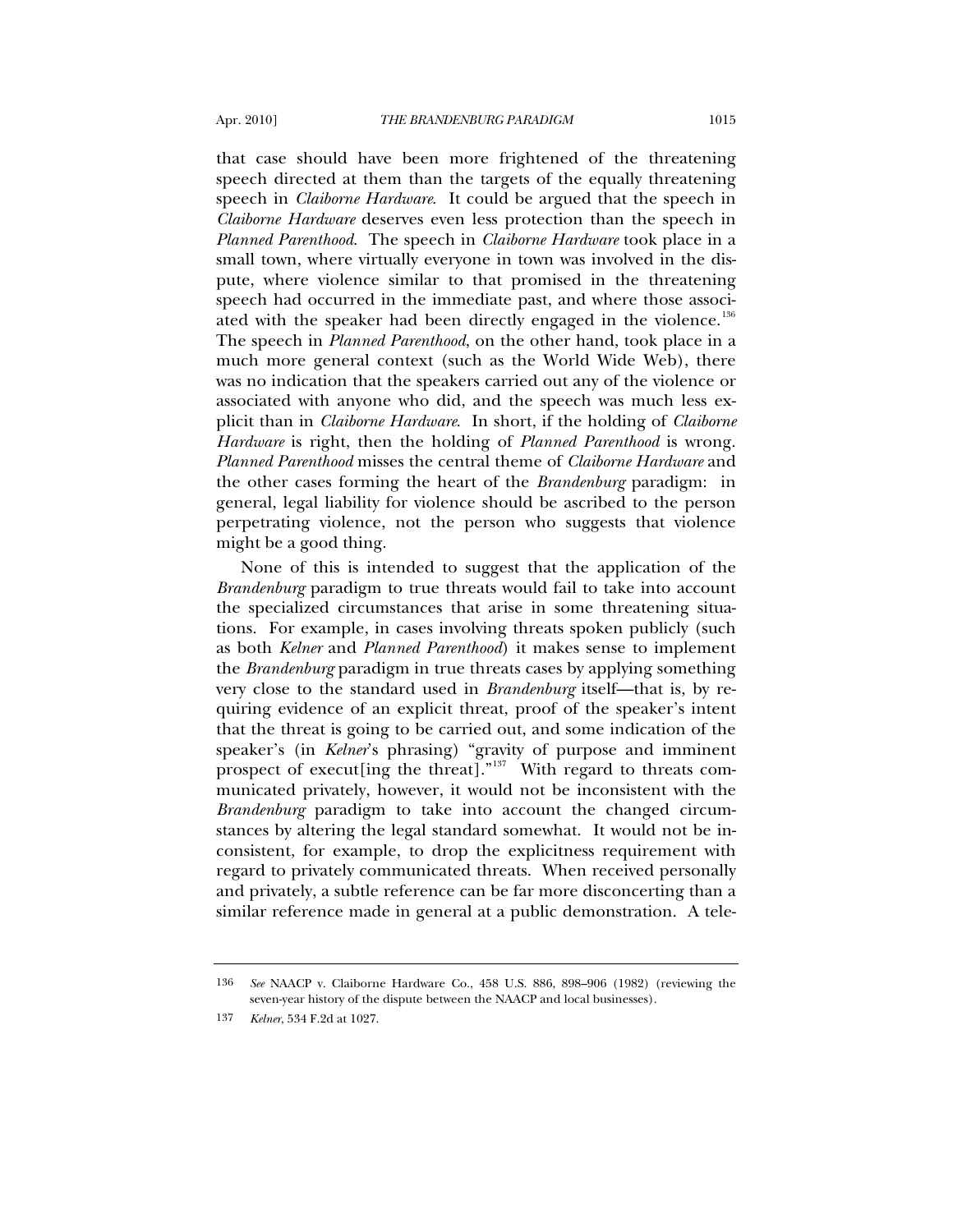that case should have been more frightened of the threatening speech directed at them than the targets of the equally threatening speech in *Claiborne Hardware*. It could be argued that the speech in *Claiborne Hardware* deserves even less protection than the speech in *Planned Parenthood*. The speech in *Claiborne Hardware* took place in a small town, where virtually everyone in town was involved in the dispute, where violence similar to that promised in the threatening speech had occurred in the immediate past, and where those associated with the speaker had been directly engaged in the violence.[136] The speech in *Planned Parenthood*, on the other hand, took place in a much more general context (such as the World Wide Web), there was no indication that the speakers carried out any of the violence or associated with anyone who did, and the speech was much less explicit than in *Claiborne Hardware*. In short, if the holding of *Claiborne Hardware* is right, then the holding of *Planned Parenthood* is wrong. *Planned Parenthood* misses the central theme of *Claiborne Hardware* and the other cases forming the heart of the *Brandenburg* paradigm: in general, legal liability for violence should be ascribed to the person perpetrating violence, not the person who suggests that violence might be a good thing.

None of this is intended to suggest that the application of the *Brandenburg* paradigm to true threats would fail to take into account the specialized circumstances that arise in some threatening situations. For example, in cases involving threats spoken publicly (such as both *Kelner* and *Planned Parenthood*) it makes sense to implement the *Brandenburg* paradigm in true threats cases by applying something very close to the standard used in *Brandenburg* itself—that is, by requiring evidence of an explicit threat, proof of the speaker's intent that the threat is going to be carried out, and some indication of the speaker's (in *Kelner*'s phrasing) "gravity of purpose and imminent prospect of execut[ing the threat]."[137] With regard to threats communicated privately, however, it would not be inconsistent with the *Brandenburg* paradigm to take into account the changed circumstances by altering the legal standard somewhat. It would not be inconsistent, for example, to drop the explicitness requirement with regard to privately communicated threats. When received personally and privately, a subtle reference can be far more disconcerting than a similar reference made in general at a public demonstration. A tele-

---

136 *See* NAACP v. Claiborne Hardware Co., 458 U.S. 886, 898–906 (1982) (reviewing the seven-year history of the dispute between the NAACP and local businesses).

137 *Kelner*, 534 F.2d at 1027.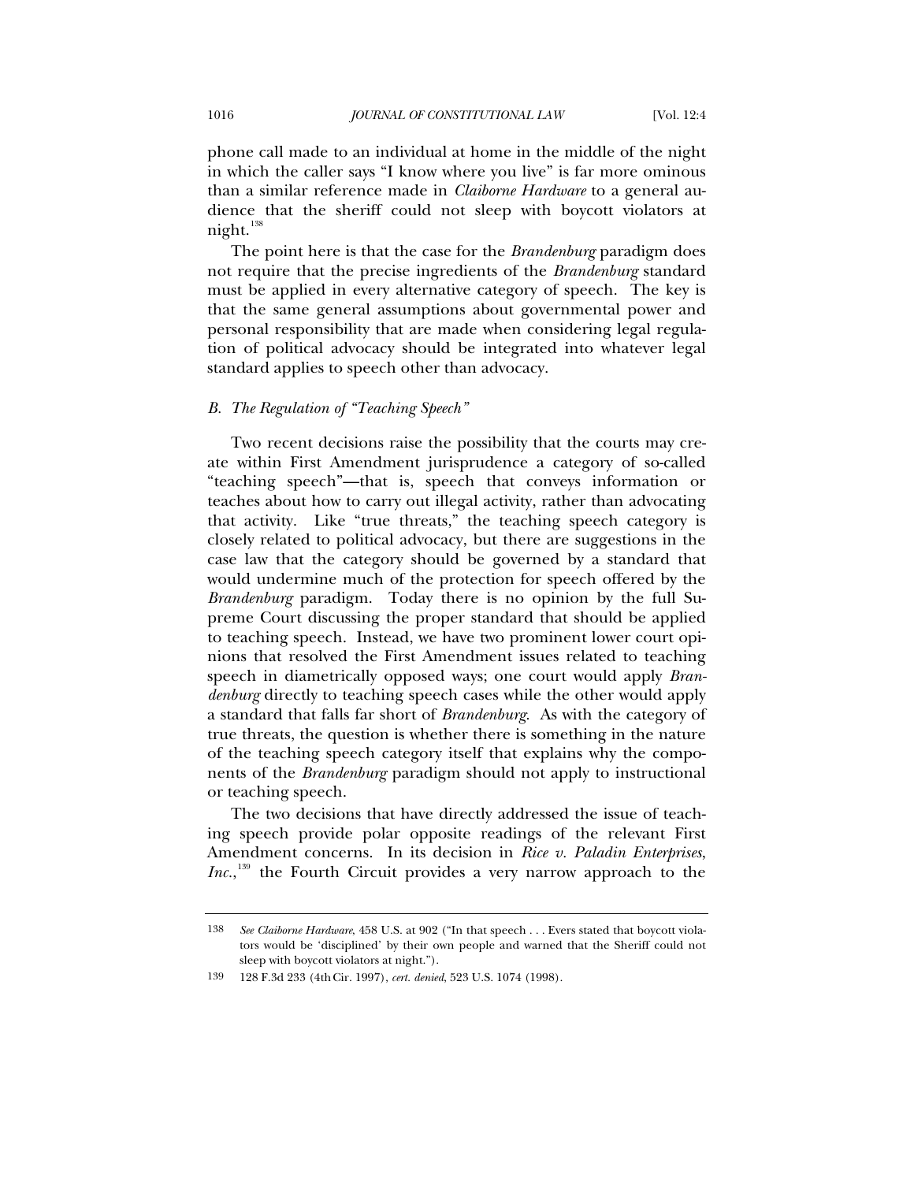phone call made to an individual at home in the middle of the night in which the caller says "I know where you live" is far more ominous than a similar reference made in *Claiborne Hardware* to a general audience that the sheriff could not sleep with boycott violators at night.[138]

The point here is that the case for the *Brandenburg* paradigm does not require that the precise ingredients of the *Brandenburg* standard must be applied in every alternative category of speech. The key is that the same general assumptions about governmental power and personal responsibility that are made when considering legal regulation of political advocacy should be integrated into whatever legal standard applies to speech other than advocacy.

### *B. The Regulation of "Teaching Speech"*

Two recent decisions raise the possibility that the courts may create within First Amendment jurisprudence a category of so-called "teaching speech"—that is, speech that conveys information or teaches about how to carry out illegal activity, rather than advocating that activity. Like "true threats," the teaching speech category is closely related to political advocacy, but there are suggestions in the case law that the category should be governed by a standard that would undermine much of the protection for speech offered by the *Brandenburg* paradigm. Today there is no opinion by the full Supreme Court discussing the proper standard that should be applied to teaching speech. Instead, we have two prominent lower court opinions that resolved the First Amendment issues related to teaching speech in diametrically opposed ways; one court would apply *Brandenburg* directly to teaching speech cases while the other would apply a standard that falls far short of *Brandenburg*. As with the category of true threats, the question is whether there is something in the nature of the teaching speech category itself that explains why the components of the *Brandenburg* paradigm should not apply to instructional or teaching speech.

The two decisions that have directly addressed the issue of teaching speech provide polar opposite readings of the relevant First Amendment concerns. In its decision in *Rice v. Paladin Enterprises, Inc.*,[139] the Fourth Circuit provides a very narrow approach to the

---

138 *See Claiborne Hardware*, 458 U.S. at 902 ("In that speech . . . Evers stated that boycott violators would be 'disciplined' by their own people and warned that the Sheriff could not sleep with boycott violators at night.").

139 128 F.3d 233 (4th Cir. 1997), *cert. denied*, 523 U.S. 1074 (1998).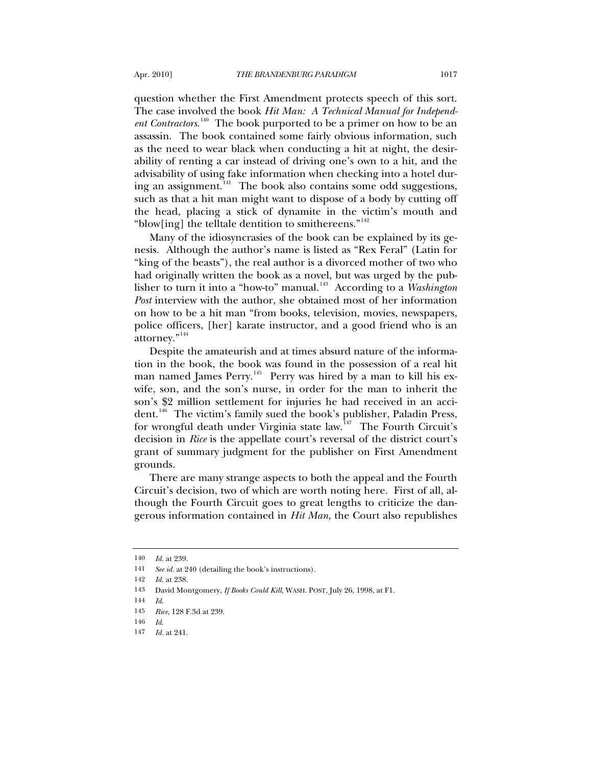question whether the First Amendment protects speech of this sort. The case involved the book *Hit Man: A Technical Manual for Independent Contractors*.[140] The book purported to be a primer on how to be an assassin. The book contained some fairly obvious information, such as the need to wear black when conducting a hit at night, the desirability of renting a car instead of driving one's own to a hit, and the advisability of using fake information when checking into a hotel during an assignment.[141] The book also contains some odd suggestions, such as that a hit man might want to dispose of a body by cutting off the head, placing a stick of dynamite in the victim's mouth and "blow[ing] the telltale dentition to smithereens."[142]

Many of the idiosyncrasies of the book can be explained by its genesis. Although the author's name is listed as "Rex Feral" (Latin for "king of the beasts"), the real author is a divorced mother of two who had originally written the book as a novel, but was urged by the publisher to turn it into a "how-to" manual.[143] According to a *Washington Post* interview with the author, she obtained most of her information on how to be a hit man "from books, television, movies, newspapers, police officers, [her] karate instructor, and a good friend who is an attorney."[144]

Despite the amateurish and at times absurd nature of the information in the book, the book was found in the possession of a real hit man named James Perry.[145] Perry was hired by a man to kill his ex-wife, son, and the son's nurse, in order for the man to inherit the son's $2 million settlement for injuries he had received in an accident.[146] The victim's family sued the book's publisher, Paladin Press, for wrongful death under Virginia state law.[147] The Fourth Circuit's decision in *Rice* is the appellate court's reversal of the district court's grant of summary judgment for the publisher on First Amendment grounds.

There are many strange aspects to both the appeal and the Fourth Circuit's decision, two of which are worth noting here. First of all, although the Fourth Circuit goes to great lengths to criticize the dangerous information contained in *Hit Man*, the Court also republishes

---

140 *Id.* at 239.

141 *See id.* at 240 (detailing the book's instructions).

142 *Id.* at 238.

143 David Montgomery, *If Books Could Kill*, WASH. POST, July 26, 1998, at F1.

144 *Id.*

145 *Rice*, 128 F.3d at 239.

146 *Id.*

147 *Id.* at 241.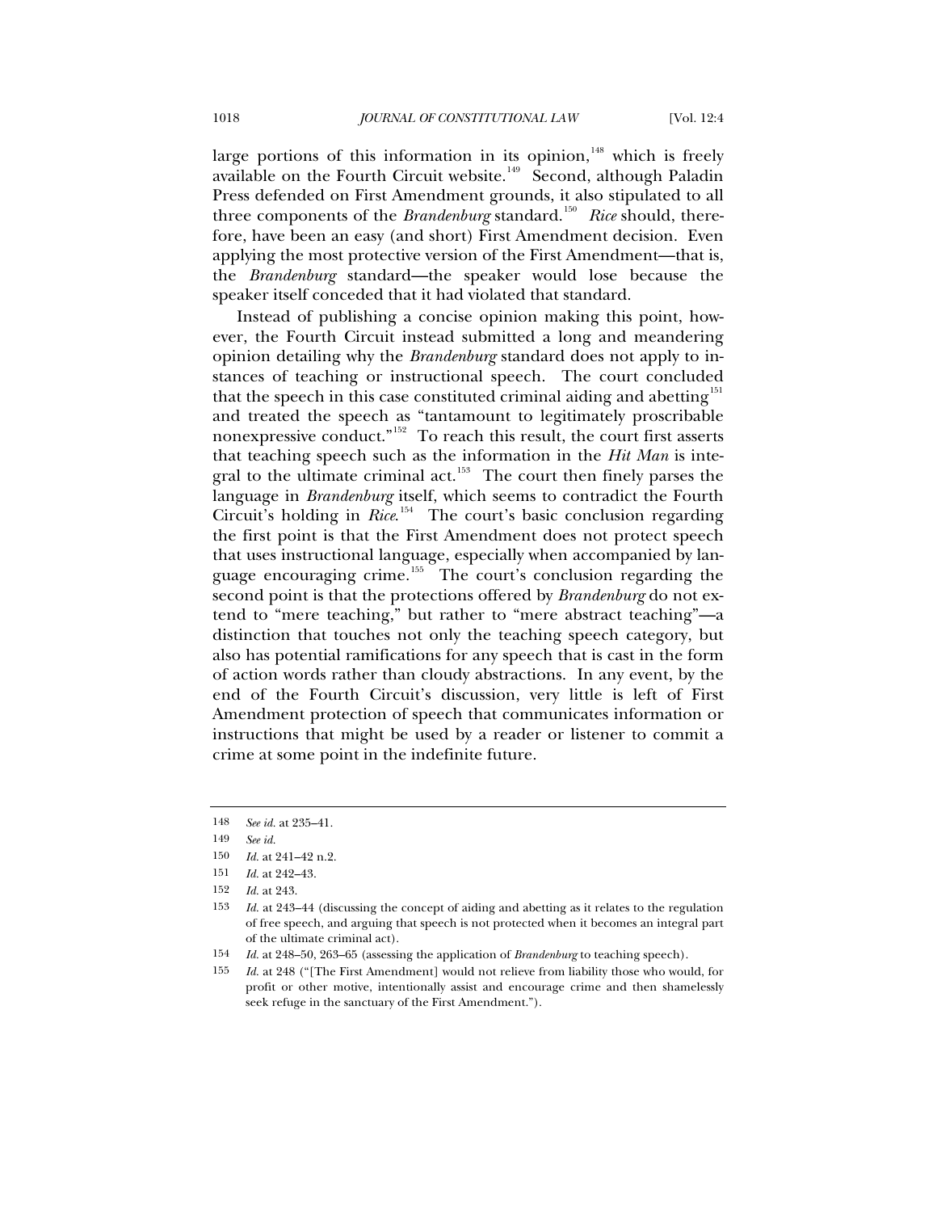large portions of this information in its opinion,[148] which is freely available on the Fourth Circuit website.[149] Second, although Paladin Press defended on First Amendment grounds, it also stipulated to all three components of the *Brandenburg* standard.[150] *Rice* should, therefore, have been an easy (and short) First Amendment decision. Even applying the most protective version of the First Amendment—that is, the *Brandenburg* standard—the speaker would lose because the speaker itself conceded that it had violated that standard.

Instead of publishing a concise opinion making this point, however, the Fourth Circuit instead submitted a long and meandering opinion detailing why the *Brandenburg* standard does not apply to instances of teaching or instructional speech. The court concluded that the speech in this case constituted criminal aiding and abetting[151] and treated the speech as "tantamount to legitimately proscribable nonexpressive conduct."[152] To reach this result, the court first asserts that teaching speech such as the information in the *Hit Man* is integral to the ultimate criminal act.[153] The court then finely parses the language in *Brandenburg* itself, which seems to contradict the Fourth Circuit's holding in *Rice*.[154] The court's basic conclusion regarding the first point is that the First Amendment does not protect speech that uses instructional language, especially when accompanied by language encouraging crime.[155] The court's conclusion regarding the second point is that the protections offered by *Brandenburg* do not extend to "mere teaching," but rather to "mere abstract teaching"—a distinction that touches not only the teaching speech category, but also has potential ramifications for any speech that is cast in the form of action words rather than cloudy abstractions. In any event, by the end of the Fourth Circuit's discussion, very little is left of First Amendment protection of speech that communicates information or instructions that might be used by a reader or listener to commit a crime at some point in the indefinite future.

---

148 *See id.* at 235–41.

149 *See id.*

150 *Id.* at 241–42 n.2.

151 *Id.* at 242–43.

152 *Id.* at 243.

153 *Id.* at 243–44 (discussing the concept of aiding and abetting as it relates to the regulation of free speech, and arguing that speech is not protected when it becomes an integral part of the ultimate criminal act).

154 *Id.* at 248–50, 263–65 (assessing the application of *Brandenburg* to teaching speech).

155 *Id.* at 248 ("[The First Amendment] would not relieve from liability those who would, for profit or other motive, intentionally assist and encourage crime and then shamelessly seek refuge in the sanctuary of the First Amendment.").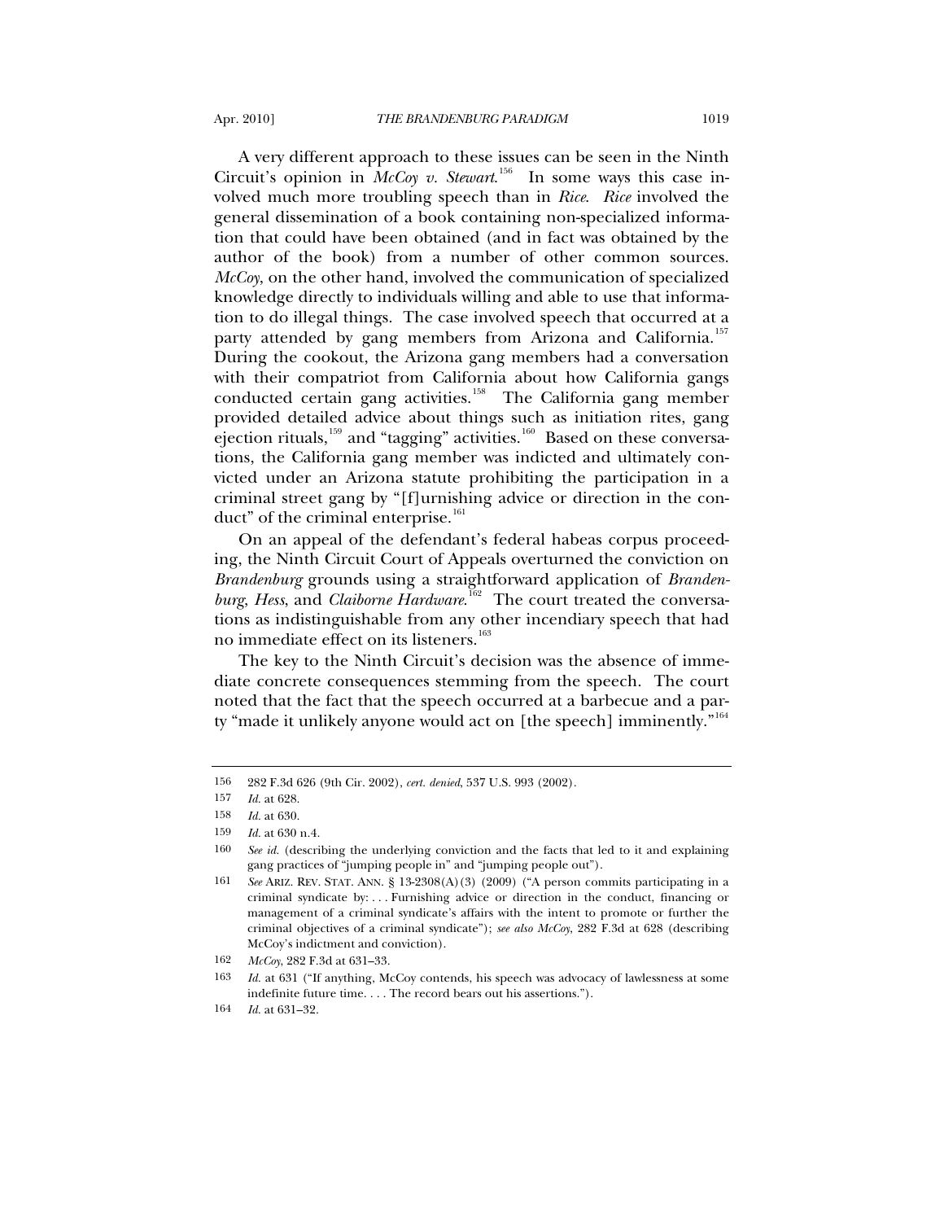A very different approach to these issues can be seen in the Ninth Circuit's opinion in *McCoy v. Stewart*.[156] In some ways this case involved much more troubling speech than in *Rice*. *Rice* involved the general dissemination of a book containing non-specialized information that could have been obtained (and in fact was obtained by the author of the book) from a number of other common sources. *McCoy*, on the other hand, involved the communication of specialized knowledge directly to individuals willing and able to use that information to do illegal things. The case involved speech that occurred at a party attended by gang members from Arizona and California.[157] During the cookout, the Arizona gang members had a conversation with their compatriot from California about how California gangs conducted certain gang activities.[158] The California gang member provided detailed advice about things such as initiation rites, gang ejection rituals,[159] and "tagging" activities.[160] Based on these conversations, the California gang member was indicted and ultimately convicted under an Arizona statute prohibiting the participation in a criminal street gang by "[f]urnishing advice or direction in the conduct" of the criminal enterprise.[161]

On an appeal of the defendant's federal habeas corpus proceeding, the Ninth Circuit Court of Appeals overturned the conviction on *Brandenburg* grounds using a straightforward application of *Brandenburg*, *Hess*, and *Claiborne Hardware*.[162] The court treated the conversations as indistinguishable from any other incendiary speech that had no immediate effect on its listeners.[163]

The key to the Ninth Circuit's decision was the absence of immediate concrete consequences stemming from the speech. The court noted that the fact that the speech occurred at a barbecue and a party "made it unlikely anyone would act on [the speech] imminently."[164]

---

156 282 F.3d 626 (9th Cir. 2002), *cert. denied*, 537 U.S. 993 (2002).

157 *Id.* at 628.

158 *Id.* at 630.

159 *Id.* at 630 n.4.

160 *See id.* (describing the underlying conviction and the facts that led to it and explaining gang practices of "jumping people in" and "jumping people out").

161 *See* ARIZ. REV. STAT. ANN. § 13-2308(A)(3) (2009) ("A person commits participating in a criminal syndicate by: . . . Furnishing advice or direction in the conduct, financing or management of a criminal syndicate's affairs with the intent to promote or further the criminal objectives of a criminal syndicate"); *see also McCoy*, 282 F.3d at 628 (describing McCoy's indictment and conviction).

162 *McCoy*, 282 F.3d at 631–33.

163 *Id.* at 631 ("If anything, McCoy contends, his speech was advocacy of lawlessness at some indefinite future time. . . . The record bears out his assertions.").

164 *Id.* at 631–32.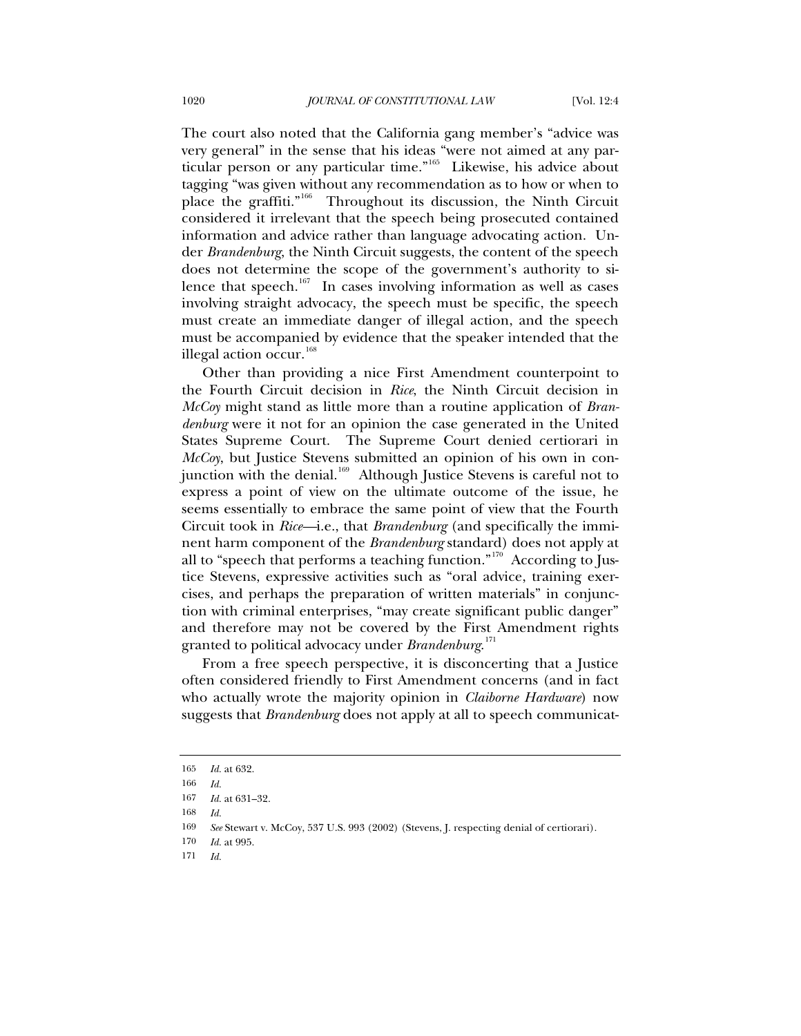The court also noted that the California gang member's "advice was very general" in the sense that his ideas "were not aimed at any particular person or any particular time."[165] Likewise, his advice about tagging "was given without any recommendation as to how or when to place the graffiti."[166] Throughout its discussion, the Ninth Circuit considered it irrelevant that the speech being prosecuted contained information and advice rather than language advocating action. Under *Brandenburg*, the Ninth Circuit suggests, the content of the speech does not determine the scope of the government's authority to silence that speech.[167] In cases involving information as well as cases involving straight advocacy, the speech must be specific, the speech must create an immediate danger of illegal action, and the speech must be accompanied by evidence that the speaker intended that the illegal action occur.[168]

Other than providing a nice First Amendment counterpoint to the Fourth Circuit decision in *Rice*, the Ninth Circuit decision in *McCoy* might stand as little more than a routine application of *Brandenburg* were it not for an opinion the case generated in the United States Supreme Court. The Supreme Court denied certiorari in *McCoy*, but Justice Stevens submitted an opinion of his own in conjunction with the denial.[169] Although Justice Stevens is careful not to express a point of view on the ultimate outcome of the issue, he seems essentially to embrace the same point of view that the Fourth Circuit took in *Rice*—i.e., that *Brandenburg* (and specifically the imminent harm component of the *Brandenburg* standard) does not apply at all to "speech that performs a teaching function."[170] According to Justice Stevens, expressive activities such as "oral advice, training exercises, and perhaps the preparation of written materials" in conjunction with criminal enterprises, "may create significant public danger" and therefore may not be covered by the First Amendment rights granted to political advocacy under *Brandenburg*.[171]

From a free speech perspective, it is disconcerting that a Justice often considered friendly to First Amendment concerns (and in fact who actually wrote the majority opinion in *Claiborne Hardware*) now suggests that *Brandenburg* does not apply at all to speech communicat-

---

165 *Id.* at 632.

166 *Id.*

167 *Id.* at 631–32.

168 *Id.*

169 *See* Stewart v. McCoy, 537 U.S. 993 (2002) (Stevens, J. respecting denial of certiorari).

170 *Id.* at 995.

171 *Id.*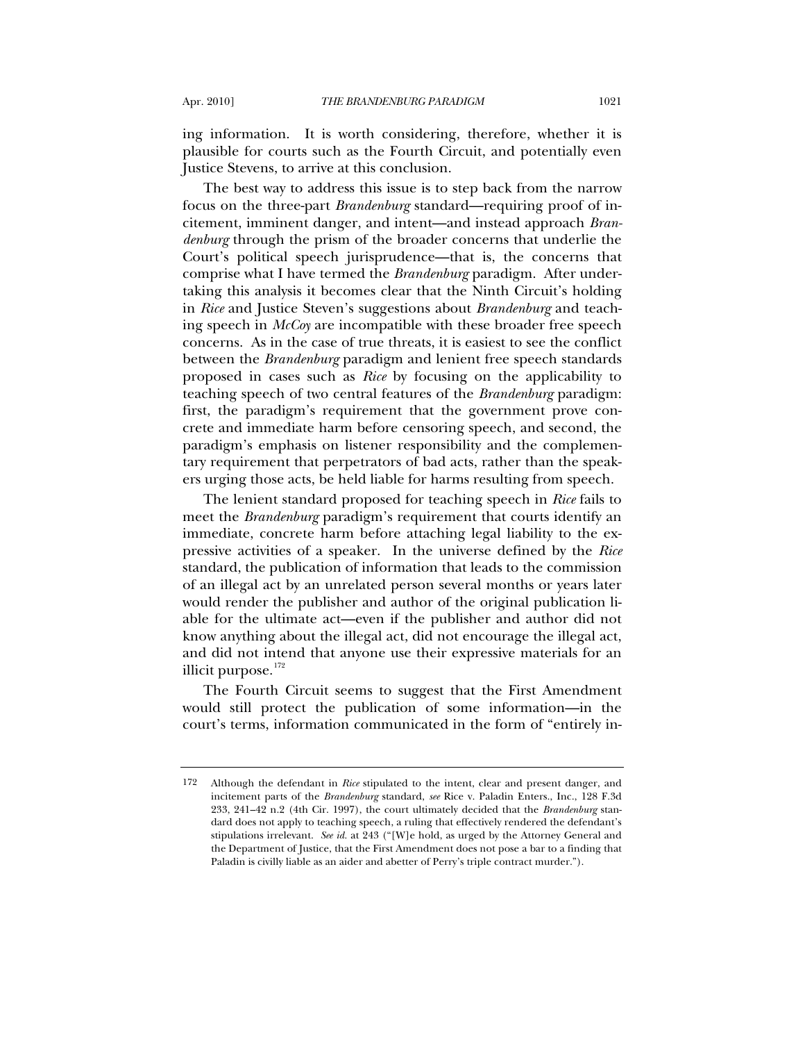ing information. It is worth considering, therefore, whether it is plausible for courts such as the Fourth Circuit, and potentially even Justice Stevens, to arrive at this conclusion.

The best way to address this issue is to step back from the narrow focus on the three-part *Brandenburg* standard—requiring proof of incitement, imminent danger, and intent—and instead approach *Brandenburg* through the prism of the broader concerns that underlie the Court's political speech jurisprudence—that is, the concerns that comprise what I have termed the *Brandenburg* paradigm. After undertaking this analysis it becomes clear that the Ninth Circuit's holding in *Rice* and Justice Steven's suggestions about *Brandenburg* and teaching speech in *McCoy* are incompatible with these broader free speech concerns. As in the case of true threats, it is easiest to see the conflict between the *Brandenburg* paradigm and lenient free speech standards proposed in cases such as *Rice* by focusing on the applicability to teaching speech of two central features of the *Brandenburg* paradigm: first, the paradigm's requirement that the government prove concrete and immediate harm before censoring speech, and second, the paradigm's emphasis on listener responsibility and the complementary requirement that perpetrators of bad acts, rather than the speakers urging those acts, be held liable for harms resulting from speech.

The lenient standard proposed for teaching speech in *Rice* fails to meet the *Brandenburg* paradigm's requirement that courts identify an immediate, concrete harm before attaching legal liability to the expressive activities of a speaker. In the universe defined by the *Rice* standard, the publication of information that leads to the commission of an illegal act by an unrelated person several months or years later would render the publisher and author of the original publication liable for the ultimate act—even if the publisher and author did not know anything about the illegal act, did not encourage the illegal act, and did not intend that anyone use their expressive materials for an illicit purpose.[172]

The Fourth Circuit seems to suggest that the First Amendment would still protect the publication of some information—in the court's terms, information communicated in the form of "entirely in-

---

172 Although the defendant in *Rice* stipulated to the intent, clear and present danger, and incitement parts of the *Brandenburg* standard, *see* Rice v. Paladin Enters., Inc., 128 F.3d 233, 241–42 n.2 (4th Cir. 1997), the court ultimately decided that the *Brandenburg* standard does not apply to teaching speech, a ruling that effectively rendered the defendant's stipulations irrelevant. *See id.* at 243 ("[W]e hold, as urged by the Attorney General and the Department of Justice, that the First Amendment does not pose a bar to a finding that Paladin is civilly liable as an aider and abetter of Perry's triple contract murder.").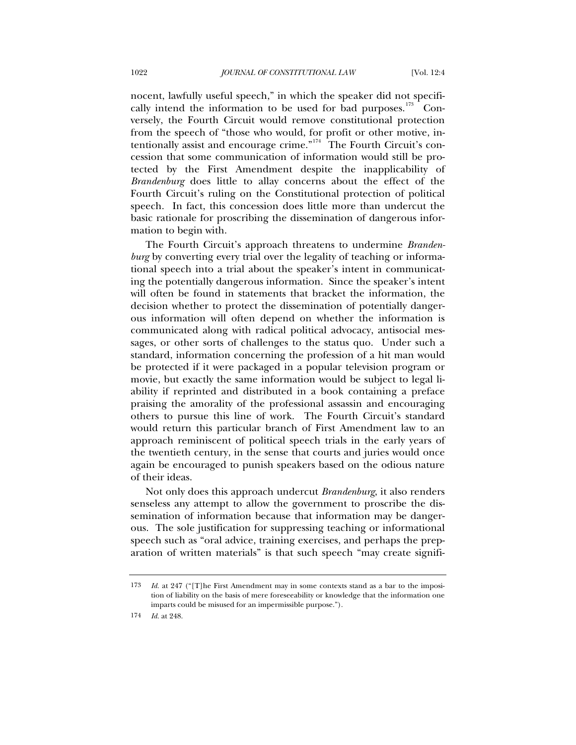nocent, lawfully useful speech," in which the speaker did not specifically intend the information to be used for bad purposes.[173] Conversely, the Fourth Circuit would remove constitutional protection from the speech of "those who would, for profit or other motive, intentionally assist and encourage crime."[174] The Fourth Circuit's concession that some communication of information would still be protected by the First Amendment despite the inapplicability of *Brandenburg* does little to allay concerns about the effect of the Fourth Circuit's ruling on the Constitutional protection of political speech. In fact, this concession does little more than undercut the basic rationale for proscribing the dissemination of dangerous information to begin with.

The Fourth Circuit's approach threatens to undermine *Brandenburg* by converting every trial over the legality of teaching or informational speech into a trial about the speaker's intent in communicating the potentially dangerous information. Since the speaker's intent will often be found in statements that bracket the information, the decision whether to protect the dissemination of potentially dangerous information will often depend on whether the information is communicated along with radical political advocacy, antisocial messages, or other sorts of challenges to the status quo. Under such a standard, information concerning the profession of a hit man would be protected if it were packaged in a popular television program or movie, but exactly the same information would be subject to legal liability if reprinted and distributed in a book containing a preface praising the amorality of the professional assassin and encouraging others to pursue this line of work. The Fourth Circuit's standard would return this particular branch of First Amendment law to an approach reminiscent of political speech trials in the early years of the twentieth century, in the sense that courts and juries would once again be encouraged to punish speakers based on the odious nature of their ideas.

Not only does this approach undercut *Brandenburg*, it also renders senseless any attempt to allow the government to proscribe the dissemination of information because that information may be dangerous. The sole justification for suppressing teaching or informational speech such as "oral advice, training exercises, and perhaps the preparation of written materials" is that such speech "may create signifi-

---

173 *Id.* at 247 ("[T]he First Amendment may in some contexts stand as a bar to the imposition of liability on the basis of mere foreseeability or knowledge that the information one imparts could be misused for an impermissible purpose.").

174 *Id.* at 248.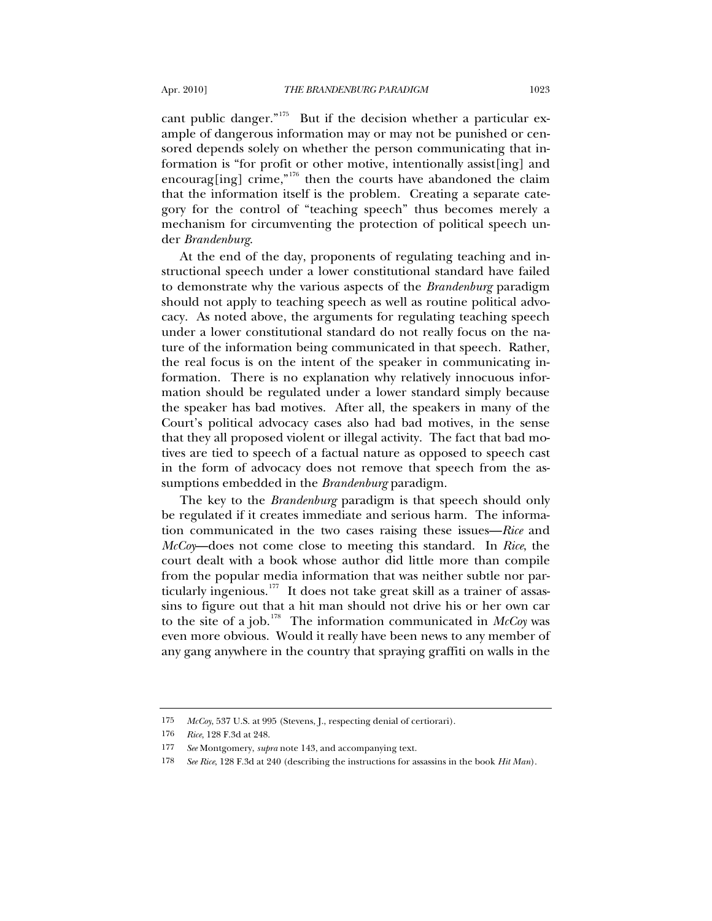cant public danger."[175] But if the decision whether a particular example of dangerous information may or may not be punished or censored depends solely on whether the person communicating that information is "for profit or other motive, intentionally assist[ing] and encourag[ing] crime,"[176] then the courts have abandoned the claim that the information itself is the problem. Creating a separate category for the control of "teaching speech" thus becomes merely a mechanism for circumventing the protection of political speech under *Brandenburg*.

At the end of the day, proponents of regulating teaching and instructional speech under a lower constitutional standard have failed to demonstrate why the various aspects of the *Brandenburg* paradigm should not apply to teaching speech as well as routine political advocacy. As noted above, the arguments for regulating teaching speech under a lower constitutional standard do not really focus on the nature of the information being communicated in that speech. Rather, the real focus is on the intent of the speaker in communicating information. There is no explanation why relatively innocuous information should be regulated under a lower standard simply because the speaker has bad motives. After all, the speakers in many of the Court's political advocacy cases also had bad motives, in the sense that they all proposed violent or illegal activity. The fact that bad motives are tied to speech of a factual nature as opposed to speech cast in the form of advocacy does not remove that speech from the assumptions embedded in the *Brandenburg* paradigm.

The key to the *Brandenburg* paradigm is that speech should only be regulated if it creates immediate and serious harm. The information communicated in the two cases raising these issues—*Rice* and *McCoy*—does not come close to meeting this standard. In *Rice*, the court dealt with a book whose author did little more than compile from the popular media information that was neither subtle nor particularly ingenious.[177] It does not take great skill as a trainer of assassins to figure out that a hit man should not drive his or her own car to the site of a job.[178] The information communicated in *McCoy* was even more obvious. Would it really have been news to any member of any gang anywhere in the country that spraying graffiti on walls in the

---

175 *McCoy*, 537 U.S. at 995 (Stevens, J., respecting denial of certiorari).

176 *Rice*, 128 F.3d at 248.

177 *See* Montgomery, *supra* note 143, and accompanying text.

178 *See Rice*, 128 F.3d at 240 (describing the instructions for assassins in the book *Hit Man*).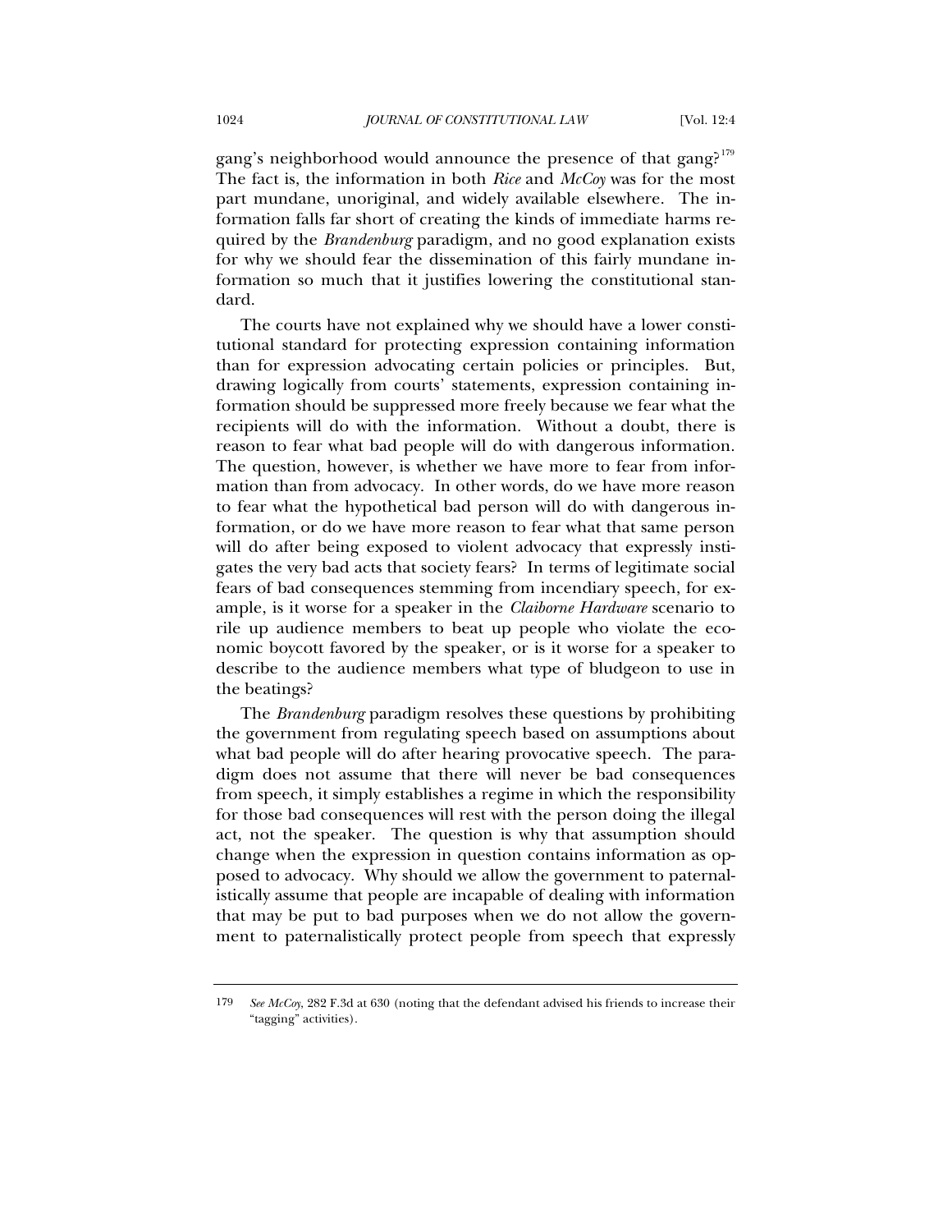gang's neighborhood would announce the presence of that gang?[179] The fact is, the information in both *Rice* and *McCoy* was for the most part mundane, unoriginal, and widely available elsewhere. The information falls far short of creating the kinds of immediate harms required by the *Brandenburg* paradigm, and no good explanation exists for why we should fear the dissemination of this fairly mundane information so much that it justifies lowering the constitutional standard.

The courts have not explained why we should have a lower constitutional standard for protecting expression containing information than for expression advocating certain policies or principles. But, drawing logically from courts' statements, expression containing information should be suppressed more freely because we fear what the recipients will do with the information. Without a doubt, there is reason to fear what bad people will do with dangerous information. The question, however, is whether we have more to fear from information than from advocacy. In other words, do we have more reason to fear what the hypothetical bad person will do with dangerous information, or do we have more reason to fear what that same person will do after being exposed to violent advocacy that expressly instigates the very bad acts that society fears? In terms of legitimate social fears of bad consequences stemming from incendiary speech, for example, is it worse for a speaker in the *Claiborne Hardware* scenario to rile up audience members to beat up people who violate the economic boycott favored by the speaker, or is it worse for a speaker to describe to the audience members what type of bludgeon to use in the beatings?

The *Brandenburg* paradigm resolves these questions by prohibiting the government from regulating speech based on assumptions about what bad people will do after hearing provocative speech. The paradigm does not assume that there will never be bad consequences from speech, it simply establishes a regime in which the responsibility for those bad consequences will rest with the person doing the illegal act, not the speaker. The question is why that assumption should change when the expression in question contains information as opposed to advocacy. Why should we allow the government to paternalistically assume that people are incapable of dealing with information that may be put to bad purposes when we do not allow the government to paternalistically protect people from speech that expressly

---

179 *See McCoy*, 282 F.3d at 630 (noting that the defendant advised his friends to increase their "tagging" activities).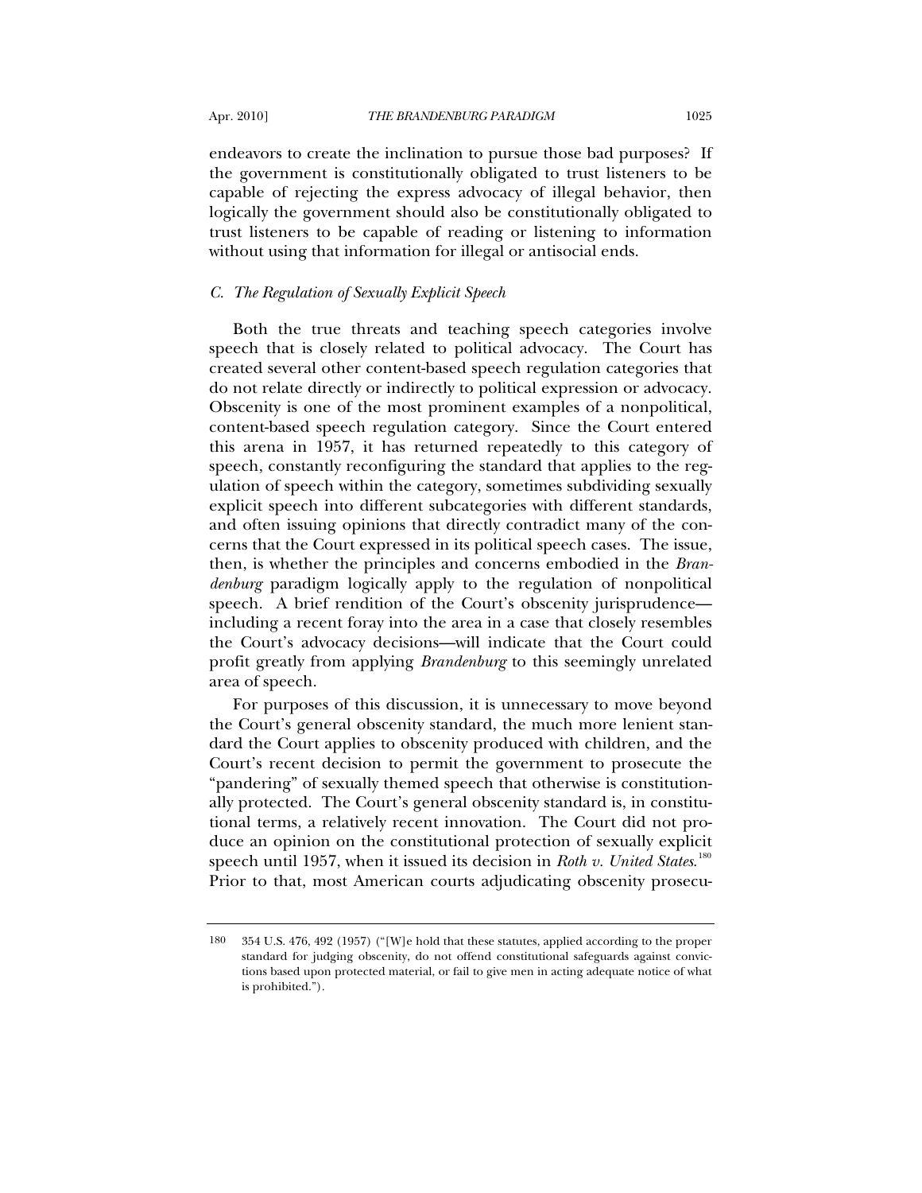endeavors to create the inclination to pursue those bad purposes? If the government is constitutionally obligated to trust listeners to be capable of rejecting the express advocacy of illegal behavior, then logically the government should also be constitutionally obligated to trust listeners to be capable of reading or listening to information without using that information for illegal or antisocial ends.

### *C. The Regulation of Sexually Explicit Speech*

Both the true threats and teaching speech categories involve speech that is closely related to political advocacy. The Court has created several other content-based speech regulation categories that do not relate directly or indirectly to political expression or advocacy. Obscenity is one of the most prominent examples of a nonpolitical, content-based speech regulation category. Since the Court entered this arena in 1957, it has returned repeatedly to this category of speech, constantly reconfiguring the standard that applies to the regulation of speech within the category, sometimes subdividing sexually explicit speech into different subcategories with different standards, and often issuing opinions that directly contradict many of the concerns that the Court expressed in its political speech cases. The issue, then, is whether the principles and concerns embodied in the *Brandenburg* paradigm logically apply to the regulation of nonpolitical speech. A brief rendition of the Court's obscenity jurisprudence—including a recent foray into the area in a case that closely resembles the Court's advocacy decisions—will indicate that the Court could profit greatly from applying *Brandenburg* to this seemingly unrelated area of speech.

For purposes of this discussion, it is unnecessary to move beyond the Court's general obscenity standard, the much more lenient standard the Court applies to obscenity produced with children, and the Court's recent decision to permit the government to prosecute the "pandering" of sexually themed speech that otherwise is constitutionally protected. The Court's general obscenity standard is, in constitutional terms, a relatively recent innovation. The Court did not produce an opinion on the constitutional protection of sexually explicit speech until 1957, when it issued its decision in *Roth v. United States*.[180] Prior to that, most American courts adjudicating obscenity prosecu-

---

180 354 U.S. 476, 492 (1957) ("[W]e hold that these statutes, applied according to the proper standard for judging obscenity, do not offend constitutional safeguards against convictions based upon protected material, or fail to give men in acting adequate notice of what is prohibited.").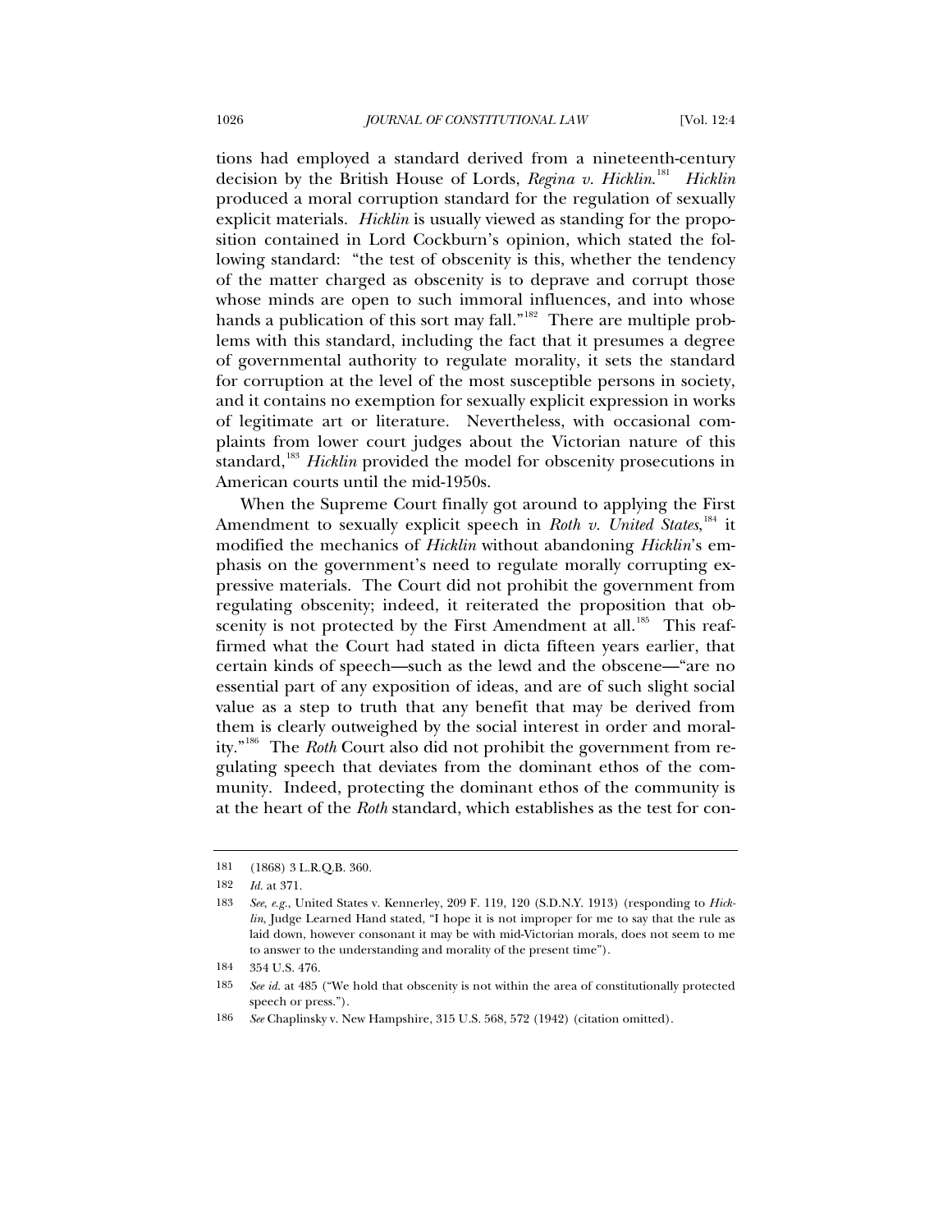tions had employed a standard derived from a nineteenth-century decision by the British House of Lords, *Regina v. Hicklin*.[181] *Hicklin* produced a moral corruption standard for the regulation of sexually explicit materials. *Hicklin* is usually viewed as standing for the proposition contained in Lord Cockburn's opinion, which stated the following standard: "the test of obscenity is this, whether the tendency of the matter charged as obscenity is to deprave and corrupt those whose minds are open to such immoral influences, and into whose hands a publication of this sort may fall."[182] There are multiple problems with this standard, including the fact that it presumes a degree of governmental authority to regulate morality, it sets the standard for corruption at the level of the most susceptible persons in society, and it contains no exemption for sexually explicit expression in works of legitimate art or literature. Nevertheless, with occasional complaints from lower court judges about the Victorian nature of this standard,[183] *Hicklin* provided the model for obscenity prosecutions in American courts until the mid-1950s.

When the Supreme Court finally got around to applying the First Amendment to sexually explicit speech in *Roth v. United States*,[184] it modified the mechanics of *Hicklin* without abandoning *Hicklin*'s emphasis on the government's need to regulate morally corrupting expressive materials. The Court did not prohibit the government from regulating obscenity; indeed, it reiterated the proposition that obscenity is not protected by the First Amendment at all.[185] This reaffirmed what the Court had stated in dicta fifteen years earlier, that certain kinds of speech—such as the lewd and the obscene—"are no essential part of any exposition of ideas, and are of such slight social value as a step to truth that any benefit that may be derived from them is clearly outweighed by the social interest in order and morality."[186] The *Roth* Court also did not prohibit the government from regulating speech that deviates from the dominant ethos of the community. Indeed, protecting the dominant ethos of the community is at the heart of the *Roth* standard, which establishes as the test for con-

---

181 (1868) 3 L.R.Q.B. 360.

182 *Id.* at 371.

183 *See, e.g.*, United States v. Kennerley, 209 F. 119, 120 (S.D.N.Y. 1913) (responding to *Hicklin*, Judge Learned Hand stated, "I hope it is not improper for me to say that the rule as laid down, however consonant it may be with mid-Victorian morals, does not seem to me to answer to the understanding and morality of the present time").

184 354 U.S. 476.

185 *See id.* at 485 ("We hold that obscenity is not within the area of constitutionally protected speech or press.").

186 *See* Chaplinsky v. New Hampshire, 315 U.S. 568, 572 (1942) (citation omitted).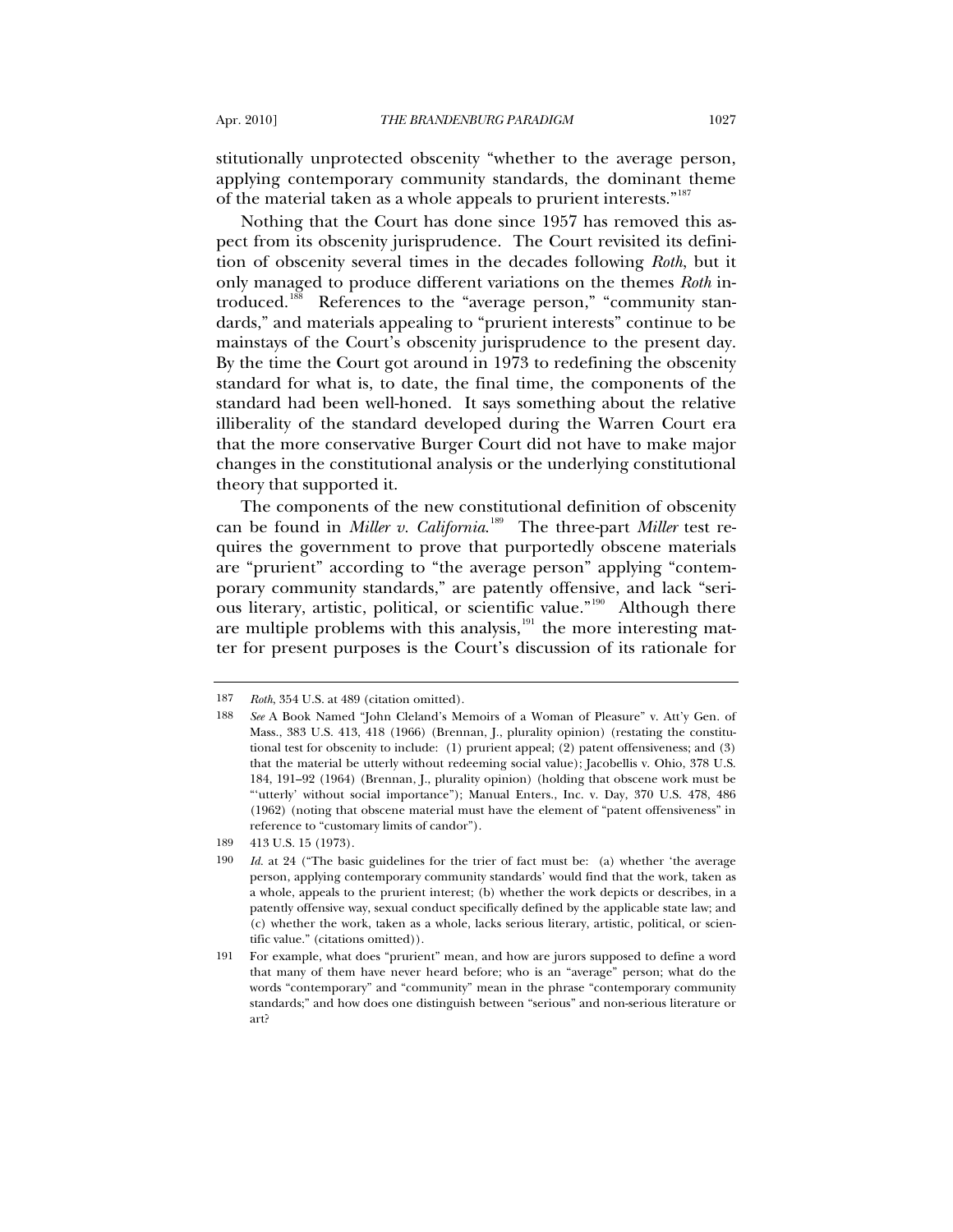stitutionally unprotected obscenity "whether to the average person, applying contemporary community standards, the dominant theme of the material taken as a whole appeals to prurient interests."[187]

Nothing that the Court has done since 1957 has removed this aspect from its obscenity jurisprudence. The Court revisited its definition of obscenity several times in the decades following *Roth*, but it only managed to produce different variations on the themes *Roth* introduced.[188] References to the "average person," "community standards," and materials appealing to "prurient interests" continue to be mainstays of the Court's obscenity jurisprudence to the present day. By the time the Court got around in 1973 to redefining the obscenity standard for what is, to date, the final time, the components of the standard had been well-honed. It says something about the relative illiberality of the standard developed during the Warren Court era that the more conservative Burger Court did not have to make major changes in the constitutional analysis or the underlying constitutional theory that supported it.

The components of the new constitutional definition of obscenity can be found in *Miller v. California*.[189] The three-part *Miller* test requires the government to prove that purportedly obscene materials are "prurient" according to "the average person" applying "contemporary community standards," are patently offensive, and lack "serious literary, artistic, political, or scientific value."[190] Although there are multiple problems with this analysis,[191] the more interesting matter for present purposes is the Court's discussion of its rationale for

---

187 *Roth*, 354 U.S. at 489 (citation omitted).

188 *See* A Book Named "John Cleland's Memoirs of a Woman of Pleasure" v. Att'y Gen. of Mass., 383 U.S. 413, 418 (1966) (Brennan, J., plurality opinion) (restating the constitutional test for obscenity to include: (1) prurient appeal; (2) patent offensiveness; and (3) that the material be utterly without redeeming social value); Jacobellis v. Ohio, 378 U.S. 184, 191–92 (1964) (Brennan, J., plurality opinion) (holding that obscene work must be "'utterly' without social importance"); Manual Enters., Inc. v. Day, 370 U.S. 478, 486 (1962) (noting that obscene material must have the element of "patent offensiveness" in reference to "customary limits of candor").

189 413 U.S. 15 (1973).

190 *Id.* at 24 ("The basic guidelines for the trier of fact must be: (a) whether 'the average person, applying contemporary community standards' would find that the work, taken as a whole, appeals to the prurient interest; (b) whether the work depicts or describes, in a patently offensive way, sexual conduct specifically defined by the applicable state law; and (c) whether the work, taken as a whole, lacks serious literary, artistic, political, or scientific value." (citations omitted)).

191 For example, what does "prurient" mean, and how are jurors supposed to define a word that many of them have never heard before; who is an "average" person; what do the words "contemporary" and "community" mean in the phrase "contemporary community standards;" and how does one distinguish between "serious" and non-serious literature or art?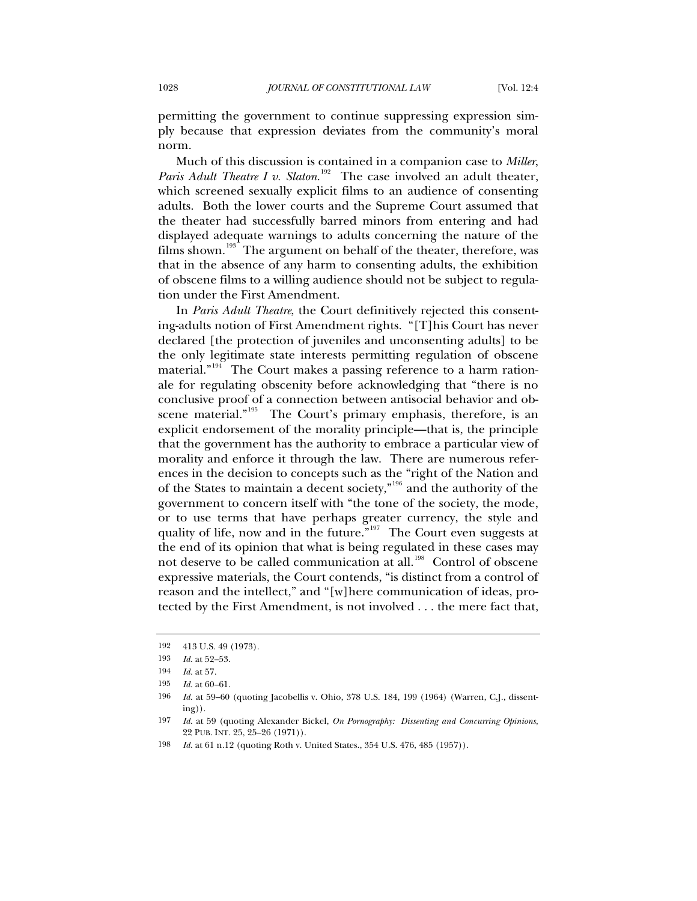permitting the government to continue suppressing expression simply because that expression deviates from the community's moral norm.

Much of this discussion is contained in a companion case to *Miller*, *Paris Adult Theatre I v. Slaton*.[192] The case involved an adult theater, which screened sexually explicit films to an audience of consenting adults. Both the lower courts and the Supreme Court assumed that the theater had successfully barred minors from entering and had displayed adequate warnings to adults concerning the nature of the films shown.[193] The argument on behalf of the theater, therefore, was that in the absence of any harm to consenting adults, the exhibition of obscene films to a willing audience should not be subject to regulation under the First Amendment.

In *Paris Adult Theatre*, the Court definitively rejected this consenting-adults notion of First Amendment rights. "[T]his Court has never declared [the protection of juveniles and unconsenting adults] to be the only legitimate state interests permitting regulation of obscene material."[194] The Court makes a passing reference to a harm rationale for regulating obscenity before acknowledging that "there is no conclusive proof of a connection between antisocial behavior and obscene material."[195] The Court's primary emphasis, therefore, is an explicit endorsement of the morality principle—that is, the principle that the government has the authority to embrace a particular view of morality and enforce it through the law. There are numerous references in the decision to concepts such as the "right of the Nation and of the States to maintain a decent society,"[196] and the authority of the government to concern itself with "the tone of the society, the mode, or to use terms that have perhaps greater currency, the style and quality of life, now and in the future."[197] The Court even suggests at the end of its opinion that what is being regulated in these cases may not deserve to be called communication at all.[198] Control of obscene expressive materials, the Court contends, "is distinct from a control of reason and the intellect," and "[w]here communication of ideas, protected by the First Amendment, is not involved . . . the mere fact that,

---

192 413 U.S. 49 (1973).

193 *Id.* at 52–53.

194 *Id.* at 57.

195 *Id.* at 60–61.

196 *Id.* at 59–60 (quoting Jacobellis v. Ohio, 378 U.S. 184, 199 (1964) (Warren, C.J., dissenting)).

197 *Id.* at 59 (quoting Alexander Bickel, *On Pornography: Dissenting and Concurring Opinions*, 22 PUB. INT. 25, 25–26 (1971)).

198 *Id.* at 61 n.12 (quoting Roth v. United States., 354 U.S. 476, 485 (1957)).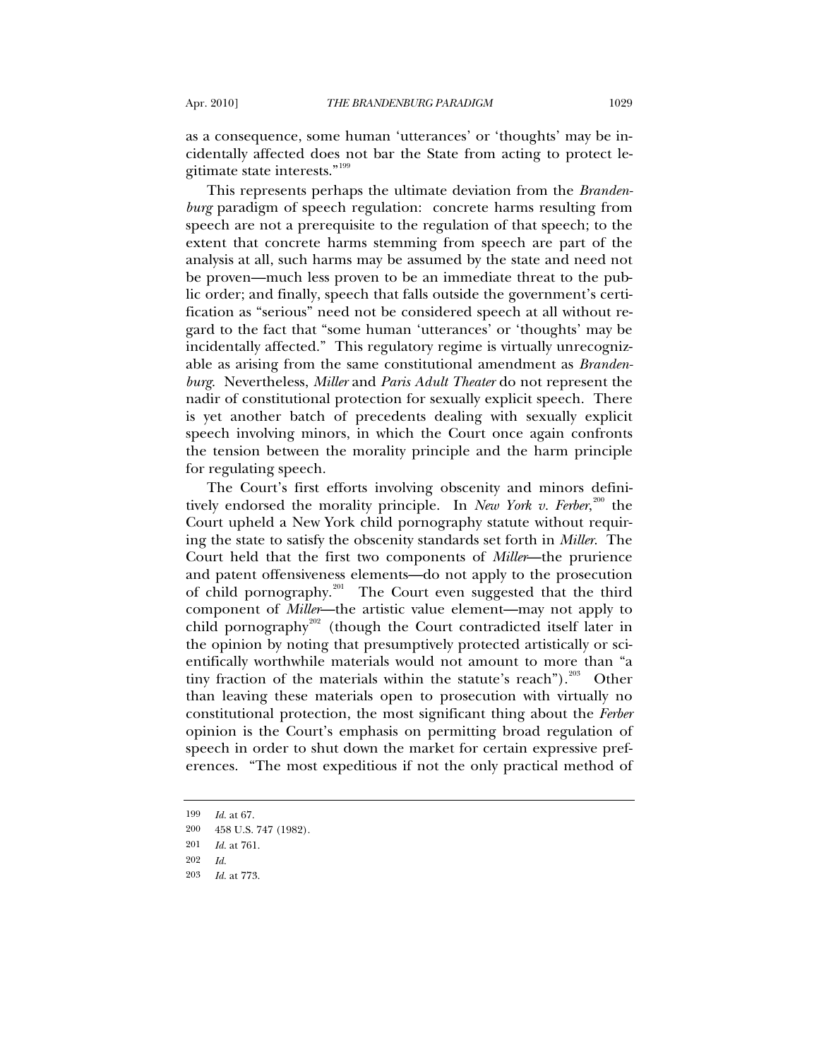as a consequence, some human 'utterances' or 'thoughts' may be incidentally affected does not bar the State from acting to protect legitimate state interests."[199]

This represents perhaps the ultimate deviation from the *Brandenburg* paradigm of speech regulation: concrete harms resulting from speech are not a prerequisite to the regulation of that speech; to the extent that concrete harms stemming from speech are part of the analysis at all, such harms may be assumed by the state and need not be proven—much less proven to be an immediate threat to the public order; and finally, speech that falls outside the government's certification as "serious" need not be considered speech at all without regard to the fact that "some human 'utterances' or 'thoughts' may be incidentally affected." This regulatory regime is virtually unrecognizable as arising from the same constitutional amendment as *Brandenburg*. Nevertheless, *Miller* and *Paris Adult Theater* do not represent the nadir of constitutional protection for sexually explicit speech. There is yet another batch of precedents dealing with sexually explicit speech involving minors, in which the Court once again confronts the tension between the morality principle and the harm principle for regulating speech.

The Court's first efforts involving obscenity and minors definitively endorsed the morality principle. In *New York v. Ferber*,[200] the Court upheld a New York child pornography statute without requiring the state to satisfy the obscenity standards set forth in *Miller*. The Court held that the first two components of *Miller*—the prurience and patent offensiveness elements—do not apply to the prosecution of child pornography.[201] The Court even suggested that the third component of *Miller*—the artistic value element—may not apply to child pornography[202] (though the Court contradicted itself later in the opinion by noting that presumptively protected artistically or scientifically worthwhile materials would not amount to more than "a tiny fraction of the materials within the statute's reach").[203] Other than leaving these materials open to prosecution with virtually no constitutional protection, the most significant thing about the *Ferber* opinion is the Court's emphasis on permitting broad regulation of speech in order to shut down the market for certain expressive preferences. "The most expeditious if not the only practical method of

---

199 *Id.* at 67.

200 458 U.S. 747 (1982).

201 *Id.* at 761.

202 *Id.*

203 *Id.* at 773.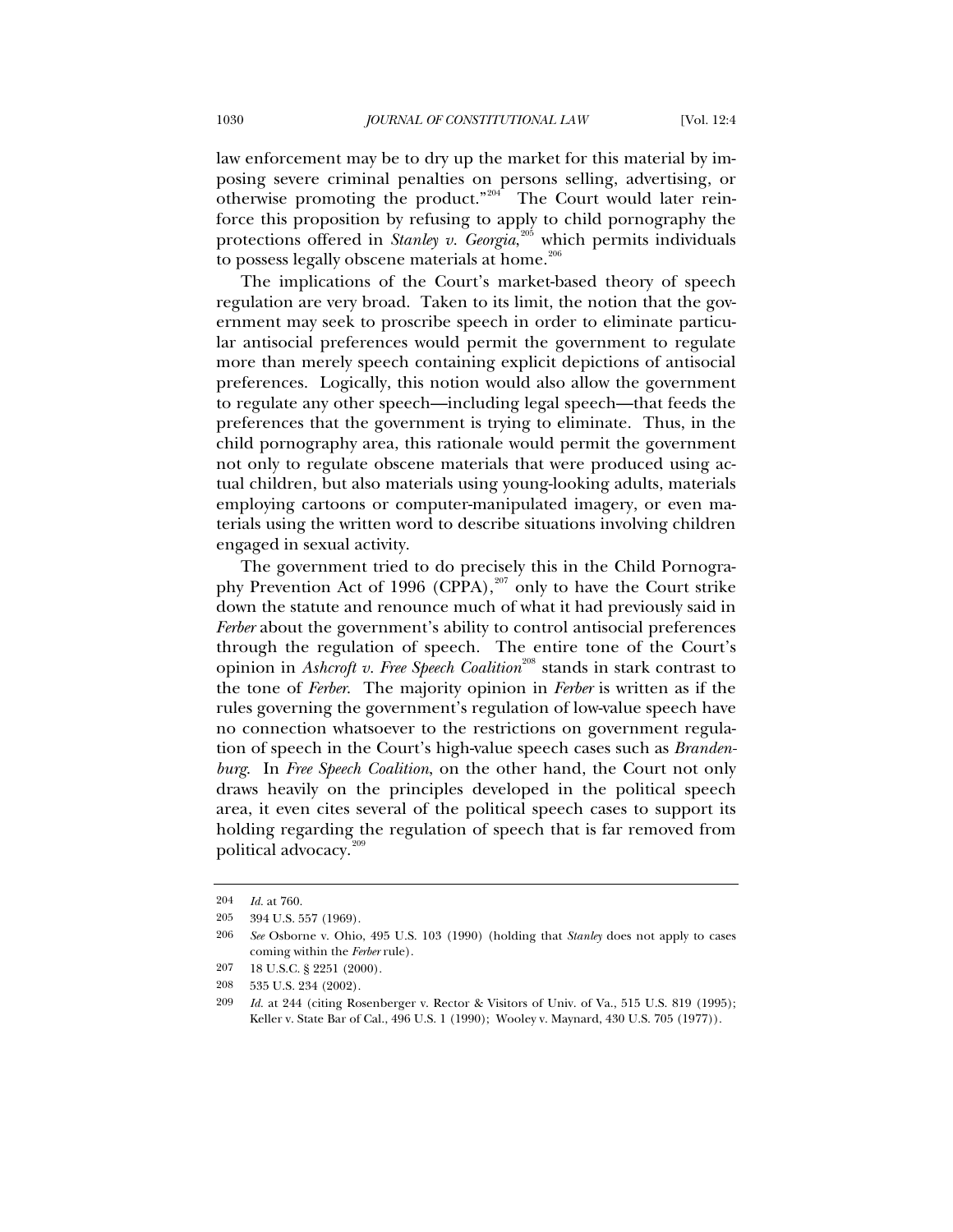law enforcement may be to dry up the market for this material by imposing severe criminal penalties on persons selling, advertising, or otherwise promoting the product."[204] The Court would later reinforce this proposition by refusing to apply to child pornography the protections offered in *Stanley v. Georgia*,[205] which permits individuals to possess legally obscene materials at home.[206]

The implications of the Court's market-based theory of speech regulation are very broad. Taken to its limit, the notion that the government may seek to proscribe speech in order to eliminate particular antisocial preferences would permit the government to regulate more than merely speech containing explicit depictions of antisocial preferences. Logically, this notion would also allow the government to regulate any other speech—including legal speech—that feeds the preferences that the government is trying to eliminate. Thus, in the child pornography area, this rationale would permit the government not only to regulate obscene materials that were produced using actual children, but also materials using young-looking adults, materials employing cartoons or computer-manipulated imagery, or even materials using the written word to describe situations involving children engaged in sexual activity.

The government tried to do precisely this in the Child Pornography Prevention Act of 1996 (CPPA),[207] only to have the Court strike down the statute and renounce much of what it had previously said in *Ferber* about the government's ability to control antisocial preferences through the regulation of speech. The entire tone of the Court's opinion in *Ashcroft v. Free Speech Coalition*[208] stands in stark contrast to the tone of *Ferber*. The majority opinion in *Ferber* is written as if the rules governing the government's regulation of low-value speech have no connection whatsoever to the restrictions on government regulation of speech in the Court's high-value speech cases such as *Brandenburg*. In *Free Speech Coalition*, on the other hand, the Court not only draws heavily on the principles developed in the political speech area, it even cites several of the political speech cases to support its holding regarding the regulation of speech that is far removed from political advocacy.[209]

---

204 *Id.* at 760.

205 394 U.S. 557 (1969).

206 *See* Osborne v. Ohio, 495 U.S. 103 (1990) (holding that *Stanley* does not apply to cases coming within the *Ferber* rule).

207 18 U.S.C. § 2251 (2000).

208 535 U.S. 234 (2002).

209 *Id.* at 244 (citing Rosenberger v. Rector & Visitors of Univ. of Va., 515 U.S. 819 (1995); Keller v. State Bar of Cal., 496 U.S. 1 (1990); Wooley v. Maynard, 430 U.S. 705 (1977)).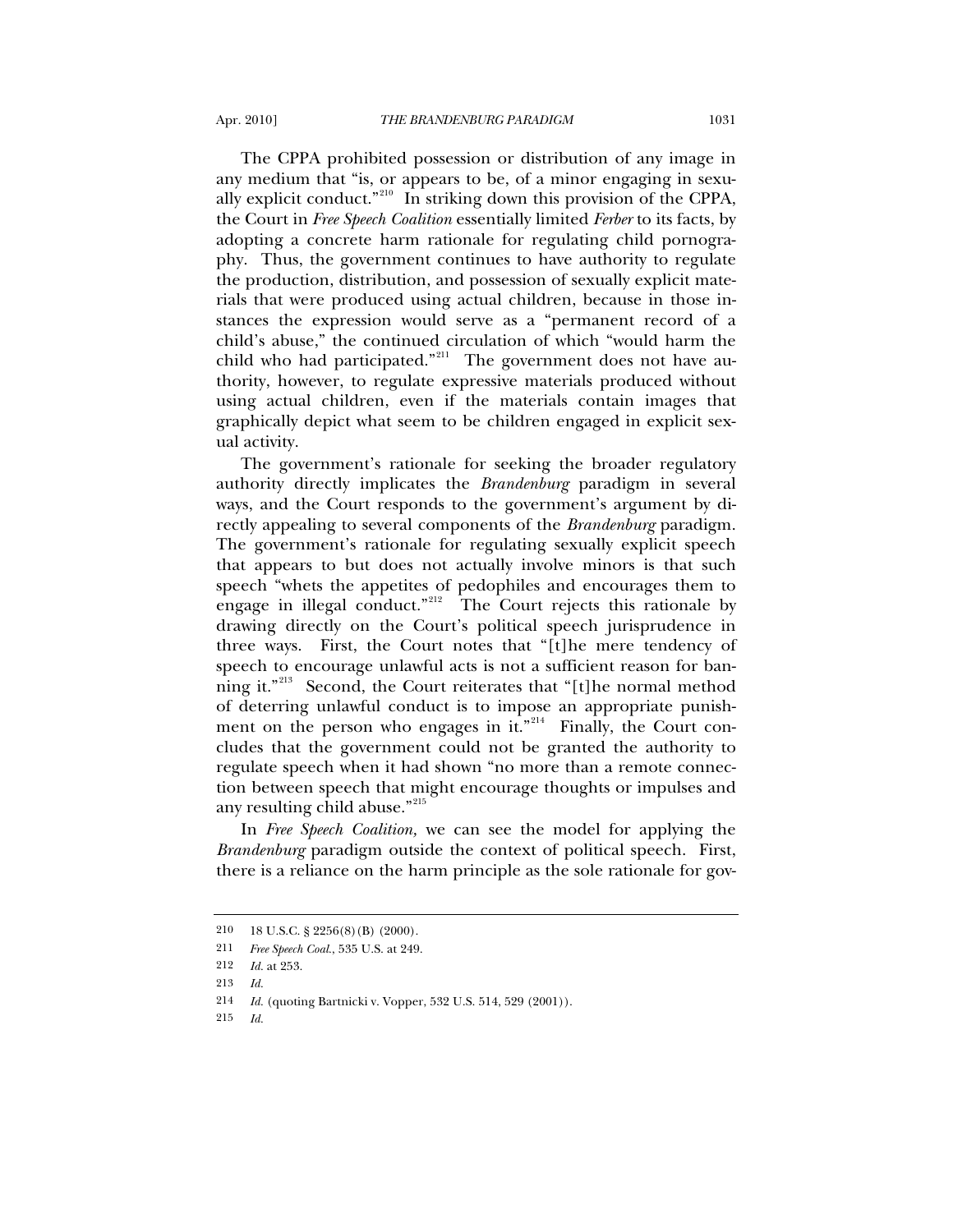The CPPA prohibited possession or distribution of any image in any medium that "is, or appears to be, of a minor engaging in sexually explicit conduct."[210] In striking down this provision of the CPPA, the Court in *Free Speech Coalition* essentially limited *Ferber* to its facts, by adopting a concrete harm rationale for regulating child pornography. Thus, the government continues to have authority to regulate the production, distribution, and possession of sexually explicit materials that were produced using actual children, because in those instances the expression would serve as a "permanent record of a child's abuse," the continued circulation of which "would harm the child who had participated."[211] The government does not have authority, however, to regulate expressive materials produced without using actual children, even if the materials contain images that graphically depict what seem to be children engaged in explicit sexual activity.

The government's rationale for seeking the broader regulatory authority directly implicates the *Brandenburg* paradigm in several ways, and the Court responds to the government's argument by directly appealing to several components of the *Brandenburg* paradigm. The government's rationale for regulating sexually explicit speech that appears to but does not actually involve minors is that such speech "whets the appetites of pedophiles and encourages them to engage in illegal conduct."[212] The Court rejects this rationale by drawing directly on the Court's political speech jurisprudence in three ways. First, the Court notes that "[t]he mere tendency of speech to encourage unlawful acts is not a sufficient reason for banning it."[213] Second, the Court reiterates that "[t]he normal method of deterring unlawful conduct is to impose an appropriate punishment on the person who engages in it."[214] Finally, the Court concludes that the government could not be granted the authority to regulate speech when it had shown "no more than a remote connection between speech that might encourage thoughts or impulses and any resulting child abuse."[215]

In *Free Speech Coalition,* we can see the model for applying the *Brandenburg* paradigm outside the context of political speech. First, there is a reliance on the harm principle as the sole rationale for gov-

---

210 18 U.S.C. § 2256(8)(B) (2000).

211 *Free Speech Coal.*, 535 U.S. at 249.

212 *Id.* at 253.

213 *Id.*

214 *Id.* (quoting Bartnicki v. Vopper, 532 U.S. 514, 529 (2001)).

215 *Id.*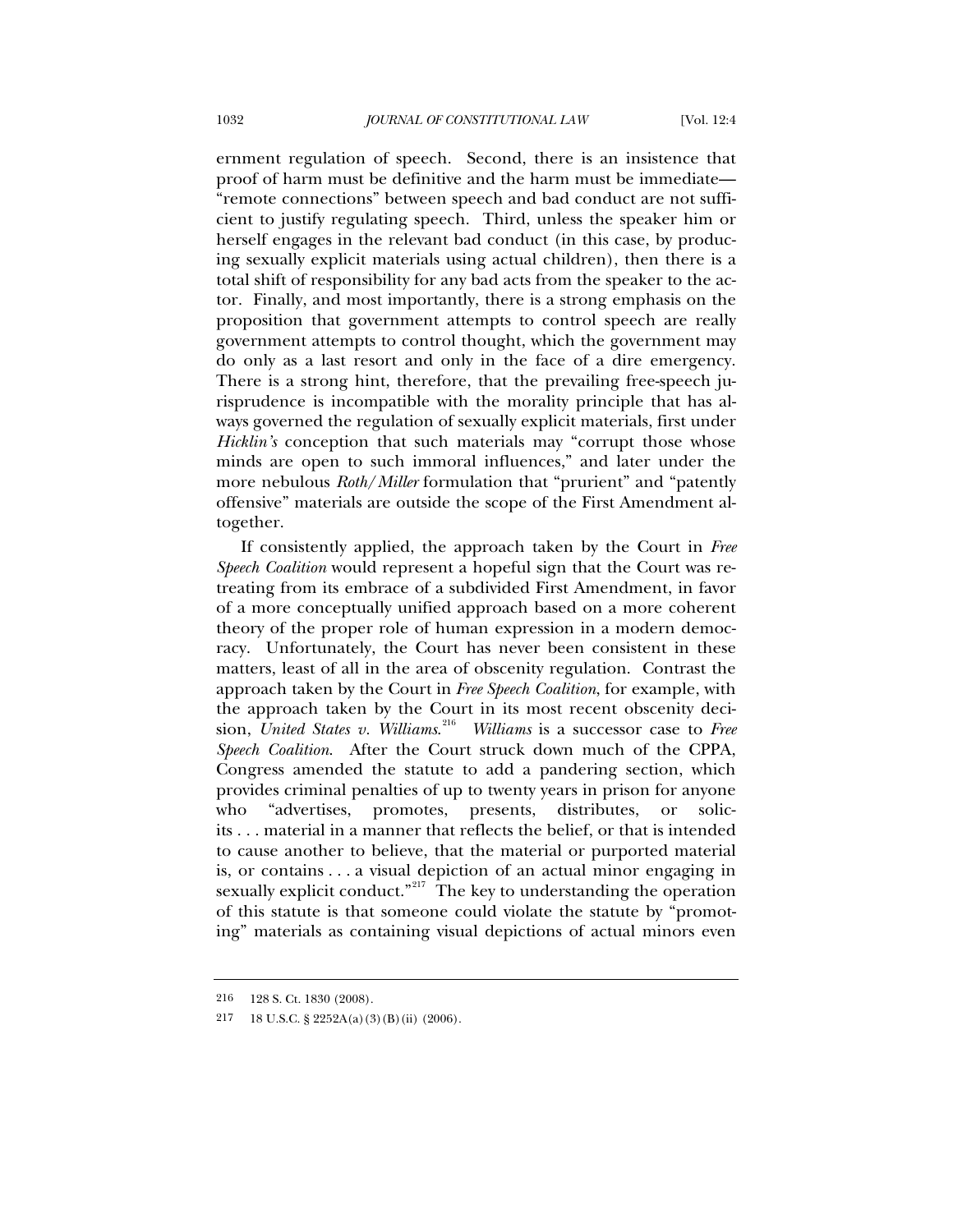ernment regulation of speech. Second, there is an insistence that proof of harm must be definitive and the harm must be immediate—"remote connections" between speech and bad conduct are not sufficient to justify regulating speech. Third, unless the speaker him or herself engages in the relevant bad conduct (in this case, by producing sexually explicit materials using actual children), then there is a total shift of responsibility for any bad acts from the speaker to the actor. Finally, and most importantly, there is a strong emphasis on the proposition that government attempts to control speech are really government attempts to control thought, which the government may do only as a last resort and only in the face of a dire emergency. There is a strong hint, therefore, that the prevailing free-speech jurisprudence is incompatible with the morality principle that has always governed the regulation of sexually explicit materials, first under *Hicklin's* conception that such materials may "corrupt those whose minds are open to such immoral influences," and later under the more nebulous *Roth/Miller* formulation that "prurient" and "patently offensive" materials are outside the scope of the First Amendment altogether.

If consistently applied, the approach taken by the Court in *Free Speech Coalition* would represent a hopeful sign that the Court was retreating from its embrace of a subdivided First Amendment, in favor of a more conceptually unified approach based on a more coherent theory of the proper role of human expression in a modern democracy. Unfortunately, the Court has never been consistent in these matters, least of all in the area of obscenity regulation. Contrast the approach taken by the Court in *Free Speech Coalition*, for example, with the approach taken by the Court in its most recent obscenity decision, *United States v. Williams*.[216] *Williams* is a successor case to *Free Speech Coalition*. After the Court struck down much of the CPPA, Congress amended the statute to add a pandering section, which provides criminal penalties of up to twenty years in prison for anyone who "advertises, promotes, presents, distributes, or solicits . . . material in a manner that reflects the belief, or that is intended to cause another to believe, that the material or purported material is, or contains . . . a visual depiction of an actual minor engaging in sexually explicit conduct."[217] The key to understanding the operation of this statute is that someone could violate the statute by "promoting" materials as containing visual depictions of actual minors even

216 128 S. Ct. 1830 (2008).

217 18 U.S.C. § 2252A(a)(3)(B)(ii) (2006).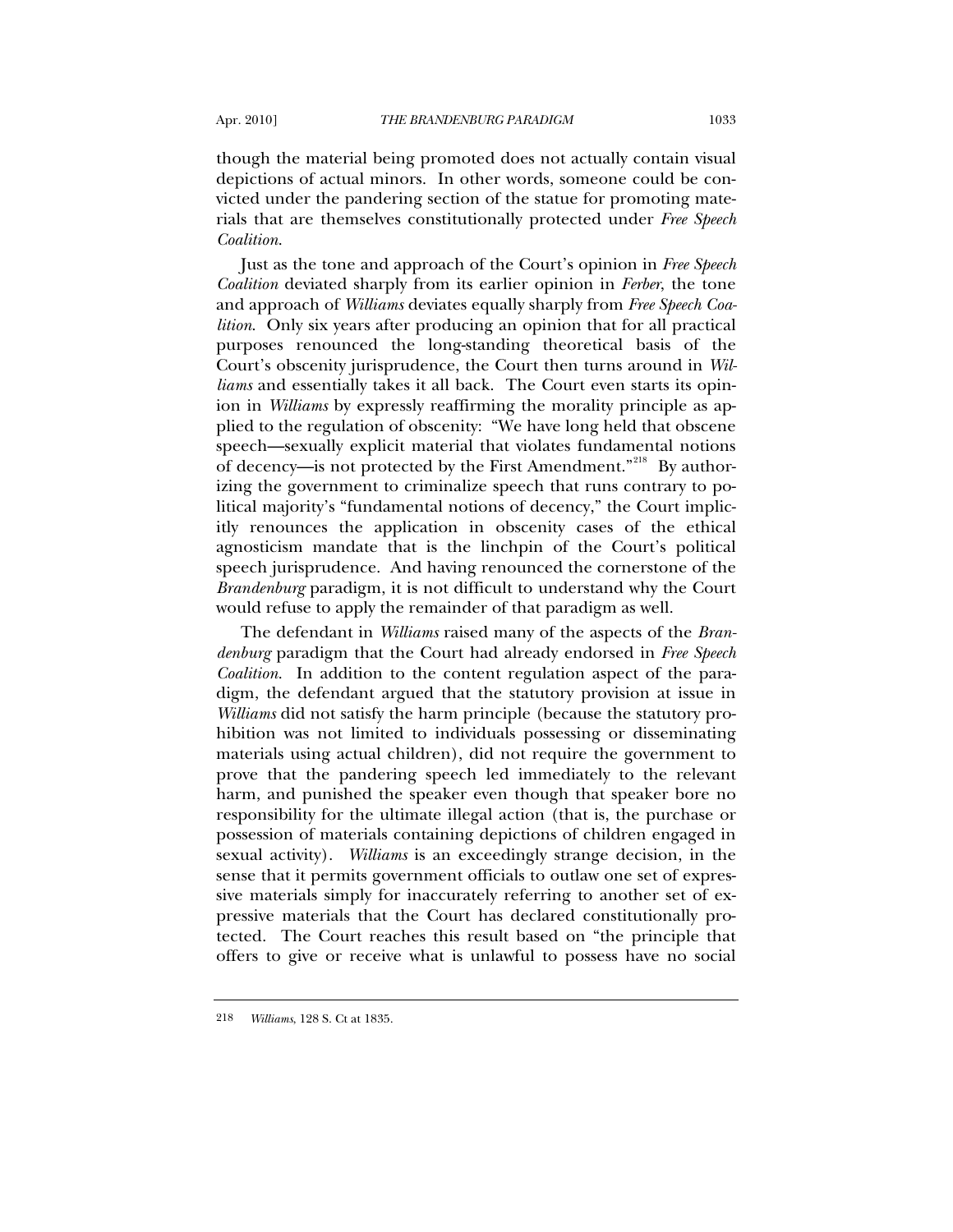though the material being promoted does not actually contain visual depictions of actual minors. In other words, someone could be convicted under the pandering section of the statue for promoting materials that are themselves constitutionally protected under *Free Speech Coalition*.

Just as the tone and approach of the Court's opinion in *Free Speech Coalition* deviated sharply from its earlier opinion in *Ferber*, the tone and approach of *Williams* deviates equally sharply from *Free Speech Coalition*. Only six years after producing an opinion that for all practical purposes renounced the long-standing theoretical basis of the Court's obscenity jurisprudence, the Court then turns around in *Williams* and essentially takes it all back. The Court even starts its opinion in *Williams* by expressly reaffirming the morality principle as applied to the regulation of obscenity: "We have long held that obscene speech—sexually explicit material that violates fundamental notions of decency—is not protected by the First Amendment."[218] By authorizing the government to criminalize speech that runs contrary to political majority's "fundamental notions of decency," the Court implicitly renounces the application in obscenity cases of the ethical agnosticism mandate that is the linchpin of the Court's political speech jurisprudence. And having renounced the cornerstone of the *Brandenburg* paradigm, it is not difficult to understand why the Court would refuse to apply the remainder of that paradigm as well.

The defendant in *Williams* raised many of the aspects of the *Brandenburg* paradigm that the Court had already endorsed in *Free Speech Coalition*. In addition to the content regulation aspect of the paradigm, the defendant argued that the statutory provision at issue in *Williams* did not satisfy the harm principle (because the statutory prohibition was not limited to individuals possessing or disseminating materials using actual children), did not require the government to prove that the pandering speech led immediately to the relevant harm, and punished the speaker even though that speaker bore no responsibility for the ultimate illegal action (that is, the purchase or possession of materials containing depictions of children engaged in sexual activity). *Williams* is an exceedingly strange decision, in the sense that it permits government officials to outlaw one set of expressive materials simply for inaccurately referring to another set of expressive materials that the Court has declared constitutionally protected. The Court reaches this result based on "the principle that offers to give or receive what is unlawful to possess have no social

---

218 *Williams*, 128 S. Ct at 1835.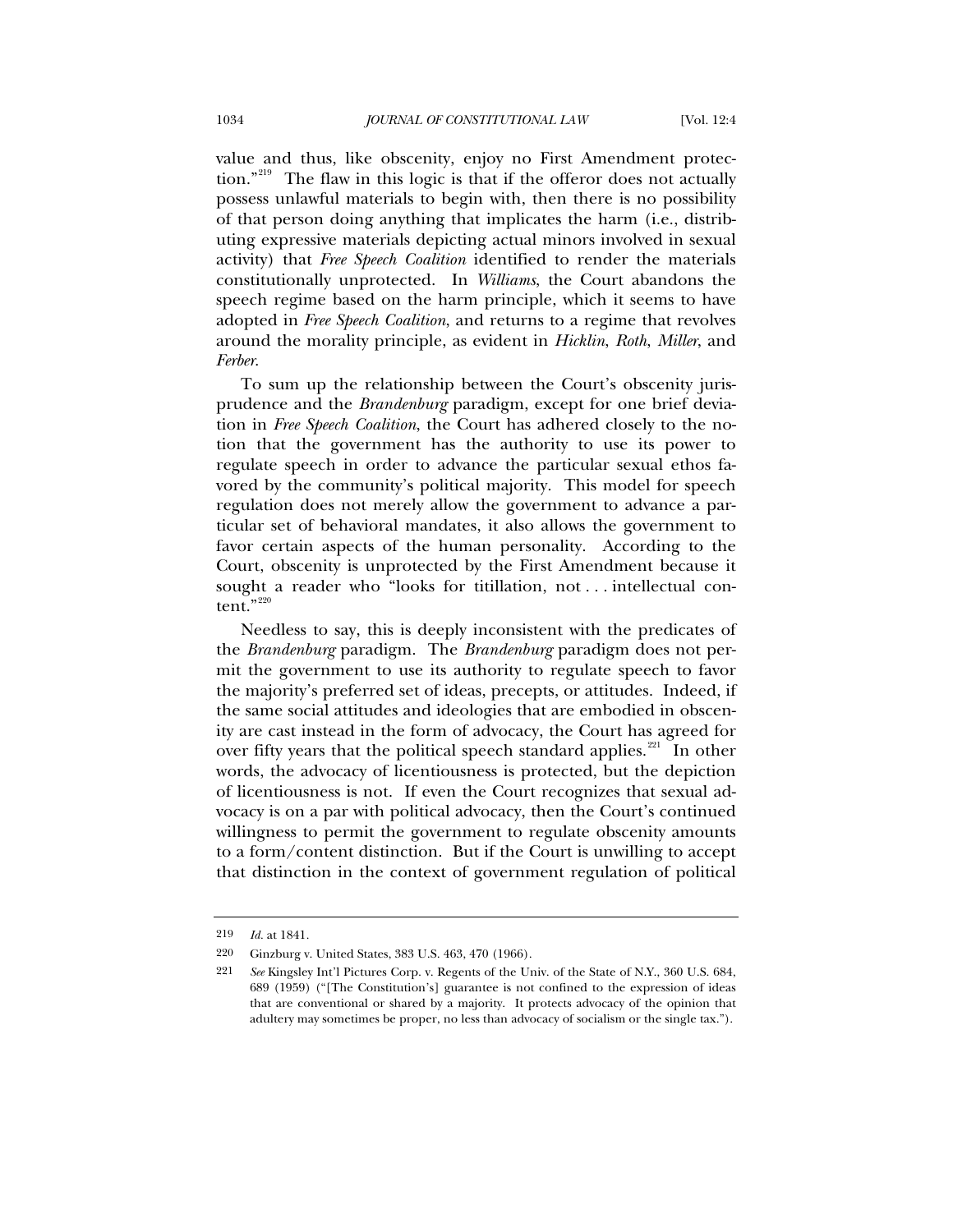value and thus, like obscenity, enjoy no First Amendment protection."[219] The flaw in this logic is that if the offeror does not actually possess unlawful materials to begin with, then there is no possibility of that person doing anything that implicates the harm (i.e., distributing expressive materials depicting actual minors involved in sexual activity) that *Free Speech Coalition* identified to render the materials constitutionally unprotected. In *Williams*, the Court abandons the speech regime based on the harm principle, which it seems to have adopted in *Free Speech Coalition*, and returns to a regime that revolves around the morality principle, as evident in *Hicklin*, *Roth*, *Miller*, and *Ferber*.

To sum up the relationship between the Court's obscenity jurisprudence and the *Brandenburg* paradigm, except for one brief deviation in *Free Speech Coalition*, the Court has adhered closely to the notion that the government has the authority to use its power to regulate speech in order to advance the particular sexual ethos favored by the community's political majority. This model for speech regulation does not merely allow the government to advance a particular set of behavioral mandates, it also allows the government to favor certain aspects of the human personality. According to the Court, obscenity is unprotected by the First Amendment because it sought a reader who "looks for titillation, not . . . intellectual content."[220]

Needless to say, this is deeply inconsistent with the predicates of the *Brandenburg* paradigm. The *Brandenburg* paradigm does not permit the government to use its authority to regulate speech to favor the majority's preferred set of ideas, precepts, or attitudes. Indeed, if the same social attitudes and ideologies that are embodied in obscenity are cast instead in the form of advocacy, the Court has agreed for over fifty years that the political speech standard applies.[221] In other words, the advocacy of licentiousness is protected, but the depiction of licentiousness is not. If even the Court recognizes that sexual advocacy is on a par with political advocacy, then the Court's continued willingness to permit the government to regulate obscenity amounts to a form/content distinction. But if the Court is unwilling to accept that distinction in the context of government regulation of political

---

219 *Id.* at 1841.

220 Ginzburg v. United States, 383 U.S. 463, 470 (1966).

221 *See* Kingsley Int'l Pictures Corp. v. Regents of the Univ. of the State of N.Y., 360 U.S. 684, 689 (1959) ("[The Constitution's] guarantee is not confined to the expression of ideas that are conventional or shared by a majority. It protects advocacy of the opinion that adultery may sometimes be proper, no less than advocacy of socialism or the single tax.").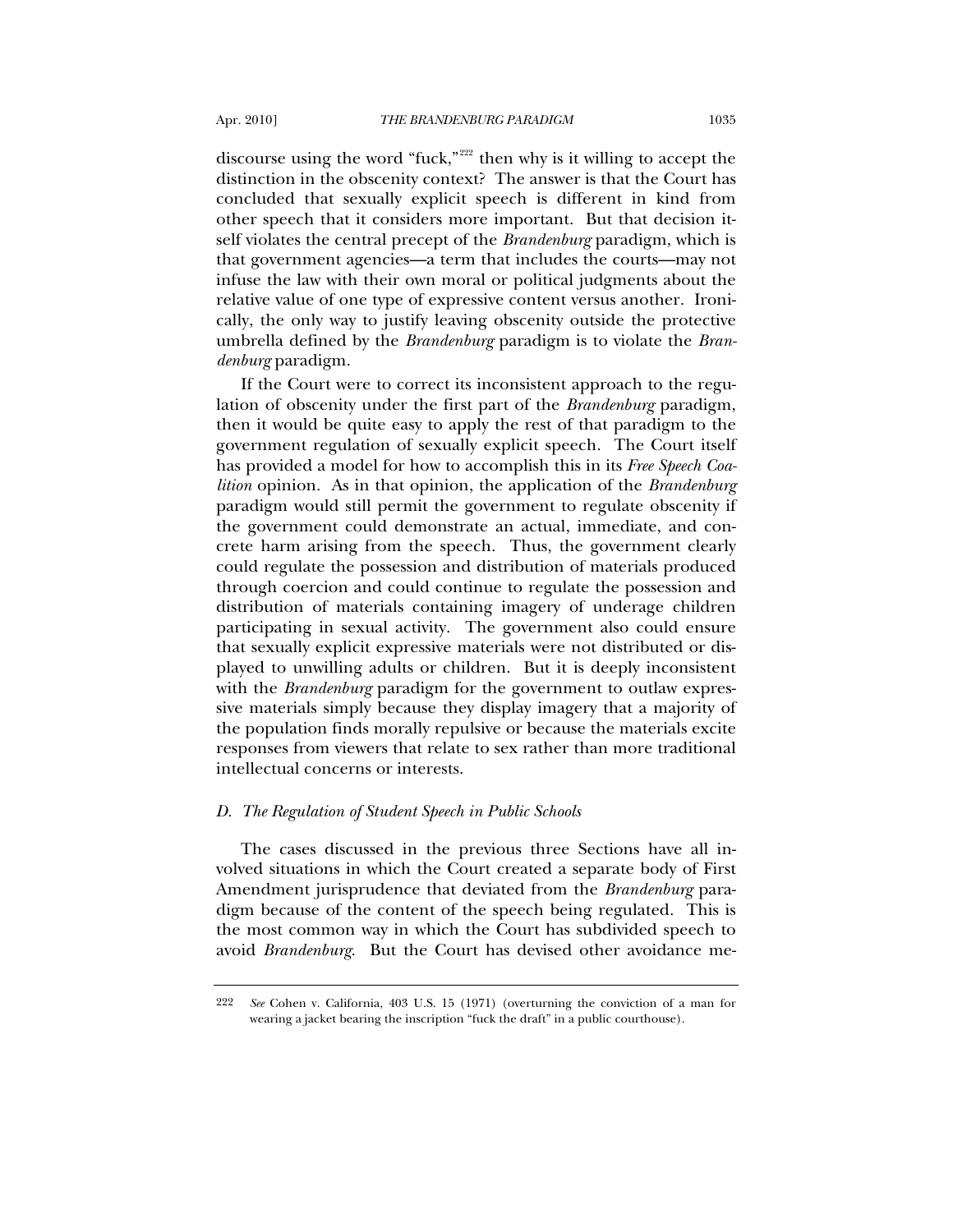discourse using the word "fuck,"[222] then why is it willing to accept the distinction in the obscenity context? The answer is that the Court has concluded that sexually explicit speech is different in kind from other speech that it considers more important. But that decision itself violates the central precept of the *Brandenburg* paradigm, which is that government agencies—a term that includes the courts—may not infuse the law with their own moral or political judgments about the relative value of one type of expressive content versus another. Ironically, the only way to justify leaving obscenity outside the protective umbrella defined by the *Brandenburg* paradigm is to violate the *Brandenburg* paradigm.

If the Court were to correct its inconsistent approach to the regulation of obscenity under the first part of the *Brandenburg* paradigm, then it would be quite easy to apply the rest of that paradigm to the government regulation of sexually explicit speech. The Court itself has provided a model for how to accomplish this in its *Free Speech Coalition* opinion. As in that opinion, the application of the *Brandenburg* paradigm would still permit the government to regulate obscenity if the government could demonstrate an actual, immediate, and concrete harm arising from the speech. Thus, the government clearly could regulate the possession and distribution of materials produced through coercion and could continue to regulate the possession and distribution of materials containing imagery of underage children participating in sexual activity. The government also could ensure that sexually explicit expressive materials were not distributed or displayed to unwilling adults or children. But it is deeply inconsistent with the *Brandenburg* paradigm for the government to outlaw expressive materials simply because they display imagery that a majority of the population finds morally repulsive or because the materials excite responses from viewers that relate to sex rather than more traditional intellectual concerns or interests.

### *D. The Regulation of Student Speech in Public Schools*

The cases discussed in the previous three Sections have all involved situations in which the Court created a separate body of First Amendment jurisprudence that deviated from the *Brandenburg* paradigm because of the content of the speech being regulated. This is the most common way in which the Court has subdivided speech to avoid *Brandenburg*. But the Court has devised other avoidance me-

---

[222] *See* Cohen v. California, 403 U.S. 15 (1971) (overturning the conviction of a man for wearing a jacket bearing the inscription "fuck the draft" in a public courthouse).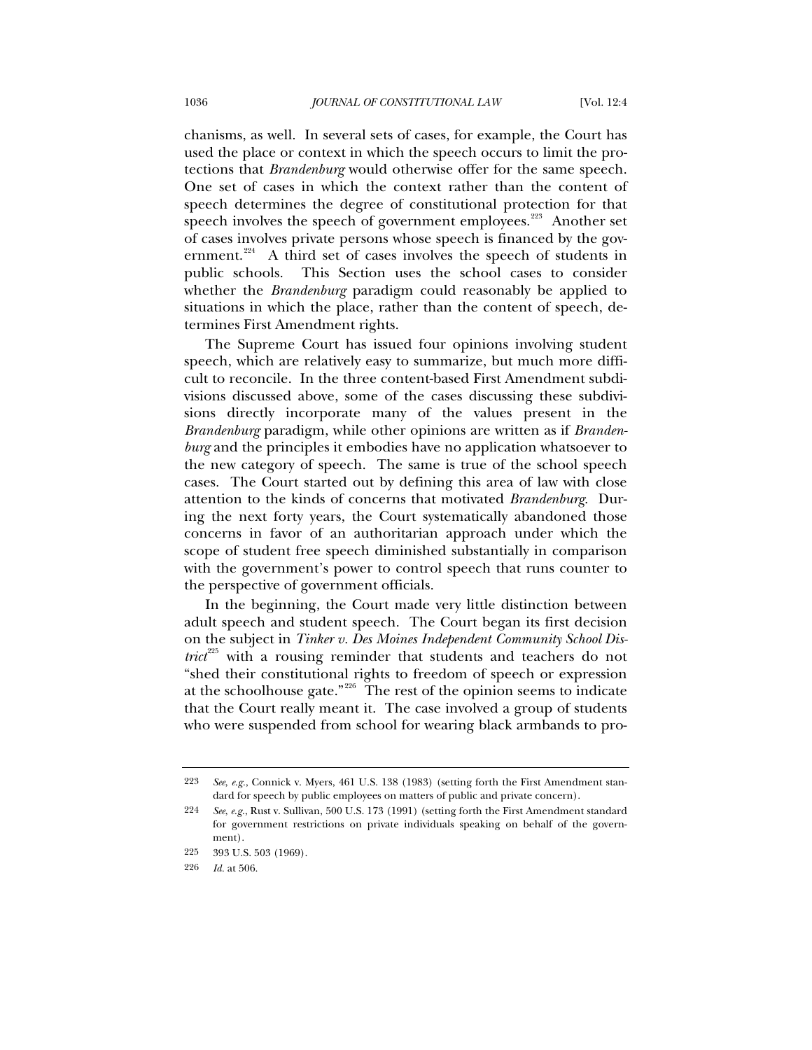chanisms, as well. In several sets of cases, for example, the Court has used the place or context in which the speech occurs to limit the protections that *Brandenburg* would otherwise offer for the same speech. One set of cases in which the context rather than the content of speech determines the degree of constitutional protection for that speech involves the speech of government employees.[223] Another set of cases involves private persons whose speech is financed by the government.[224] A third set of cases involves the speech of students in public schools. This Section uses the school cases to consider whether the *Brandenburg* paradigm could reasonably be applied to situations in which the place, rather than the content of speech, determines First Amendment rights.

The Supreme Court has issued four opinions involving student speech, which are relatively easy to summarize, but much more difficult to reconcile. In the three content-based First Amendment subdivisions discussed above, some of the cases discussing these subdivisions directly incorporate many of the values present in the *Brandenburg* paradigm, while other opinions are written as if *Brandenburg* and the principles it embodies have no application whatsoever to the new category of speech. The same is true of the school speech cases. The Court started out by defining this area of law with close attention to the kinds of concerns that motivated *Brandenburg*. During the next forty years, the Court systematically abandoned those concerns in favor of an authoritarian approach under which the scope of student free speech diminished substantially in comparison with the government's power to control speech that runs counter to the perspective of government officials.

In the beginning, the Court made very little distinction between adult speech and student speech. The Court began its first decision on the subject in *Tinker v. Des Moines Independent Community School District*[225] with a rousing reminder that students and teachers do not "shed their constitutional rights to freedom of speech or expression at the schoolhouse gate."[226] The rest of the opinion seems to indicate that the Court really meant it. The case involved a group of students who were suspended from school for wearing black armbands to pro-

---

223 *See, e.g.*, Connick v. Myers, 461 U.S. 138 (1983) (setting forth the First Amendment standard for speech by public employees on matters of public and private concern).

224 *See, e.g.*, Rust v. Sullivan, 500 U.S. 173 (1991) (setting forth the First Amendment standard for government restrictions on private individuals speaking on behalf of the government).

225 393 U.S. 503 (1969).

226 *Id.* at 506.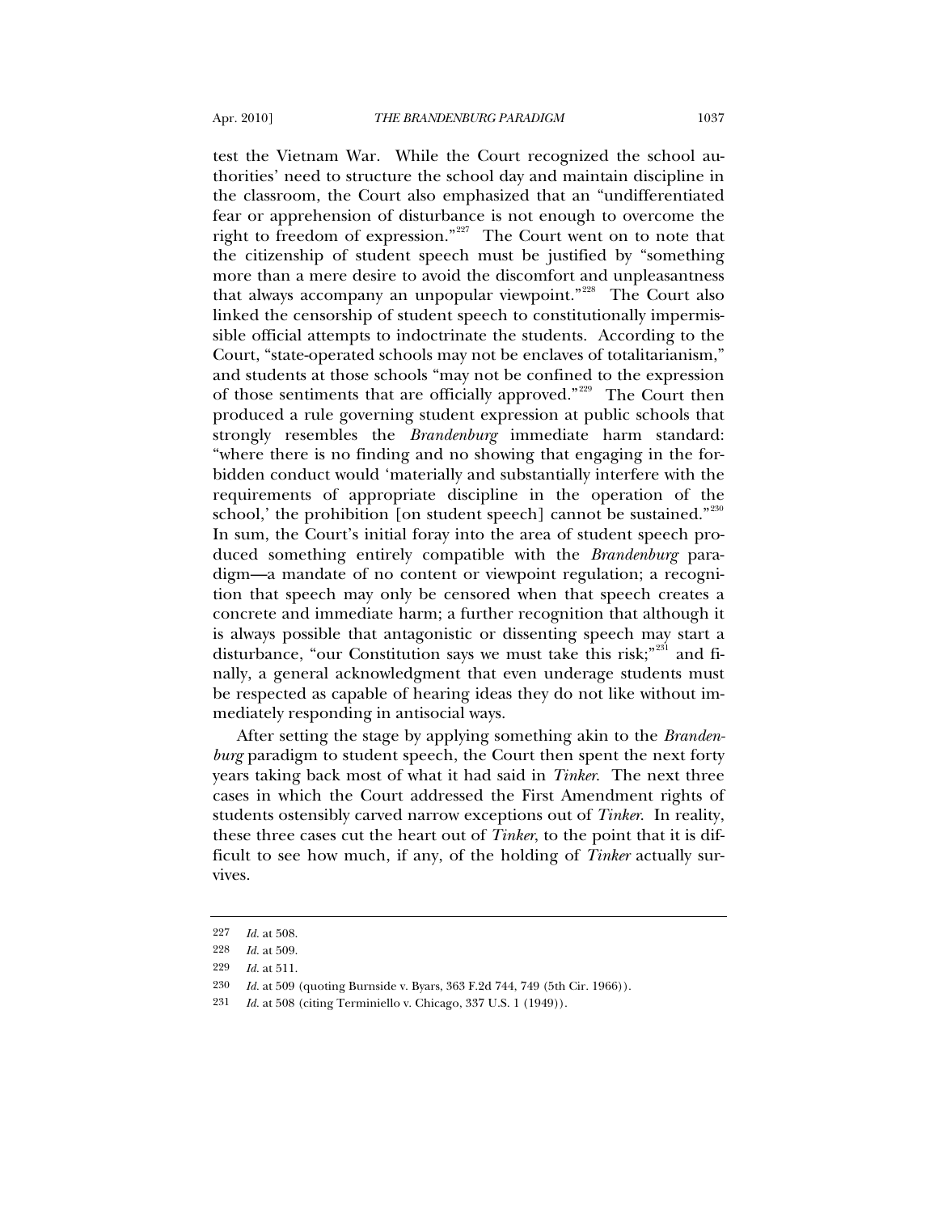test the Vietnam War. While the Court recognized the school authorities' need to structure the school day and maintain discipline in the classroom, the Court also emphasized that an "undifferentiated fear or apprehension of disturbance is not enough to overcome the right to freedom of expression."[227] The Court went on to note that the citizenship of student speech must be justified by "something more than a mere desire to avoid the discomfort and unpleasantness that always accompany an unpopular viewpoint."[228] The Court also linked the censorship of student speech to constitutionally impermissible official attempts to indoctrinate the students. According to the Court, "state-operated schools may not be enclaves of totalitarianism," and students at those schools "may not be confined to the expression of those sentiments that are officially approved."[229] The Court then produced a rule governing student expression at public schools that strongly resembles the *Brandenburg* immediate harm standard: "where there is no finding and no showing that engaging in the forbidden conduct would 'materially and substantially interfere with the requirements of appropriate discipline in the operation of the school,' the prohibition [on student speech] cannot be sustained."[230] In sum, the Court's initial foray into the area of student speech produced something entirely compatible with the *Brandenburg* paradigm—a mandate of no content or viewpoint regulation; a recognition that speech may only be censored when that speech creates a concrete and immediate harm; a further recognition that although it is always possible that antagonistic or dissenting speech may start a disturbance, "our Constitution says we must take this risk;"[231] and finally, a general acknowledgment that even underage students must be respected as capable of hearing ideas they do not like without immediately responding in antisocial ways.

After setting the stage by applying something akin to the *Brandenburg* paradigm to student speech, the Court then spent the next forty years taking back most of what it had said in *Tinker*. The next three cases in which the Court addressed the First Amendment rights of students ostensibly carved narrow exceptions out of *Tinker*. In reality, these three cases cut the heart out of *Tinker*, to the point that it is difficult to see how much, if any, of the holding of *Tinker* actually survives.

---

227 *Id.* at 508.

228 *Id.* at 509.

229 *Id.* at 511.

230 *Id.* at 509 (quoting Burnside v. Byars, 363 F.2d 744, 749 (5th Cir. 1966)).

231 *Id.* at 508 (citing Terminiello v. Chicago, 337 U.S. 1 (1949)).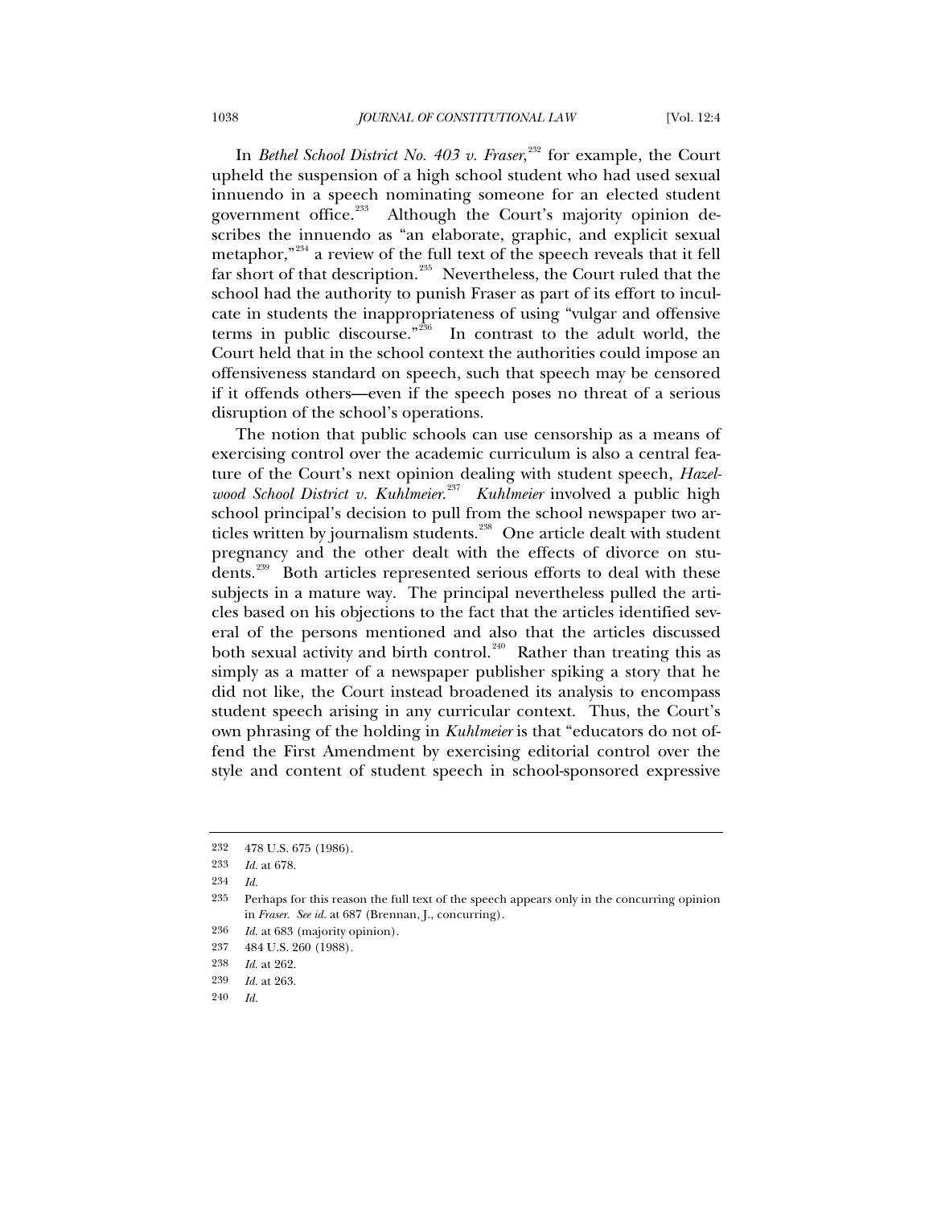In *Bethel School District No. 403 v. Fraser*,[232] for example, the Court upheld the suspension of a high school student who had used sexual innuendo in a speech nominating someone for an elected student government office.[233] Although the Court's majority opinion describes the innuendo as "an elaborate, graphic, and explicit sexual metaphor,"[234] a review of the full text of the speech reveals that it fell far short of that description.[235] Nevertheless, the Court ruled that the school had the authority to punish Fraser as part of its effort to inculcate in students the inappropriateness of using "vulgar and offensive terms in public discourse."[236] In contrast to the adult world, the Court held that in the school context the authorities could impose an offensiveness standard on speech, such that speech may be censored if it offends others—even if the speech poses no threat of a serious disruption of the school's operations.

The notion that public schools can use censorship as a means of exercising control over the academic curriculum is also a central feature of the Court's next opinion dealing with student speech, *Hazelwood School District v. Kuhlmeier*.[237] *Kuhlmeier* involved a public high school principal's decision to pull from the school newspaper two articles written by journalism students.[238] One article dealt with student pregnancy and the other dealt with the effects of divorce on students.[239] Both articles represented serious efforts to deal with these subjects in a mature way. The principal nevertheless pulled the articles based on his objections to the fact that the articles identified several of the persons mentioned and also that the articles discussed both sexual activity and birth control.[240] Rather than treating this as simply as a matter of a newspaper publisher spiking a story that he did not like, the Court instead broadened its analysis to encompass student speech arising in any curricular context. Thus, the Court's own phrasing of the holding in *Kuhlmeier* is that "educators do not offend the First Amendment by exercising editorial control over the style and content of student speech in school-sponsored expressive

---

232 478 U.S. 675 (1986).

233 *Id.* at 678.

234 *Id.*

235 Perhaps for this reason the full text of the speech appears only in the concurring opinion in *Fraser*. *See id.* at 687 (Brennan, J., concurring).

236 *Id.* at 683 (majority opinion).

237 484 U.S. 260 (1988).

238 *Id.* at 262.

239 *Id.* at 263.

240 *Id.*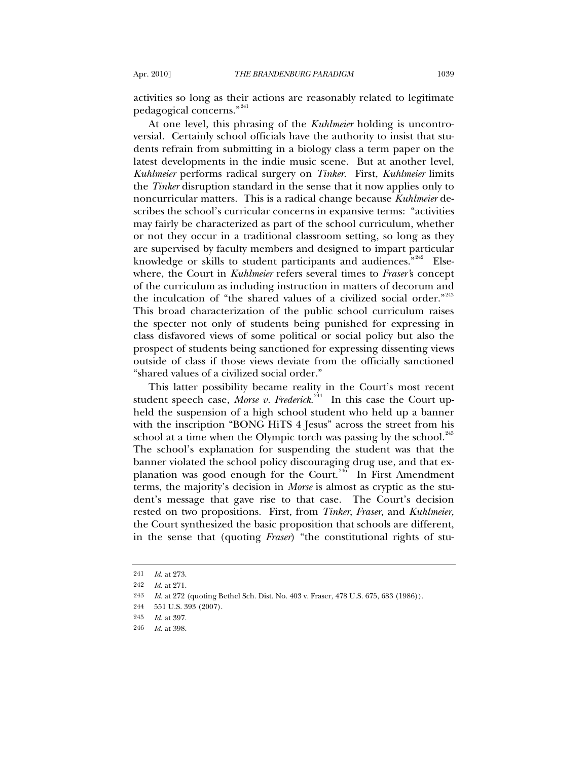activities so long as their actions are reasonably related to legitimate pedagogical concerns."[241]

At one level, this phrasing of the *Kuhlmeier* holding is uncontroversial. Certainly school officials have the authority to insist that students refrain from submitting in a biology class a term paper on the latest developments in the indie music scene. But at another level, *Kuhlmeier* performs radical surgery on *Tinker*. First, *Kuhlmeier* limits the *Tinker* disruption standard in the sense that it now applies only to noncurricular matters. This is a radical change because *Kuhlmeier* describes the school's curricular concerns in expansive terms: "activities may fairly be characterized as part of the school curriculum, whether or not they occur in a traditional classroom setting, so long as they are supervised by faculty members and designed to impart particular knowledge or skills to student participants and audiences."[242] Elsewhere, the Court in *Kuhlmeier* refers several times to *Fraser's* concept of the curriculum as including instruction in matters of decorum and the inculcation of "the shared values of a civilized social order."[243] This broad characterization of the public school curriculum raises the specter not only of students being punished for expressing in class disfavored views of some political or social policy but also the prospect of students being sanctioned for expressing dissenting views outside of class if those views deviate from the officially sanctioned "shared values of a civilized social order."

This latter possibility became reality in the Court's most recent student speech case, *Morse v. Frederick*.[244] In this case the Court upheld the suspension of a high school student who held up a banner with the inscription "BONG HiTS 4 Jesus" across the street from his school at a time when the Olympic torch was passing by the school.[245] The school's explanation for suspending the student was that the banner violated the school policy discouraging drug use, and that explanation was good enough for the Court.[246] In First Amendment terms, the majority's decision in *Morse* is almost as cryptic as the student's message that gave rise to that case. The Court's decision rested on two propositions. First, from *Tinker*, *Fraser*, and *Kuhlmeier*, the Court synthesized the basic proposition that schools are different, in the sense that (quoting *Fraser*) "the constitutional rights of stu-

---

241 *Id.* at 273.

242 *Id.* at 271.

243 *Id.* at 272 (quoting Bethel Sch. Dist. No. 403 v. Fraser, 478 U.S. 675, 683 (1986)).

244 551 U.S. 393 (2007).

245 *Id.* at 397.

246 *Id.* at 398.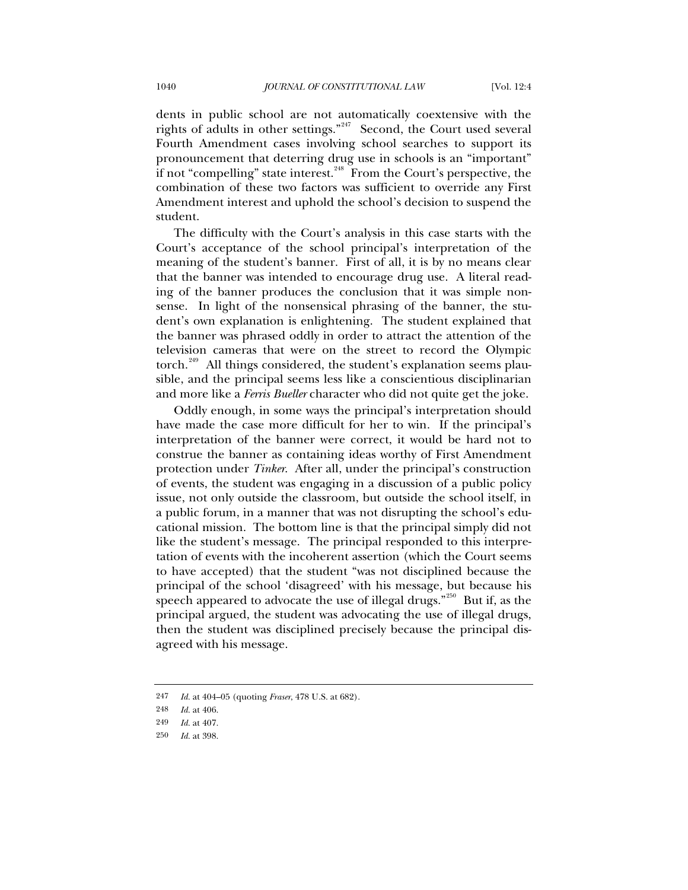dents in public school are not automatically coextensive with the rights of adults in other settings."[247] Second, the Court used several Fourth Amendment cases involving school searches to support its pronouncement that deterring drug use in schools is an "important" if not "compelling" state interest.[248] From the Court's perspective, the combination of these two factors was sufficient to override any First Amendment interest and uphold the school's decision to suspend the student.

The difficulty with the Court's analysis in this case starts with the Court's acceptance of the school principal's interpretation of the meaning of the student's banner. First of all, it is by no means clear that the banner was intended to encourage drug use. A literal reading of the banner produces the conclusion that it was simple nonsense. In light of the nonsensical phrasing of the banner, the student's own explanation is enlightening. The student explained that the banner was phrased oddly in order to attract the attention of the television cameras that were on the street to record the Olympic torch.[249] All things considered, the student's explanation seems plausible, and the principal seems less like a conscientious disciplinarian and more like a *Ferris Bueller* character who did not quite get the joke.

Oddly enough, in some ways the principal's interpretation should have made the case more difficult for her to win. If the principal's interpretation of the banner were correct, it would be hard not to construe the banner as containing ideas worthy of First Amendment protection under *Tinker*. After all, under the principal's construction of events, the student was engaging in a discussion of a public policy issue, not only outside the classroom, but outside the school itself, in a public forum, in a manner that was not disrupting the school's educational mission. The bottom line is that the principal simply did not like the student's message. The principal responded to this interpretation of events with the incoherent assertion (which the Court seems to have accepted) that the student "was not disciplined because the principal of the school 'disagreed' with his message, but because his speech appeared to advocate the use of illegal drugs."[250] But if, as the principal argued, the student was advocating the use of illegal drugs, then the student was disciplined precisely because the principal disagreed with his message.

---

247 *Id.* at 404–05 (quoting *Fraser*, 478 U.S. at 682).

248 *Id.* at 406.

249 *Id.* at 407.

250 *Id.* at 398.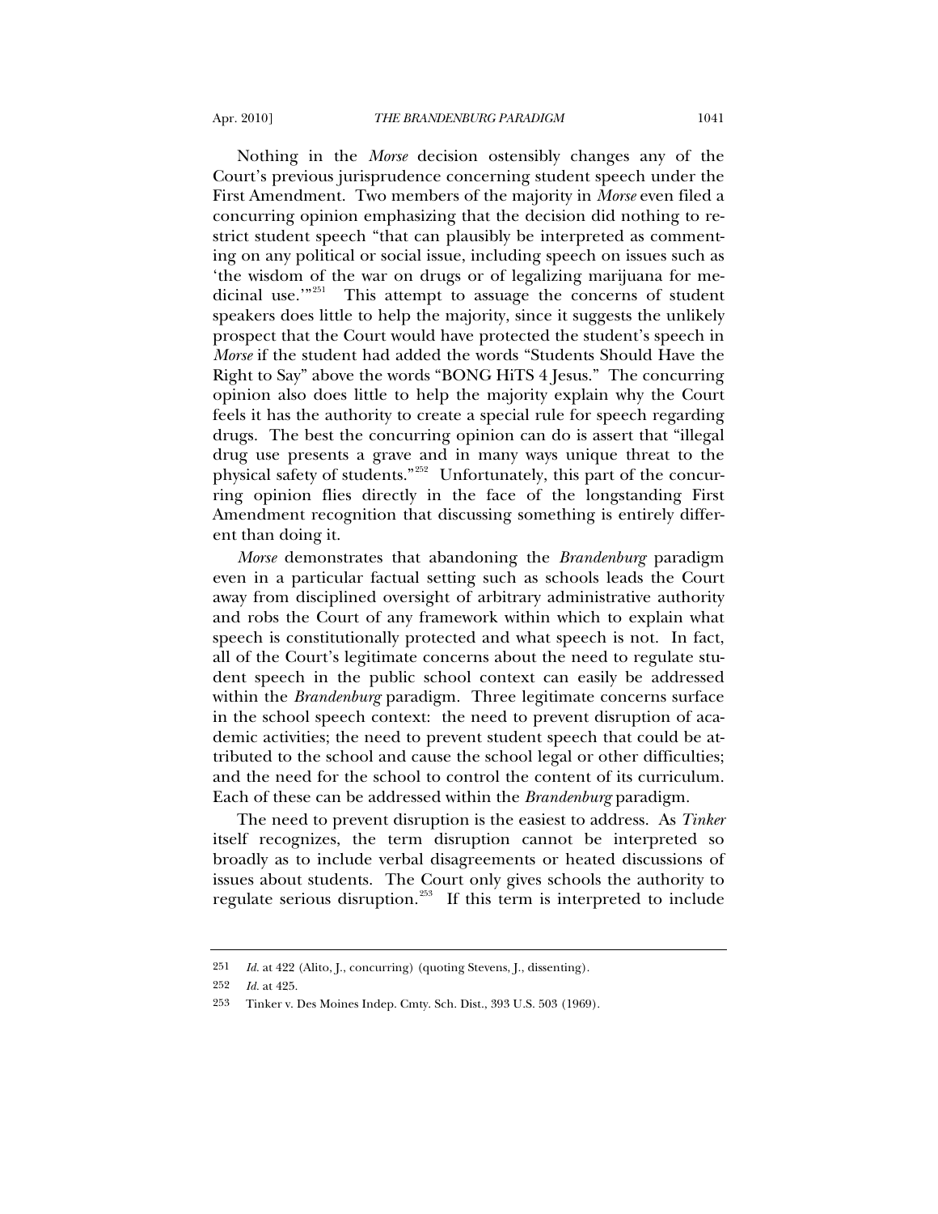Nothing in the *Morse* decision ostensibly changes any of the Court's previous jurisprudence concerning student speech under the First Amendment. Two members of the majority in *Morse* even filed a concurring opinion emphasizing that the decision did nothing to restrict student speech "that can plausibly be interpreted as commenting on any political or social issue, including speech on issues such as 'the wisdom of the war on drugs or of legalizing marijuana for medicinal use.'"[251] This attempt to assuage the concerns of student speakers does little to help the majority, since it suggests the unlikely prospect that the Court would have protected the student's speech in *Morse* if the student had added the words "Students Should Have the Right to Say" above the words "BONG HiTS 4 Jesus." The concurring opinion also does little to help the majority explain why the Court feels it has the authority to create a special rule for speech regarding drugs. The best the concurring opinion can do is assert that "illegal drug use presents a grave and in many ways unique threat to the physical safety of students."[252] Unfortunately, this part of the concurring opinion flies directly in the face of the longstanding First Amendment recognition that discussing something is entirely different than doing it.

*Morse* demonstrates that abandoning the *Brandenburg* paradigm even in a particular factual setting such as schools leads the Court away from disciplined oversight of arbitrary administrative authority and robs the Court of any framework within which to explain what speech is constitutionally protected and what speech is not. In fact, all of the Court's legitimate concerns about the need to regulate student speech in the public school context can easily be addressed within the *Brandenburg* paradigm. Three legitimate concerns surface in the school speech context: the need to prevent disruption of academic activities; the need to prevent student speech that could be attributed to the school and cause the school legal or other difficulties; and the need for the school to control the content of its curriculum. Each of these can be addressed within the *Brandenburg* paradigm.

The need to prevent disruption is the easiest to address. As *Tinker* itself recognizes, the term disruption cannot be interpreted so broadly as to include verbal disagreements or heated discussions of issues about students. The Court only gives schools the authority to regulate serious disruption.[253] If this term is interpreted to include

---

251 *Id.* at 422 (Alito, J., concurring) (quoting Stevens, J., dissenting).

252 *Id.* at 425.

253 Tinker v. Des Moines Indep. Cmty. Sch. Dist., 393 U.S. 503 (1969).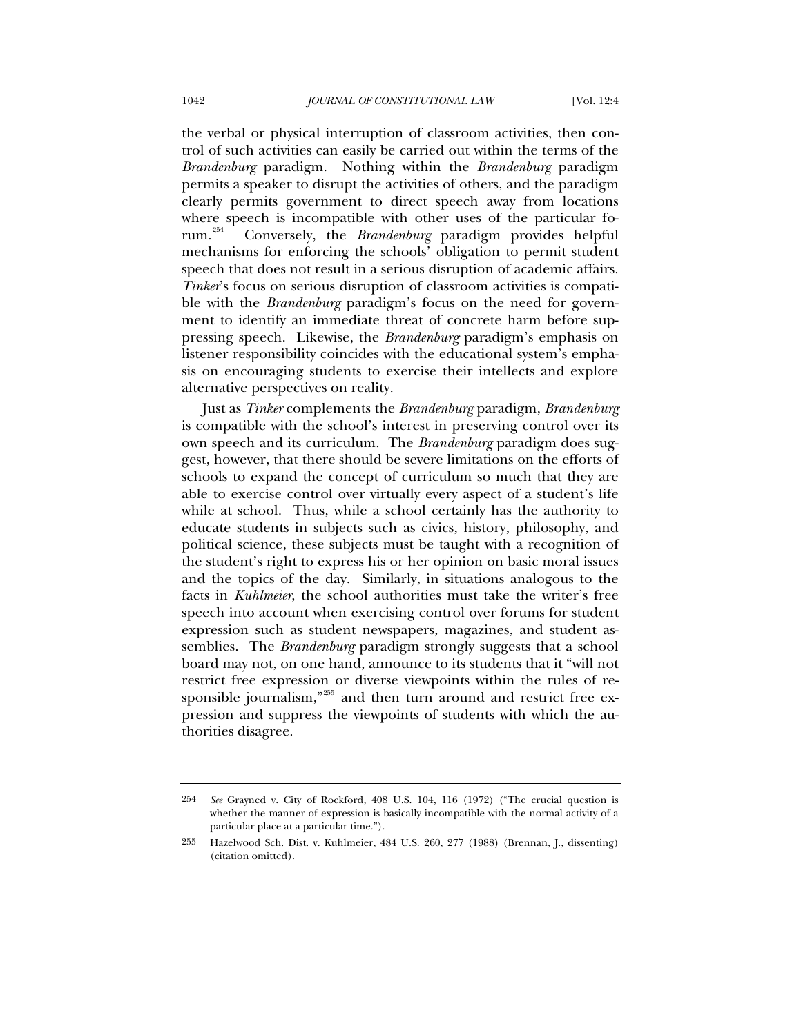the verbal or physical interruption of classroom activities, then control of such activities can easily be carried out within the terms of the *Brandenburg* paradigm. Nothing within the *Brandenburg* paradigm permits a speaker to disrupt the activities of others, and the paradigm clearly permits government to direct speech away from locations where speech is incompatible with other uses of the particular forum.[254] Conversely, the *Brandenburg* paradigm provides helpful mechanisms for enforcing the schools' obligation to permit student speech that does not result in a serious disruption of academic affairs. *Tinker*'s focus on serious disruption of classroom activities is compatible with the *Brandenburg* paradigm's focus on the need for government to identify an immediate threat of concrete harm before suppressing speech. Likewise, the *Brandenburg* paradigm's emphasis on listener responsibility coincides with the educational system's emphasis on encouraging students to exercise their intellects and explore alternative perspectives on reality.

Just as *Tinker* complements the *Brandenburg* paradigm, *Brandenburg* is compatible with the school's interest in preserving control over its own speech and its curriculum. The *Brandenburg* paradigm does suggest, however, that there should be severe limitations on the efforts of schools to expand the concept of curriculum so much that they are able to exercise control over virtually every aspect of a student's life while at school. Thus, while a school certainly has the authority to educate students in subjects such as civics, history, philosophy, and political science, these subjects must be taught with a recognition of the student's right to express his or her opinion on basic moral issues and the topics of the day. Similarly, in situations analogous to the facts in *Kuhlmeier*, the school authorities must take the writer's free speech into account when exercising control over forums for student expression such as student newspapers, magazines, and student assemblies. The *Brandenburg* paradigm strongly suggests that a school board may not, on one hand, announce to its students that it "will not restrict free expression or diverse viewpoints within the rules of responsible journalism,"[255] and then turn around and restrict free expression and suppress the viewpoints of students with which the authorities disagree.

---

254 *See* Grayned v. City of Rockford, 408 U.S. 104, 116 (1972) ("The crucial question is whether the manner of expression is basically incompatible with the normal activity of a particular place at a particular time.").

255 Hazelwood Sch. Dist. v. Kuhlmeier, 484 U.S. 260, 277 (1988) (Brennan, J., dissenting) (citation omitted).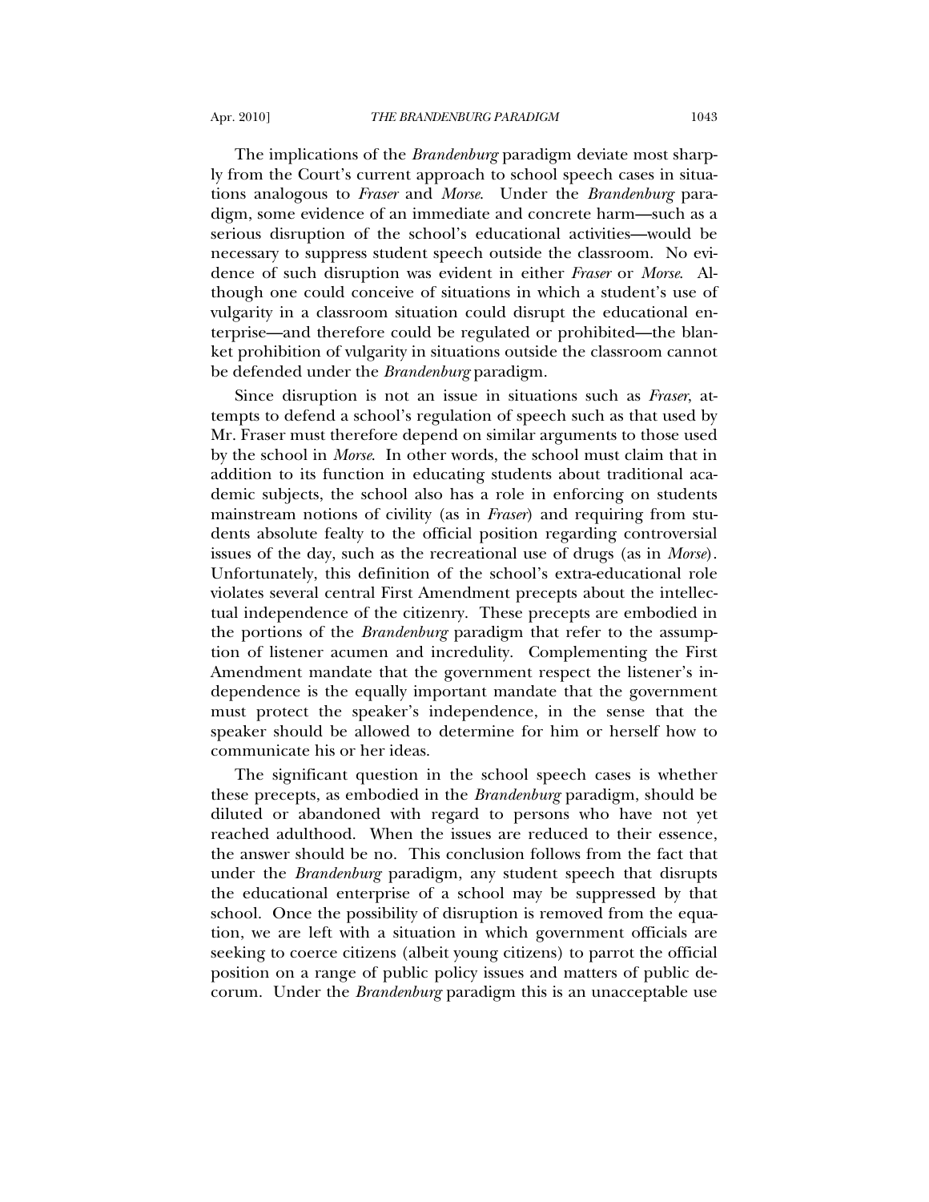The implications of the *Brandenburg* paradigm deviate most sharply from the Court's current approach to school speech cases in situations analogous to *Fraser* and *Morse*. Under the *Brandenburg* paradigm, some evidence of an immediate and concrete harm—such as a serious disruption of the school's educational activities—would be necessary to suppress student speech outside the classroom. No evidence of such disruption was evident in either *Fraser* or *Morse*. Although one could conceive of situations in which a student's use of vulgarity in a classroom situation could disrupt the educational enterprise—and therefore could be regulated or prohibited—the blanket prohibition of vulgarity in situations outside the classroom cannot be defended under the *Brandenburg* paradigm.

Since disruption is not an issue in situations such as *Fraser*, attempts to defend a school's regulation of speech such as that used by Mr. Fraser must therefore depend on similar arguments to those used by the school in *Morse*. In other words, the school must claim that in addition to its function in educating students about traditional academic subjects, the school also has a role in enforcing on students mainstream notions of civility (as in *Fraser*) and requiring from students absolute fealty to the official position regarding controversial issues of the day, such as the recreational use of drugs (as in *Morse*). Unfortunately, this definition of the school's extra-educational role violates several central First Amendment precepts about the intellectual independence of the citizenry. These precepts are embodied in the portions of the *Brandenburg* paradigm that refer to the assumption of listener acumen and incredulity. Complementing the First Amendment mandate that the government respect the listener's independence is the equally important mandate that the government must protect the speaker's independence, in the sense that the speaker should be allowed to determine for him or herself how to communicate his or her ideas.

The significant question in the school speech cases is whether these precepts, as embodied in the *Brandenburg* paradigm, should be diluted or abandoned with regard to persons who have not yet reached adulthood. When the issues are reduced to their essence, the answer should be no. This conclusion follows from the fact that under the *Brandenburg* paradigm, any student speech that disrupts the educational enterprise of a school may be suppressed by that school. Once the possibility of disruption is removed from the equation, we are left with a situation in which government officials are seeking to coerce citizens (albeit young citizens) to parrot the official position on a range of public policy issues and matters of public decorum. Under the *Brandenburg* paradigm this is an unacceptable use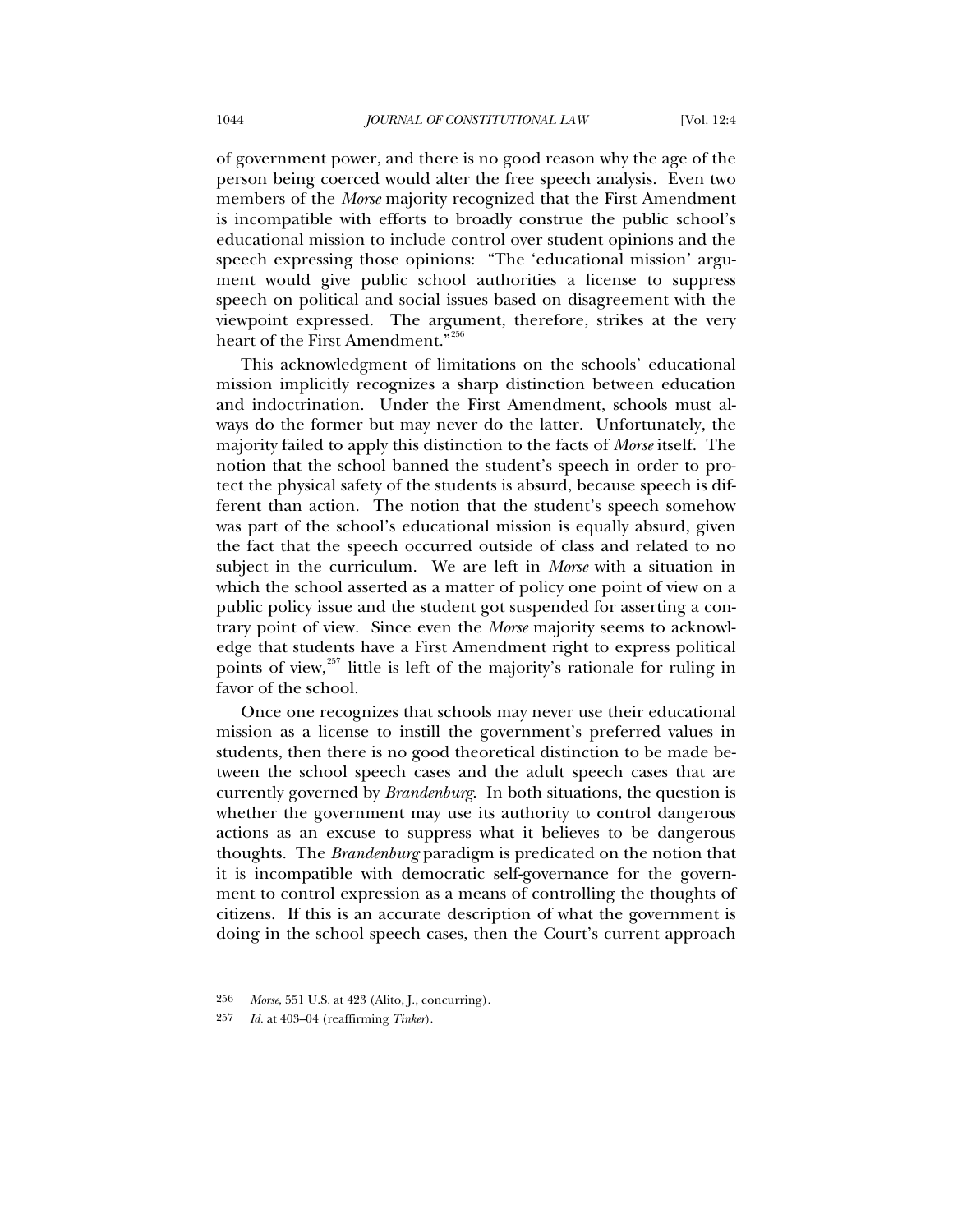of government power, and there is no good reason why the age of the person being coerced would alter the free speech analysis. Even two members of the *Morse* majority recognized that the First Amendment is incompatible with efforts to broadly construe the public school's educational mission to include control over student opinions and the speech expressing those opinions: "The 'educational mission' argument would give public school authorities a license to suppress speech on political and social issues based on disagreement with the viewpoint expressed. The argument, therefore, strikes at the very heart of the First Amendment."[256]

This acknowledgment of limitations on the schools' educational mission implicitly recognizes a sharp distinction between education and indoctrination. Under the First Amendment, schools must always do the former but may never do the latter. Unfortunately, the majority failed to apply this distinction to the facts of *Morse* itself. The notion that the school banned the student's speech in order to protect the physical safety of the students is absurd, because speech is different than action. The notion that the student's speech somehow was part of the school's educational mission is equally absurd, given the fact that the speech occurred outside of class and related to no subject in the curriculum. We are left in *Morse* with a situation in which the school asserted as a matter of policy one point of view on a public policy issue and the student got suspended for asserting a contrary point of view. Since even the *Morse* majority seems to acknowledge that students have a First Amendment right to express political points of view,[257] little is left of the majority's rationale for ruling in favor of the school.

Once one recognizes that schools may never use their educational mission as a license to instill the government's preferred values in students, then there is no good theoretical distinction to be made between the school speech cases and the adult speech cases that are currently governed by *Brandenburg*. In both situations, the question is whether the government may use its authority to control dangerous actions as an excuse to suppress what it believes to be dangerous thoughts. The *Brandenburg* paradigm is predicated on the notion that it is incompatible with democratic self-governance for the government to control expression as a means of controlling the thoughts of citizens. If this is an accurate description of what the government is doing in the school speech cases, then the Court's current approach

---

256 *Morse*, 551 U.S. at 423 (Alito, J., concurring).

257 *Id.* at 403–04 (reaffirming *Tinker*).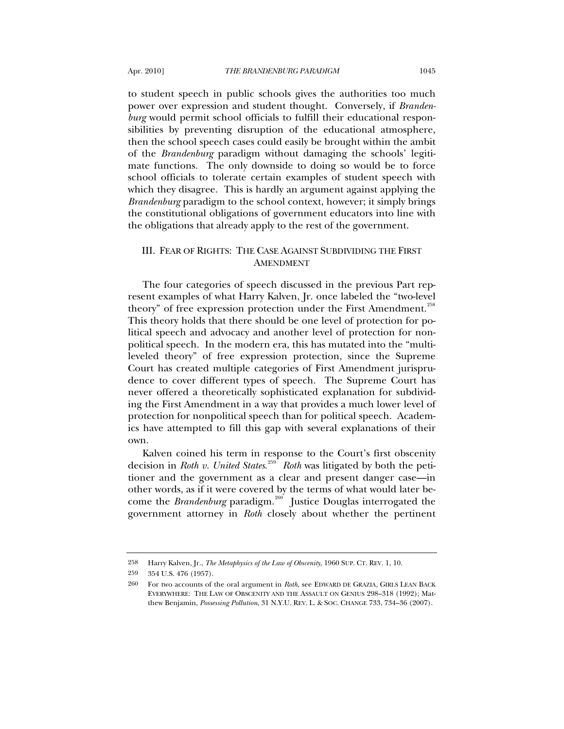to student speech in public schools gives the authorities too much power over expression and student thought. Conversely, if *Brandenburg* would permit school officials to fulfill their educational responsibilities by preventing disruption of the educational atmosphere, then the school speech cases could easily be brought within the ambit of the *Brandenburg* paradigm without damaging the schools' legitimate functions. The only downside to doing so would be to force school officials to tolerate certain examples of student speech with which they disagree. This is hardly an argument against applying the *Brandenburg* paradigm to the school context, however; it simply brings the constitutional obligations of government educators into line with the obligations that already apply to the rest of the government.

## III. FEAR OF RIGHTS: THE CASE AGAINST SUBDIVIDING THE FIRST AMENDMENT

The four categories of speech discussed in the previous Part represent examples of what Harry Kalven, Jr. once labeled the "two-level theory" of free expression protection under the First Amendment.[258] This theory holds that there should be one level of protection for political speech and advocacy and another level of protection for nonpolitical speech. In the modern era, this has mutated into the "multileveled theory" of free expression protection, since the Supreme Court has created multiple categories of First Amendment jurisprudence to cover different types of speech. The Supreme Court has never offered a theoretically sophisticated explanation for subdividing the First Amendment in a way that provides a much lower level of protection for nonpolitical speech than for political speech. Academics have attempted to fill this gap with several explanations of their own.

Kalven coined his term in response to the Court's first obscenity decision in *Roth v. United States*.[259] *Roth* was litigated by both the petitioner and the government as a clear and present danger case—in other words, as if it were covered by the terms of what would later become the *Brandenburg* paradigm.[260] Justice Douglas interrogated the government attorney in *Roth* closely about whether the pertinent

---

258 Harry Kalven, Jr., *The Metaphysics of the Law of Obscenity*, 1960 SUP. CT. REV. 1, 10.

259 354 U.S. 476 (1957).

260 For two accounts of the oral argument in *Roth*, see EDWARD DE GRAZIA, GIRLS LEAN BACK EVERYWHERE: THE LAW OF OBSCENITY AND THE ASSAULT ON GENIUS 298–318 (1992); Matthew Benjamin, *Possessing Pollution*, 31 N.Y.U. REV. L. & SOC. CHANGE 733, 734–36 (2007).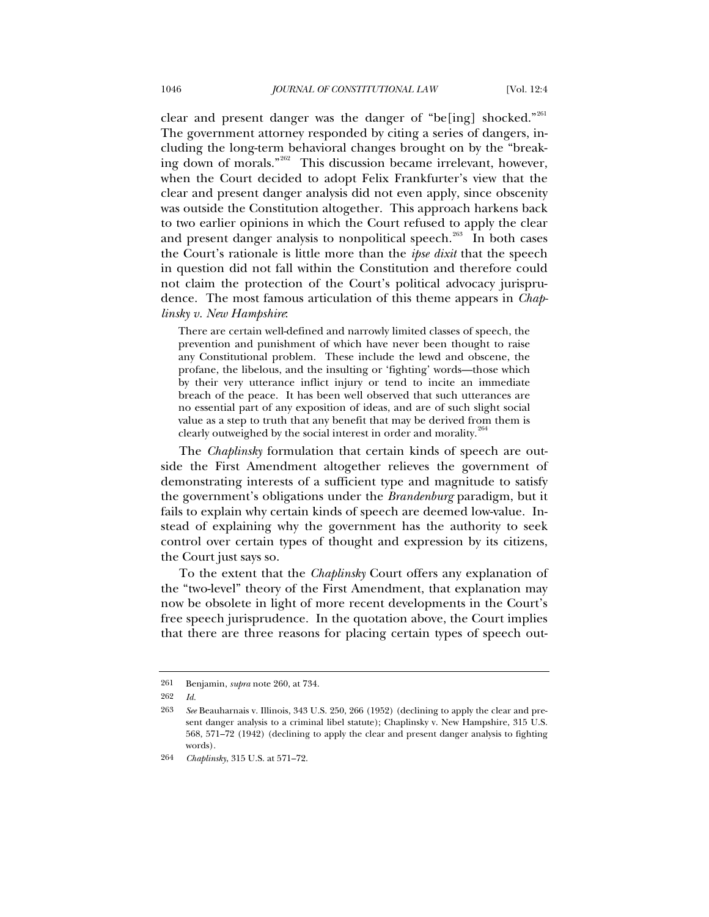clear and present danger was the danger of "be[ing] shocked."[261] The government attorney responded by citing a series of dangers, including the long-term behavioral changes brought on by the "breaking down of morals."[262] This discussion became irrelevant, however, when the Court decided to adopt Felix Frankfurter's view that the clear and present danger analysis did not even apply, since obscenity was outside the Constitution altogether. This approach harkens back to two earlier opinions in which the Court refused to apply the clear and present danger analysis to nonpolitical speech.[263] In both cases the Court's rationale is little more than the *ipse dixit* that the speech in question did not fall within the Constitution and therefore could not claim the protection of the Court's political advocacy jurisprudence. The most famous articulation of this theme appears in *Chaplinsky v. New Hampshire*:

> There are certain well-defined and narrowly limited classes of speech, the prevention and punishment of which have never been thought to raise any Constitutional problem. These include the lewd and obscene, the profane, the libelous, and the insulting or 'fighting' words—those which by their very utterance inflict injury or tend to incite an immediate breach of the peace. It has been well observed that such utterances are no essential part of any exposition of ideas, and are of such slight social value as a step to truth that any benefit that may be derived from them is clearly outweighed by the social interest in order and morality.[264]

The *Chaplinsky* formulation that certain kinds of speech are outside the First Amendment altogether relieves the government of demonstrating interests of a sufficient type and magnitude to satisfy the government's obligations under the *Brandenburg* paradigm, but it fails to explain why certain kinds of speech are deemed low-value. Instead of explaining why the government has the authority to seek control over certain types of thought and expression by its citizens, the Court just says so.

To the extent that the *Chaplinsky* Court offers any explanation of the "two-level" theory of the First Amendment, that explanation may now be obsolete in light of more recent developments in the Court's free speech jurisprudence. In the quotation above, the Court implies that there are three reasons for placing certain types of speech out-

---

261 Benjamin, *supra* note 260, at 734.

262 *Id.*

263 *See* Beauharnais v. Illinois, 343 U.S. 250, 266 (1952) (declining to apply the clear and present danger analysis to a criminal libel statute); Chaplinsky v. New Hampshire, 315 U.S. 568, 571–72 (1942) (declining to apply the clear and present danger analysis to fighting words).

264 *Chaplinsky*, 315 U.S. at 571–72.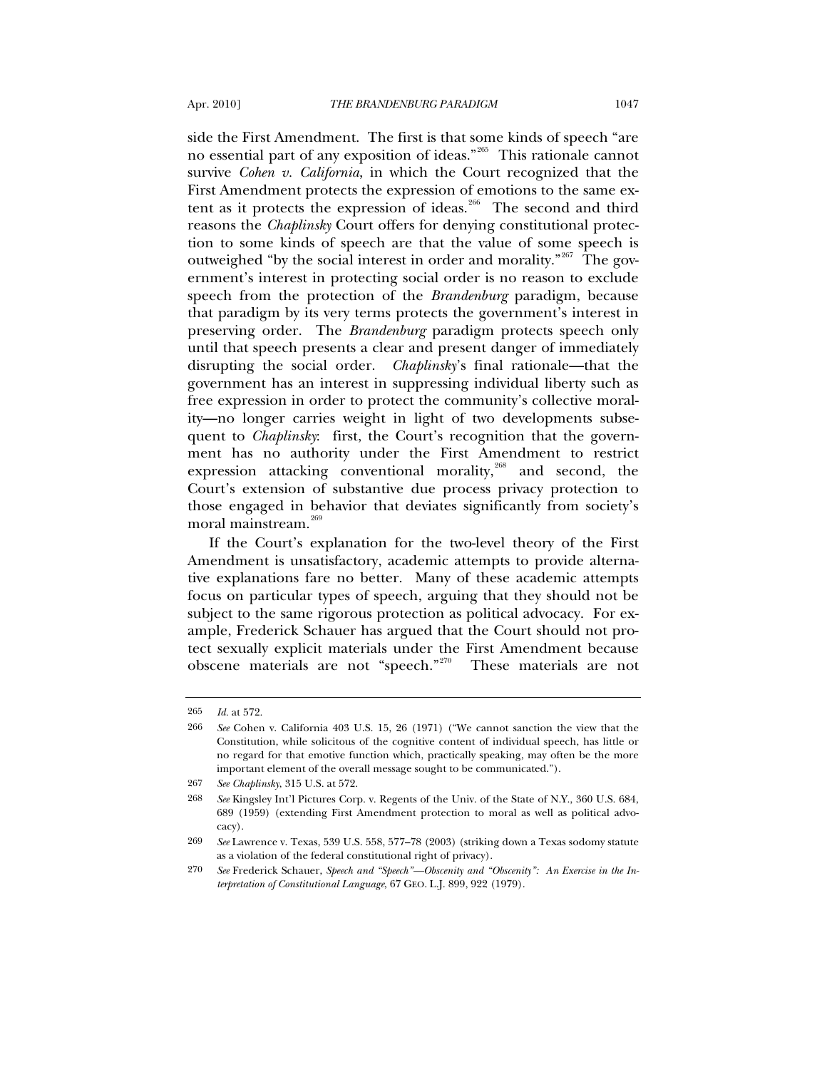side the First Amendment. The first is that some kinds of speech "are no essential part of any exposition of ideas."[265] This rationale cannot survive *Cohen v. California*, in which the Court recognized that the First Amendment protects the expression of emotions to the same extent as it protects the expression of ideas.[266] The second and third reasons the *Chaplinsky* Court offers for denying constitutional protection to some kinds of speech are that the value of some speech is outweighed "by the social interest in order and morality."[267] The government's interest in protecting social order is no reason to exclude speech from the protection of the *Brandenburg* paradigm, because that paradigm by its very terms protects the government's interest in preserving order. The *Brandenburg* paradigm protects speech only until that speech presents a clear and present danger of immediately disrupting the social order. *Chaplinsky*'s final rationale—that the government has an interest in suppressing individual liberty such as free expression in order to protect the community's collective morality—no longer carries weight in light of two developments subsequent to *Chaplinsky*: first, the Court's recognition that the government has no authority under the First Amendment to restrict expression attacking conventional morality,[268] and second, the Court's extension of substantive due process privacy protection to those engaged in behavior that deviates significantly from society's moral mainstream.[269]

If the Court's explanation for the two-level theory of the First Amendment is unsatisfactory, academic attempts to provide alternative explanations fare no better. Many of these academic attempts focus on particular types of speech, arguing that they should not be subject to the same rigorous protection as political advocacy. For example, Frederick Schauer has argued that the Court should not protect sexually explicit materials under the First Amendment because obscene materials are not "speech."[270] These materials are not

---

265 *Id.* at 572.

266 *See* Cohen v. California 403 U.S. 15, 26 (1971) ("We cannot sanction the view that the Constitution, while solicitous of the cognitive content of individual speech, has little or no regard for that emotive function which, practically speaking, may often be the more important element of the overall message sought to be communicated.").

267 *See Chaplinsky*, 315 U.S. at 572.

268 *See* Kingsley Int'l Pictures Corp. v. Regents of the Univ. of the State of N.Y., 360 U.S. 684, 689 (1959) (extending First Amendment protection to moral as well as political advocacy).

269 *See* Lawrence v. Texas, 539 U.S. 558, 577–78 (2003) (striking down a Texas sodomy statute as a violation of the federal constitutional right of privacy).

270 *See* Frederick Schauer, *Speech and "Speech"—Obscenity and "Obscenity": An Exercise in the Interpretation of Constitutional Language*, 67 GEO. L.J. 899, 922 (1979).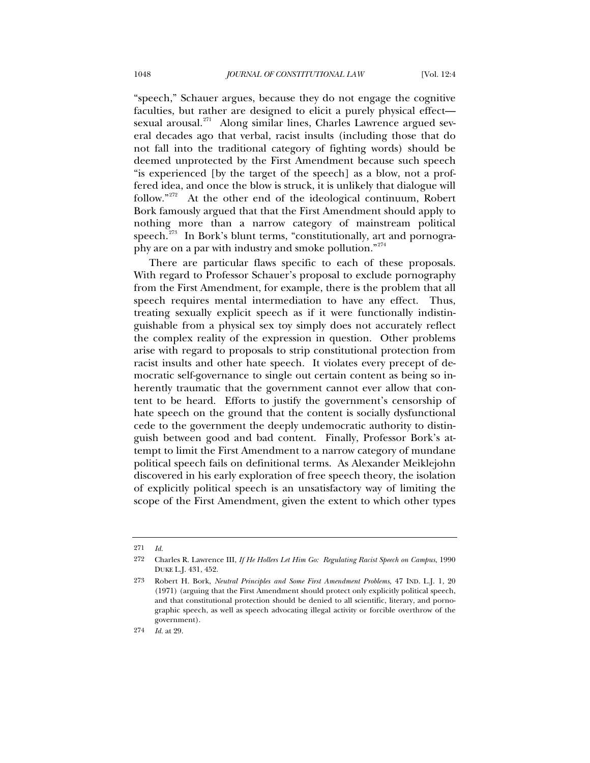"speech," Schauer argues, because they do not engage the cognitive faculties, but rather are designed to elicit a purely physical effect—sexual arousal.[271] Along similar lines, Charles Lawrence argued several decades ago that verbal, racist insults (including those that do not fall into the traditional category of fighting words) should be deemed unprotected by the First Amendment because such speech "is experienced [by the target of the speech] as a blow, not a proffered idea, and once the blow is struck, it is unlikely that dialogue will follow."[272] At the other end of the ideological continuum, Robert Bork famously argued that that the First Amendment should apply to nothing more than a narrow category of mainstream political speech.[273] In Bork's blunt terms, "constitutionally, art and pornography are on a par with industry and smoke pollution."[274]

There are particular flaws specific to each of these proposals. With regard to Professor Schauer's proposal to exclude pornography from the First Amendment, for example, there is the problem that all speech requires mental intermediation to have any effect. Thus, treating sexually explicit speech as if it were functionally indistinguishable from a physical sex toy simply does not accurately reflect the complex reality of the expression in question. Other problems arise with regard to proposals to strip constitutional protection from racist insults and other hate speech. It violates every precept of democratic self-governance to single out certain content as being so inherently traumatic that the government cannot ever allow that content to be heard. Efforts to justify the government's censorship of hate speech on the ground that the content is socially dysfunctional cede to the government the deeply undemocratic authority to distinguish between good and bad content. Finally, Professor Bork's attempt to limit the First Amendment to a narrow category of mundane political speech fails on definitional terms. As Alexander Meiklejohn discovered in his early exploration of free speech theory, the isolation of explicitly political speech is an unsatisfactory way of limiting the scope of the First Amendment, given the extent to which other types

---

271 *Id.*

272 Charles R. Lawrence III, *If He Hollers Let Him Go: Regulating Racist Speech on Campus*, 1990 DUKE L.J. 431, 452.

273 Robert H. Bork, *Neutral Principles and Some First Amendment Problems*, 47 IND. L.J. 1, 20 (1971) (arguing that the First Amendment should protect only explicitly political speech, and that constitutional protection should be denied to all scientific, literary, and pornographic speech, as well as speech advocating illegal activity or forcible overthrow of the government).

274 *Id.* at 29.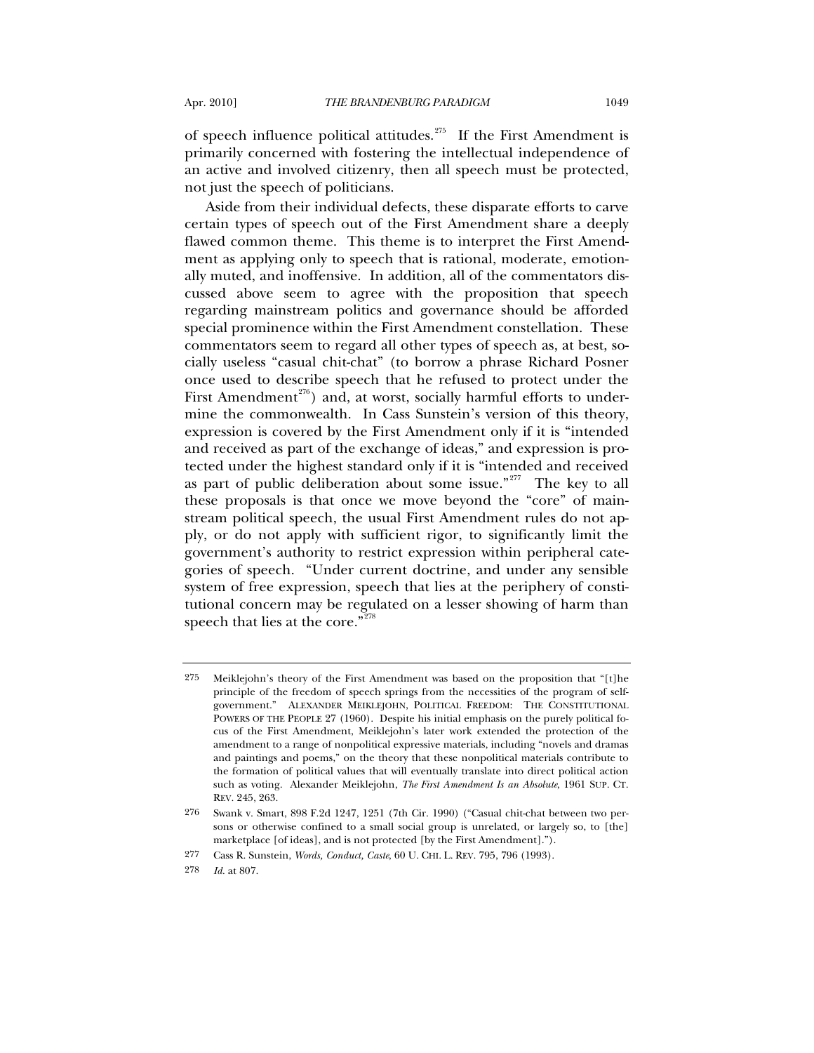of speech influence political attitudes.[275] If the First Amendment is primarily concerned with fostering the intellectual independence of an active and involved citizenry, then all speech must be protected, not just the speech of politicians.

Aside from their individual defects, these disparate efforts to carve certain types of speech out of the First Amendment share a deeply flawed common theme. This theme is to interpret the First Amendment as applying only to speech that is rational, moderate, emotionally muted, and inoffensive. In addition, all of the commentators discussed above seem to agree with the proposition that speech regarding mainstream politics and governance should be afforded special prominence within the First Amendment constellation. These commentators seem to regard all other types of speech as, at best, socially useless "casual chit-chat" (to borrow a phrase Richard Posner once used to describe speech that he refused to protect under the First Amendment[276]) and, at worst, socially harmful efforts to undermine the commonwealth. In Cass Sunstein's version of this theory, expression is covered by the First Amendment only if it is "intended and received as part of the exchange of ideas," and expression is protected under the highest standard only if it is "intended and received as part of public deliberation about some issue."[277] The key to all these proposals is that once we move beyond the "core" of mainstream political speech, the usual First Amendment rules do not apply, or do not apply with sufficient rigor, to significantly limit the government's authority to restrict expression within peripheral categories of speech. "Under current doctrine, and under any sensible system of free expression, speech that lies at the periphery of constitutional concern may be regulated on a lesser showing of harm than speech that lies at the core."[278]

---

275 Meiklejohn's theory of the First Amendment was based on the proposition that "[t]he principle of the freedom of speech springs from the necessities of the program of self-government." ALEXANDER MEIKLEJOHN, POLITICAL FREEDOM: THE CONSTITUTIONAL POWERS OF THE PEOPLE 27 (1960). Despite his initial emphasis on the purely political focus of the First Amendment, Meiklejohn's later work extended the protection of the amendment to a range of nonpolitical expressive materials, including "novels and dramas and paintings and poems," on the theory that these nonpolitical materials contribute to the formation of political values that will eventually translate into direct political action such as voting. Alexander Meiklejohn, *The First Amendment Is an Absolute*, 1961 SUP. CT. REV. 245, 263.

276 Swank v. Smart, 898 F.2d 1247, 1251 (7th Cir. 1990) ("Casual chit-chat between two persons or otherwise confined to a small social group is unrelated, or largely so, to [the] marketplace [of ideas], and is not protected [by the First Amendment].").

277 Cass R. Sunstein, *Words, Conduct, Caste*, 60 U. CHI. L. REV. 795, 796 (1993).

278 *Id.* at 807.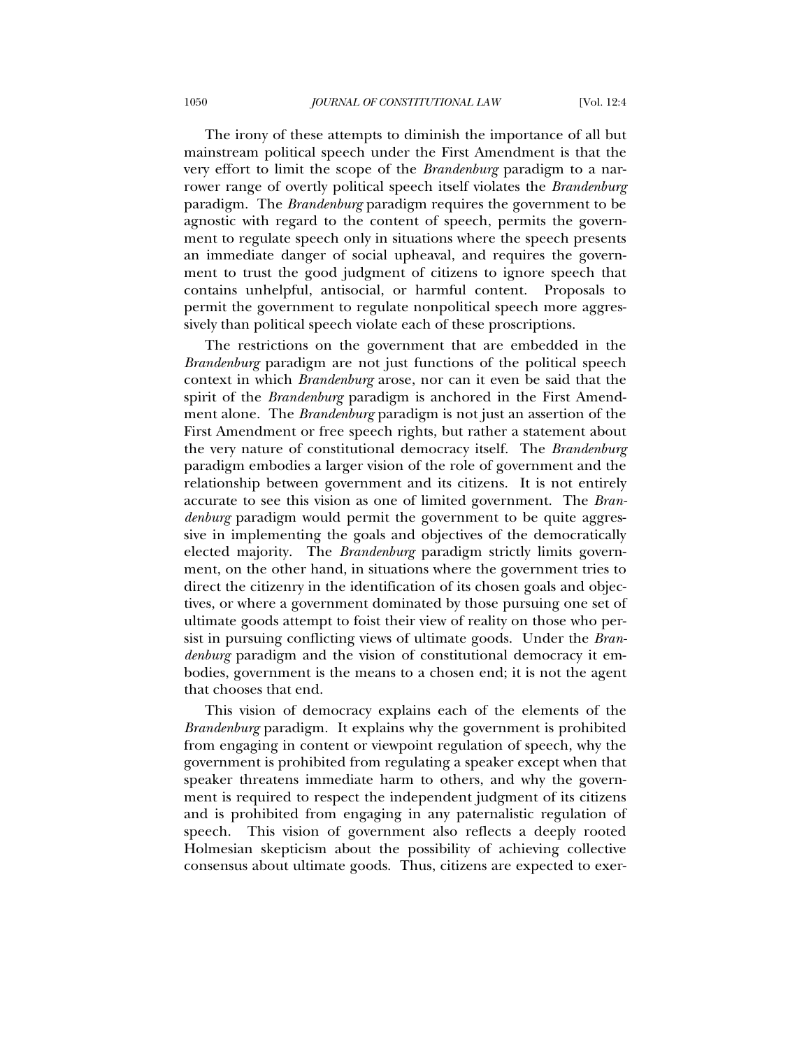The irony of these attempts to diminish the importance of all but mainstream political speech under the First Amendment is that the very effort to limit the scope of the *Brandenburg* paradigm to a narrower range of overtly political speech itself violates the *Brandenburg* paradigm. The *Brandenburg* paradigm requires the government to be agnostic with regard to the content of speech, permits the government to regulate speech only in situations where the speech presents an immediate danger of social upheaval, and requires the government to trust the good judgment of citizens to ignore speech that contains unhelpful, antisocial, or harmful content. Proposals to permit the government to regulate nonpolitical speech more aggressively than political speech violate each of these proscriptions.

The restrictions on the government that are embedded in the *Brandenburg* paradigm are not just functions of the political speech context in which *Brandenburg* arose, nor can it even be said that the spirit of the *Brandenburg* paradigm is anchored in the First Amendment alone. The *Brandenburg* paradigm is not just an assertion of the First Amendment or free speech rights, but rather a statement about the very nature of constitutional democracy itself. The *Brandenburg* paradigm embodies a larger vision of the role of government and the relationship between government and its citizens. It is not entirely accurate to see this vision as one of limited government. The *Brandenburg* paradigm would permit the government to be quite aggressive in implementing the goals and objectives of the democratically elected majority. The *Brandenburg* paradigm strictly limits government, on the other hand, in situations where the government tries to direct the citizenry in the identification of its chosen goals and objectives, or where a government dominated by those pursuing one set of ultimate goods attempt to foist their view of reality on those who persist in pursuing conflicting views of ultimate goods. Under the *Brandenburg* paradigm and the vision of constitutional democracy it embodies, government is the means to a chosen end; it is not the agent that chooses that end.

This vision of democracy explains each of the elements of the *Brandenburg* paradigm. It explains why the government is prohibited from engaging in content or viewpoint regulation of speech, why the government is prohibited from regulating a speaker except when that speaker threatens immediate harm to others, and why the government is required to respect the independent judgment of its citizens and is prohibited from engaging in any paternalistic regulation of speech. This vision of government also reflects a deeply rooted Holmesian skepticism about the possibility of achieving collective consensus about ultimate goods. Thus, citizens are expected to exer-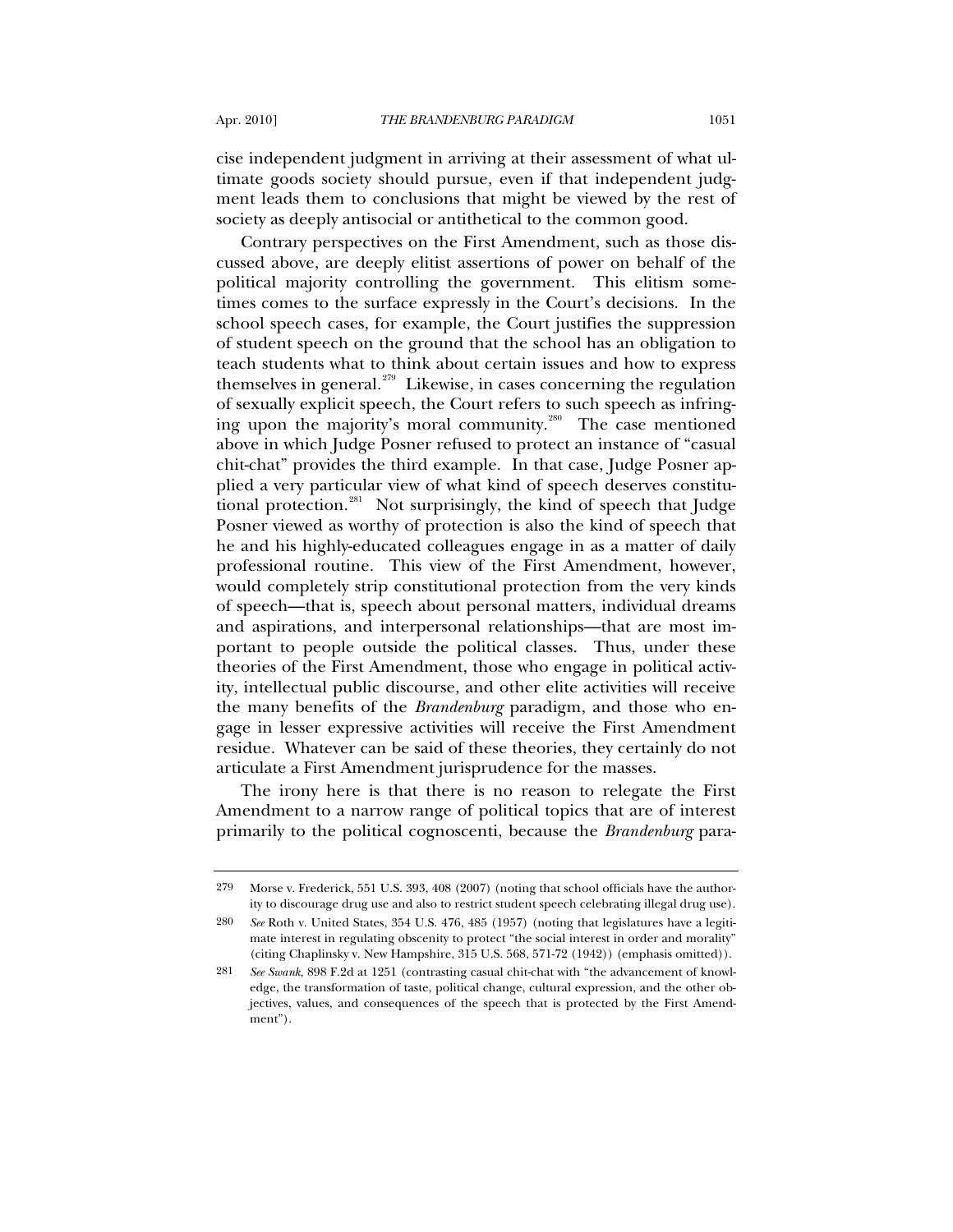cise independent judgment in arriving at their assessment of what ultimate goods society should pursue, even if that independent judgment leads them to conclusions that might be viewed by the rest of society as deeply antisocial or antithetical to the common good.

Contrary perspectives on the First Amendment, such as those discussed above, are deeply elitist assertions of power on behalf of the political majority controlling the government. This elitism sometimes comes to the surface expressly in the Court's decisions. In the school speech cases, for example, the Court justifies the suppression of student speech on the ground that the school has an obligation to teach students what to think about certain issues and how to express themselves in general.[279] Likewise, in cases concerning the regulation of sexually explicit speech, the Court refers to such speech as infringing upon the majority's moral community.[280] The case mentioned above in which Judge Posner refused to protect an instance of "casual chit-chat" provides the third example. In that case, Judge Posner applied a very particular view of what kind of speech deserves constitutional protection.[281] Not surprisingly, the kind of speech that Judge Posner viewed as worthy of protection is also the kind of speech that he and his highly-educated colleagues engage in as a matter of daily professional routine. This view of the First Amendment, however, would completely strip constitutional protection from the very kinds of speech—that is, speech about personal matters, individual dreams and aspirations, and interpersonal relationships—that are most important to people outside the political classes. Thus, under these theories of the First Amendment, those who engage in political activity, intellectual public discourse, and other elite activities will receive the many benefits of the *Brandenburg* paradigm, and those who engage in lesser expressive activities will receive the First Amendment residue. Whatever can be said of these theories, they certainly do not articulate a First Amendment jurisprudence for the masses.

The irony here is that there is no reason to relegate the First Amendment to a narrow range of political topics that are of interest primarily to the political cognoscenti, because the *Brandenburg* para-

---

279 Morse v. Frederick, 551 U.S. 393, 408 (2007) (noting that school officials have the authority to discourage drug use and also to restrict student speech celebrating illegal drug use).

280 *See* Roth v. United States, 354 U.S. 476, 485 (1957) (noting that legislatures have a legitimate interest in regulating obscenity to protect "the social interest in order and morality" (citing Chaplinsky v. New Hampshire, 315 U.S. 568, 571-72 (1942)) (emphasis omitted)).

281 *See Swank*, 898 F.2d at 1251 (contrasting casual chit-chat with "the advancement of knowledge, the transformation of taste, political change, cultural expression, and the other objectives, values, and consequences of the speech that is protected by the First Amendment").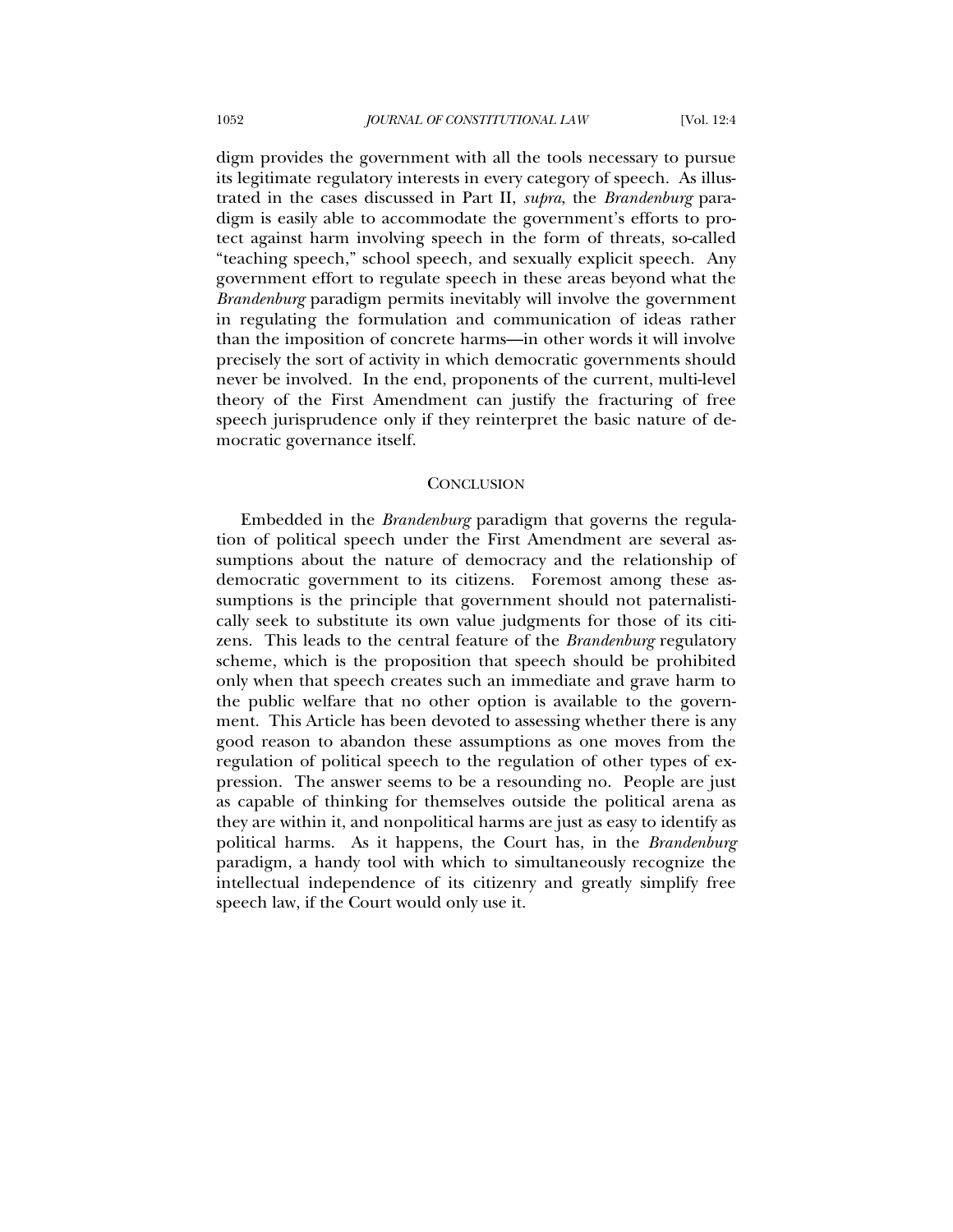digm provides the government with all the tools necessary to pursue its legitimate regulatory interests in every category of speech. As illustrated in the cases discussed in Part II, *supra*, the *Brandenburg* paradigm is easily able to accommodate the government's efforts to protect against harm involving speech in the form of threats, so-called "teaching speech," school speech, and sexually explicit speech. Any government effort to regulate speech in these areas beyond what the *Brandenburg* paradigm permits inevitably will involve the government in regulating the formulation and communication of ideas rather than the imposition of concrete harms—in other words it will involve precisely the sort of activity in which democratic governments should never be involved. In the end, proponents of the current, multi-level theory of the First Amendment can justify the fracturing of free speech jurisprudence only if they reinterpret the basic nature of democratic governance itself.

## CONCLUSION

Embedded in the *Brandenburg* paradigm that governs the regulation of political speech under the First Amendment are several assumptions about the nature of democracy and the relationship of democratic government to its citizens. Foremost among these assumptions is the principle that government should not paternalistically seek to substitute its own value judgments for those of its citizens. This leads to the central feature of the *Brandenburg* regulatory scheme, which is the proposition that speech should be prohibited only when that speech creates such an immediate and grave harm to the public welfare that no other option is available to the government. This Article has been devoted to assessing whether there is any good reason to abandon these assumptions as one moves from the regulation of political speech to the regulation of other types of expression. The answer seems to be a resounding no. People are just as capable of thinking for themselves outside the political arena as they are within it, and nonpolitical harms are just as easy to identify as political harms. As it happens, the Court has, in the *Brandenburg* paradigm, a handy tool with which to simultaneously recognize the intellectual independence of its citizenry and greatly simplify free speech law, if the Court would only use it.